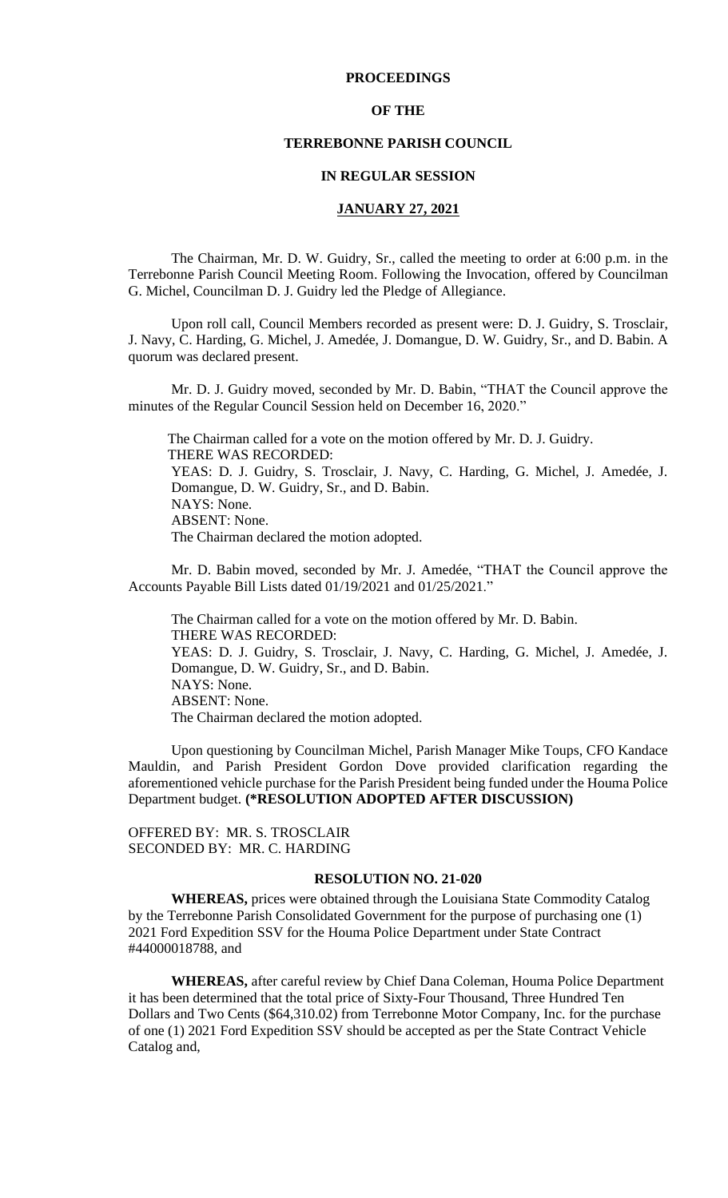**PROCEEDINGS**

**OF THE**

**TERREBONNE PARISH COUNCIL**

**IN REGULAR SESSION**

**JANUARY 27, 2021**

The Chairman, Mr. D. W. Guidry, Sr., called the meeting to order at 6:00 p.m. in the Terrebonne Parish Council Meeting Room. Following the Invocation, offered by Councilman G. Michel, Councilman D. J. Guidry led the Pledge of Allegiance.

Upon roll call, Council Members recorded as present were: D. J. Guidry, S. Trosclair, J. Navy, C. Harding, G. Michel, J. Amedée, J. Domangue, D. W. Guidry, Sr., and D. Babin. A quorum was declared present.

Mr. D. J. Guidry moved, seconded by Mr. D. Babin, "THAT the Council approve the minutes of the Regular Council Session held on December 16, 2020."

The Chairman called for a vote on the motion offered by Mr. D. J. Guidry.
THERE WAS RECORDED:
YEAS: D. J. Guidry, S. Trosclair, J. Navy, C. Harding, G. Michel, J. Amedée, J. Domangue, D. W. Guidry, Sr., and D. Babin.
NAYS: None.
ABSENT: None.
The Chairman declared the motion adopted.

Mr. D. Babin moved, seconded by Mr. J. Amedée, "THAT the Council approve the Accounts Payable Bill Lists dated 01/19/2021 and 01/25/2021."

The Chairman called for a vote on the motion offered by Mr. D. Babin.
THERE WAS RECORDED:
YEAS: D. J. Guidry, S. Trosclair, J. Navy, C. Harding, G. Michel, J. Amedée, J. Domangue, D. W. Guidry, Sr., and D. Babin.
NAYS: None.
ABSENT: None.
The Chairman declared the motion adopted.

Upon questioning by Councilman Michel, Parish Manager Mike Toups, CFO Kandace Mauldin, and Parish President Gordon Dove provided clarification regarding the aforementioned vehicle purchase for the Parish President being funded under the Houma Police Department budget. **(\*RESOLUTION ADOPTED AFTER DISCUSSION)**

OFFERED BY: MR. S. TROSCLAIR
SECONDED BY: MR. C. HARDING

**RESOLUTION NO. 21-020**

**WHEREAS,** prices were obtained through the Louisiana State Commodity Catalog by the Terrebonne Parish Consolidated Government for the purpose of purchasing one (1) 2021 Ford Expedition SSV for the Houma Police Department under State Contract #44000018788, and

**WHEREAS,** after careful review by Chief Dana Coleman, Houma Police Department it has been determined that the total price of Sixty-Four Thousand, Three Hundred Ten Dollars and Two Cents ($64,310.02) from Terrebonne Motor Company, Inc. for the purchase of one (1) 2021 Ford Expedition SSV should be accepted as per the State Contract Vehicle Catalog and,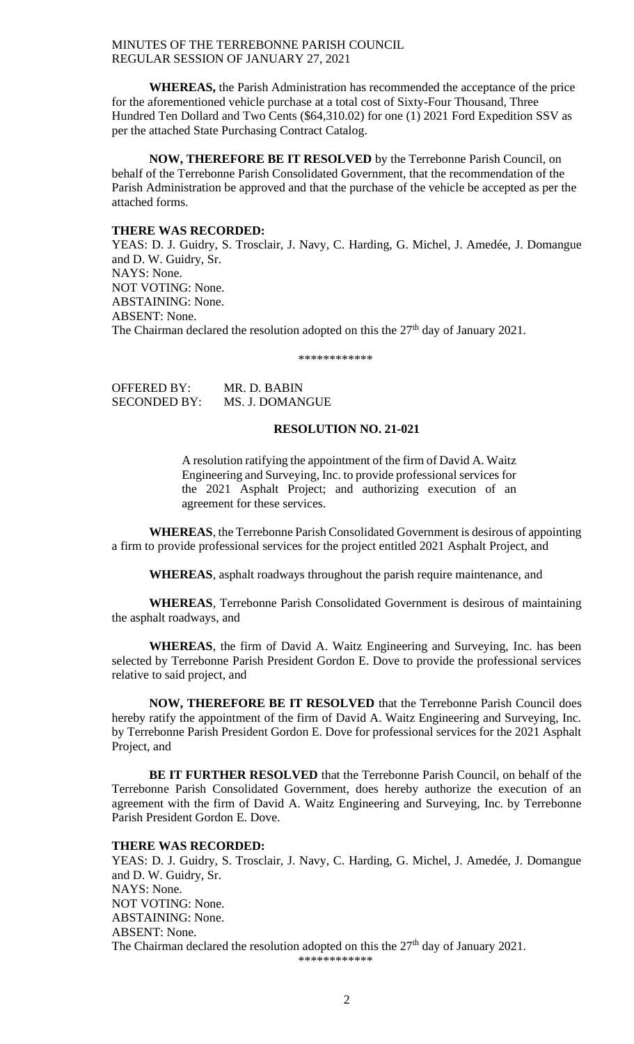**WHEREAS,** the Parish Administration has recommended the acceptance of the price for the aforementioned vehicle purchase at a total cost of Sixty-Four Thousand, Three Hundred Ten Dollard and Two Cents ($64,310.02) for one (1) 2021 Ford Expedition SSV as per the attached State Purchasing Contract Catalog.

**NOW, THEREFORE BE IT RESOLVED** by the Terrebonne Parish Council, on behalf of the Terrebonne Parish Consolidated Government, that the recommendation of the Parish Administration be approved and that the purchase of the vehicle be accepted as per the attached forms.

**THERE WAS RECORDED:**
YEAS: D. J. Guidry, S. Trosclair, J. Navy, C. Harding, G. Michel, J. Amedée, J. Domangue and D. W. Guidry, Sr.
NAYS: None.
NOT VOTING: None.
ABSTAINING: None.
ABSENT: None.
The Chairman declared the resolution adopted on this the 27th day of January 2021.

\*\*\*\*\*\*\*\*\*\*\*\*

OFFERED BY: MR. D. BABIN
SECONDED BY: MS. J. DOMANGUE

**RESOLUTION NO. 21-021**

A resolution ratifying the appointment of the firm of David A. Waitz Engineering and Surveying, Inc. to provide professional services for the 2021 Asphalt Project; and authorizing execution of an agreement for these services.

**WHEREAS**, the Terrebonne Parish Consolidated Government is desirous of appointing a firm to provide professional services for the project entitled 2021 Asphalt Project, and

**WHEREAS**, asphalt roadways throughout the parish require maintenance, and

**WHEREAS**, Terrebonne Parish Consolidated Government is desirous of maintaining the asphalt roadways, and

**WHEREAS**, the firm of David A. Waitz Engineering and Surveying, Inc. has been selected by Terrebonne Parish President Gordon E. Dove to provide the professional services relative to said project, and

**NOW, THEREFORE BE IT RESOLVED** that the Terrebonne Parish Council does hereby ratify the appointment of the firm of David A. Waitz Engineering and Surveying, Inc. by Terrebonne Parish President Gordon E. Dove for professional services for the 2021 Asphalt Project, and

**BE IT FURTHER RESOLVED** that the Terrebonne Parish Council, on behalf of the Terrebonne Parish Consolidated Government, does hereby authorize the execution of an agreement with the firm of David A. Waitz Engineering and Surveying, Inc. by Terrebonne Parish President Gordon E. Dove.

**THERE WAS RECORDED:**
YEAS: D. J. Guidry, S. Trosclair, J. Navy, C. Harding, G. Michel, J. Amedée, J. Domangue and D. W. Guidry, Sr.
NAYS: None.
NOT VOTING: None.
ABSTAINING: None.
ABSENT: None.
The Chairman declared the resolution adopted on this the 27th day of January 2021.

\*\*\*\*\*\*\*\*\*\*\*\*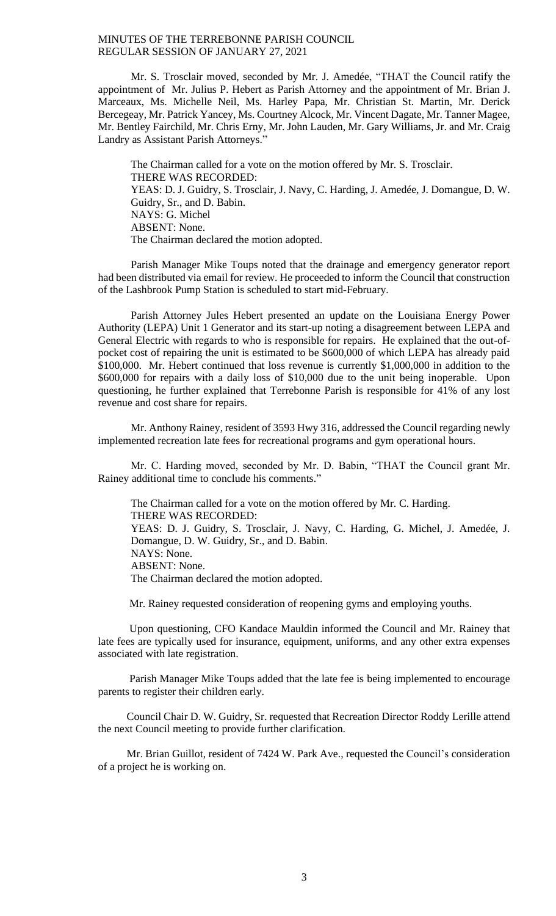Mr. S. Trosclair moved, seconded by Mr. J. Amedée, "THAT the Council ratify the appointment of Mr. Julius P. Hebert as Parish Attorney and the appointment of Mr. Brian J. Marceaux, Ms. Michelle Neil, Ms. Harley Papa, Mr. Christian St. Martin, Mr. Derick Bercegeay, Mr. Patrick Yancey, Ms. Courtney Alcock, Mr. Vincent Dagate, Mr. Tanner Magee, Mr. Bentley Fairchild, Mr. Chris Erny, Mr. John Lauden, Mr. Gary Williams, Jr. and Mr. Craig Landry as Assistant Parish Attorneys."

The Chairman called for a vote on the motion offered by Mr. S. Trosclair.
THERE WAS RECORDED:
YEAS: D. J. Guidry, S. Trosclair, J. Navy, C. Harding, J. Amedée, J. Domangue, D. W. Guidry, Sr., and D. Babin.
NAYS: G. Michel
ABSENT: None.
The Chairman declared the motion adopted.

Parish Manager Mike Toups noted that the drainage and emergency generator report had been distributed via email for review. He proceeded to inform the Council that construction of the Lashbrook Pump Station is scheduled to start mid-February.

Parish Attorney Jules Hebert presented an update on the Louisiana Energy Power Authority (LEPA) Unit 1 Generator and its start-up noting a disagreement between LEPA and General Electric with regards to who is responsible for repairs. He explained that the out-of-pocket cost of repairing the unit is estimated to be $600,000 of which LEPA has already paid $100,000. Mr. Hebert continued that loss revenue is currently $1,000,000 in addition to the $600,000 for repairs with a daily loss of $10,000 due to the unit being inoperable. Upon questioning, he further explained that Terrebonne Parish is responsible for 41% of any lost revenue and cost share for repairs.

Mr. Anthony Rainey, resident of 3593 Hwy 316, addressed the Council regarding newly implemented recreation late fees for recreational programs and gym operational hours.

Mr. C. Harding moved, seconded by Mr. D. Babin, "THAT the Council grant Mr. Rainey additional time to conclude his comments."

The Chairman called for a vote on the motion offered by Mr. C. Harding.
THERE WAS RECORDED:
YEAS: D. J. Guidry, S. Trosclair, J. Navy, C. Harding, G. Michel, J. Amedée, J. Domangue, D. W. Guidry, Sr., and D. Babin.
NAYS: None.
ABSENT: None.
The Chairman declared the motion adopted.

Mr. Rainey requested consideration of reopening gyms and employing youths.

Upon questioning, CFO Kandace Mauldin informed the Council and Mr. Rainey that late fees are typically used for insurance, equipment, uniforms, and any other extra expenses associated with late registration.

Parish Manager Mike Toups added that the late fee is being implemented to encourage parents to register their children early.

Council Chair D. W. Guidry, Sr. requested that Recreation Director Roddy Lerille attend the next Council meeting to provide further clarification.

Mr. Brian Guillot, resident of 7424 W. Park Ave., requested the Council's consideration of a project he is working on.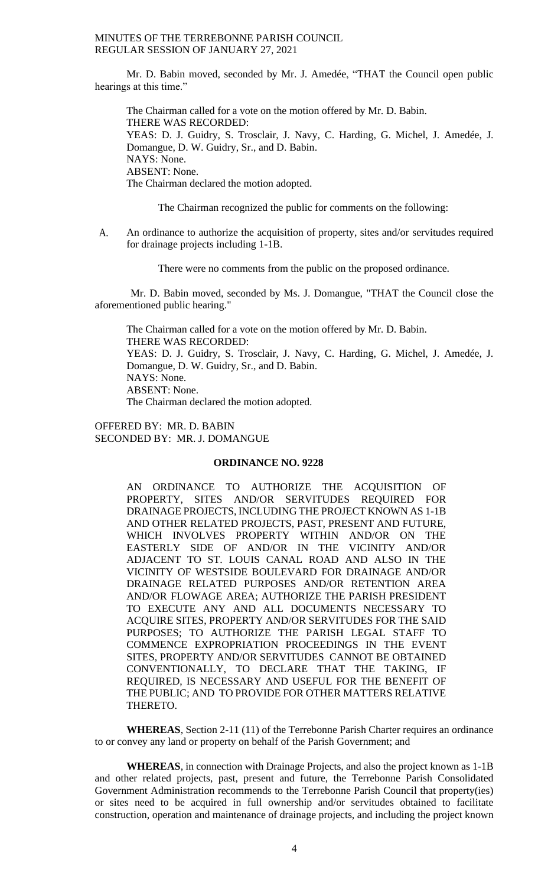Mr. D. Babin moved, seconded by Mr. J. Amedée, "THAT the Council open public hearings at this time."

The Chairman called for a vote on the motion offered by Mr. D. Babin.
THERE WAS RECORDED:
YEAS: D. J. Guidry, S. Trosclair, J. Navy, C. Harding, G. Michel, J. Amedée, J. Domangue, D. W. Guidry, Sr., and D. Babin.
NAYS: None.
ABSENT: None.
The Chairman declared the motion adopted.

The Chairman recognized the public for comments on the following:

A. An ordinance to authorize the acquisition of property, sites and/or servitudes required for drainage projects including 1-1B.

There were no comments from the public on the proposed ordinance.

Mr. D. Babin moved, seconded by Ms. J. Domangue, "THAT the Council close the aforementioned public hearing."

The Chairman called for a vote on the motion offered by Mr. D. Babin.
THERE WAS RECORDED:
YEAS: D. J. Guidry, S. Trosclair, J. Navy, C. Harding, G. Michel, J. Amedée, J. Domangue, D. W. Guidry, Sr., and D. Babin.
NAYS: None.
ABSENT: None.
The Chairman declared the motion adopted.

OFFERED BY: MR. D. BABIN
SECONDED BY: MR. J. DOMANGUE

**ORDINANCE NO. 9228**

AN ORDINANCE TO AUTHORIZE THE ACQUISITION OF PROPERTY, SITES AND/OR SERVITUDES REQUIRED FOR DRAINAGE PROJECTS, INCLUDING THE PROJECT KNOWN AS 1-1B AND OTHER RELATED PROJECTS, PAST, PRESENT AND FUTURE, WHICH INVOLVES PROPERTY WITHIN AND/OR ON THE EASTERLY SIDE OF AND/OR IN THE VICINITY AND/OR ADJACENT TO ST. LOUIS CANAL ROAD AND ALSO IN THE VICINITY OF WESTSIDE BOULEVARD FOR DRAINAGE AND/OR DRAINAGE RELATED PURPOSES AND/OR RETENTION AREA AND/OR FLOWAGE AREA; AUTHORIZE THE PARISH PRESIDENT TO EXECUTE ANY AND ALL DOCUMENTS NECESSARY TO ACQUIRE SITES, PROPERTY AND/OR SERVITUDES FOR THE SAID PURPOSES; TO AUTHORIZE THE PARISH LEGAL STAFF TO COMMENCE EXPROPRIATION PROCEEDINGS IN THE EVENT SITES, PROPERTY AND/OR SERVITUDES CANNOT BE OBTAINED CONVENTIONALLY, TO DECLARE THAT THE TAKING, IF REQUIRED, IS NECESSARY AND USEFUL FOR THE BENEFIT OF THE PUBLIC; AND TO PROVIDE FOR OTHER MATTERS RELATIVE THERETO.

**WHEREAS**, Section 2-11 (11) of the Terrebonne Parish Charter requires an ordinance to or convey any land or property on behalf of the Parish Government; and

**WHEREAS**, in connection with Drainage Projects, and also the project known as 1-1B and other related projects, past, present and future, the Terrebonne Parish Consolidated Government Administration recommends to the Terrebonne Parish Council that property(ies) or sites need to be acquired in full ownership and/or servitudes obtained to facilitate construction, operation and maintenance of drainage projects, and including the project known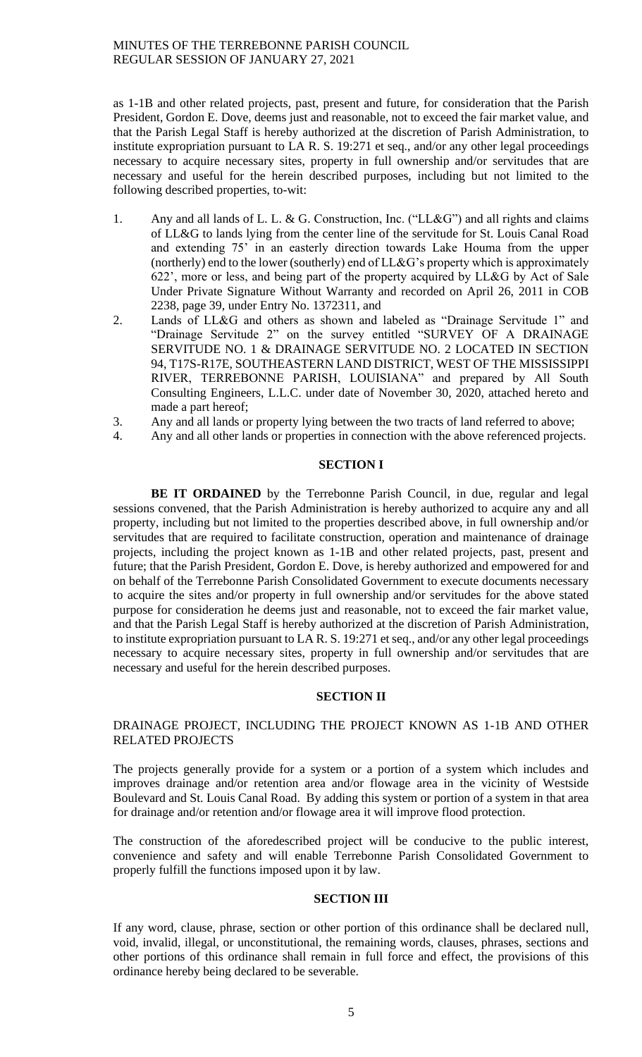as 1-1B and other related projects, past, present and future, for consideration that the Parish President, Gordon E. Dove, deems just and reasonable, not to exceed the fair market value, and that the Parish Legal Staff is hereby authorized at the discretion of Parish Administration, to institute expropriation pursuant to LA R. S. 19:271 et seq., and/or any other legal proceedings necessary to acquire necessary sites, property in full ownership and/or servitudes that are necessary and useful for the herein described purposes, including but not limited to the following described properties, to-wit:

1. Any and all lands of L. L. & G. Construction, Inc. ("LL&G") and all rights and claims of LL&G to lands lying from the center line of the servitude for St. Louis Canal Road and extending 75' in an easterly direction towards Lake Houma from the upper (northerly) end to the lower (southerly) end of LL&G's property which is approximately 622', more or less, and being part of the property acquired by LL&G by Act of Sale Under Private Signature Without Warranty and recorded on April 26, 2011 in COB 2238, page 39, under Entry No. 1372311, and
2. Lands of LL&G and others as shown and labeled as "Drainage Servitude 1" and "Drainage Servitude 2" on the survey entitled "SURVEY OF A DRAINAGE SERVITUDE NO. 1 & DRAINAGE SERVITUDE NO. 2 LOCATED IN SECTION 94, T17S-R17E, SOUTHEASTERN LAND DISTRICT, WEST OF THE MISSISSIPPI RIVER, TERREBONNE PARISH, LOUISIANA" and prepared by All South Consulting Engineers, L.L.C. under date of November 30, 2020, attached hereto and made a part hereof;
3. Any and all lands or property lying between the two tracts of land referred to above;
4. Any and all other lands or properties in connection with the above referenced projects.

## SECTION I

**BE IT ORDAINED** by the Terrebonne Parish Council, in due, regular and legal sessions convened, that the Parish Administration is hereby authorized to acquire any and all property, including but not limited to the properties described above, in full ownership and/or servitudes that are required to facilitate construction, operation and maintenance of drainage projects, including the project known as 1-1B and other related projects, past, present and future; that the Parish President, Gordon E. Dove, is hereby authorized and empowered for and on behalf of the Terrebonne Parish Consolidated Government to execute documents necessary to acquire the sites and/or property in full ownership and/or servitudes for the above stated purpose for consideration he deems just and reasonable, not to exceed the fair market value, and that the Parish Legal Staff is hereby authorized at the discretion of Parish Administration, to institute expropriation pursuant to LA R. S. 19:271 et seq., and/or any other legal proceedings necessary to acquire necessary sites, property in full ownership and/or servitudes that are necessary and useful for the herein described purposes.

## SECTION II

DRAINAGE PROJECT, INCLUDING THE PROJECT KNOWN AS 1-1B AND OTHER RELATED PROJECTS

The projects generally provide for a system or a portion of a system which includes and improves drainage and/or retention area and/or flowage area in the vicinity of Westside Boulevard and St. Louis Canal Road. By adding this system or portion of a system in that area for drainage and/or retention and/or flowage area it will improve flood protection.

The construction of the aforedescribed project will be conducive to the public interest, convenience and safety and will enable Terrebonne Parish Consolidated Government to properly fulfill the functions imposed upon it by law.

## SECTION III

If any word, clause, phrase, section or other portion of this ordinance shall be declared null, void, invalid, illegal, or unconstitutional, the remaining words, clauses, phrases, sections and other portions of this ordinance shall remain in full force and effect, the provisions of this ordinance hereby being declared to be severable.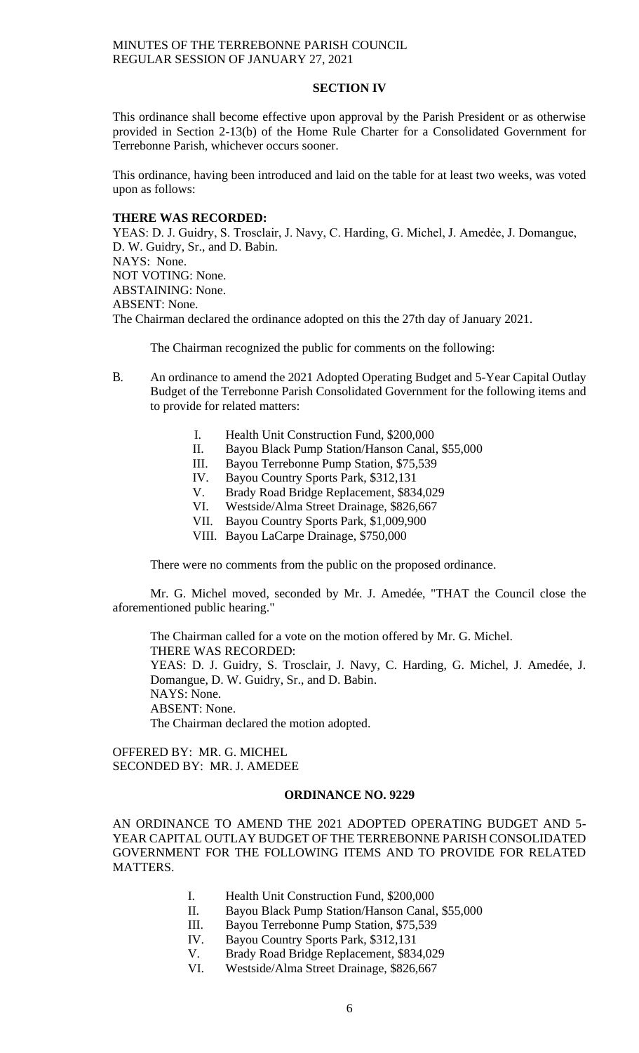### SECTION IV

This ordinance shall become effective upon approval by the Parish President or as otherwise provided in Section 2-13(b) of the Home Rule Charter for a Consolidated Government for Terrebonne Parish, whichever occurs sooner.

This ordinance, having been introduced and laid on the table for at least two weeks, was voted upon as follows:

**THERE WAS RECORDED:**
YEAS: D. J. Guidry, S. Trosclair, J. Navy, C. Harding, G. Michel, J. Amedée, J. Domangue, D. W. Guidry, Sr., and D. Babin.
NAYS: None.
NOT VOTING: None.
ABSTAINING: None.
ABSENT: None.
The Chairman declared the ordinance adopted on this the 27th day of January 2021.

The Chairman recognized the public for comments on the following:

B. An ordinance to amend the 2021 Adopted Operating Budget and 5-Year Capital Outlay Budget of the Terrebonne Parish Consolidated Government for the following items and to provide for related matters:

    I. Health Unit Construction Fund, $200,000
    II. Bayou Black Pump Station/Hanson Canal, $55,000
    III. Bayou Terrebonne Pump Station, $75,539
    IV. Bayou Country Sports Park, $312,131
    V. Brady Road Bridge Replacement, $834,029
    VI. Westside/Alma Street Drainage, $826,667
    VII. Bayou Country Sports Park, $1,009,900
    VIII. Bayou LaCarpe Drainage, $750,000

There were no comments from the public on the proposed ordinance.

Mr. G. Michel moved, seconded by Mr. J. Amedée, "THAT the Council close the aforementioned public hearing."

The Chairman called for a vote on the motion offered by Mr. G. Michel.
THERE WAS RECORDED:
YEAS: D. J. Guidry, S. Trosclair, J. Navy, C. Harding, G. Michel, J. Amedée, J. Domangue, D. W. Guidry, Sr., and D. Babin.
NAYS: None.
ABSENT: None.
The Chairman declared the motion adopted.

OFFERED BY: MR. G. MICHEL
SECONDED BY: MR. J. AMEDEE

### ORDINANCE NO. 9229

AN ORDINANCE TO AMEND THE 2021 ADOPTED OPERATING BUDGET AND 5-YEAR CAPITAL OUTLAY BUDGET OF THE TERREBONNE PARISH CONSOLIDATED GOVERNMENT FOR THE FOLLOWING ITEMS AND TO PROVIDE FOR RELATED MATTERS.

    I. Health Unit Construction Fund, $200,000
    II. Bayou Black Pump Station/Hanson Canal, $55,000
    III. Bayou Terrebonne Pump Station, $75,539
    IV. Bayou Country Sports Park, $312,131
    V. Brady Road Bridge Replacement, $834,029
    VI. Westside/Alma Street Drainage, $826,667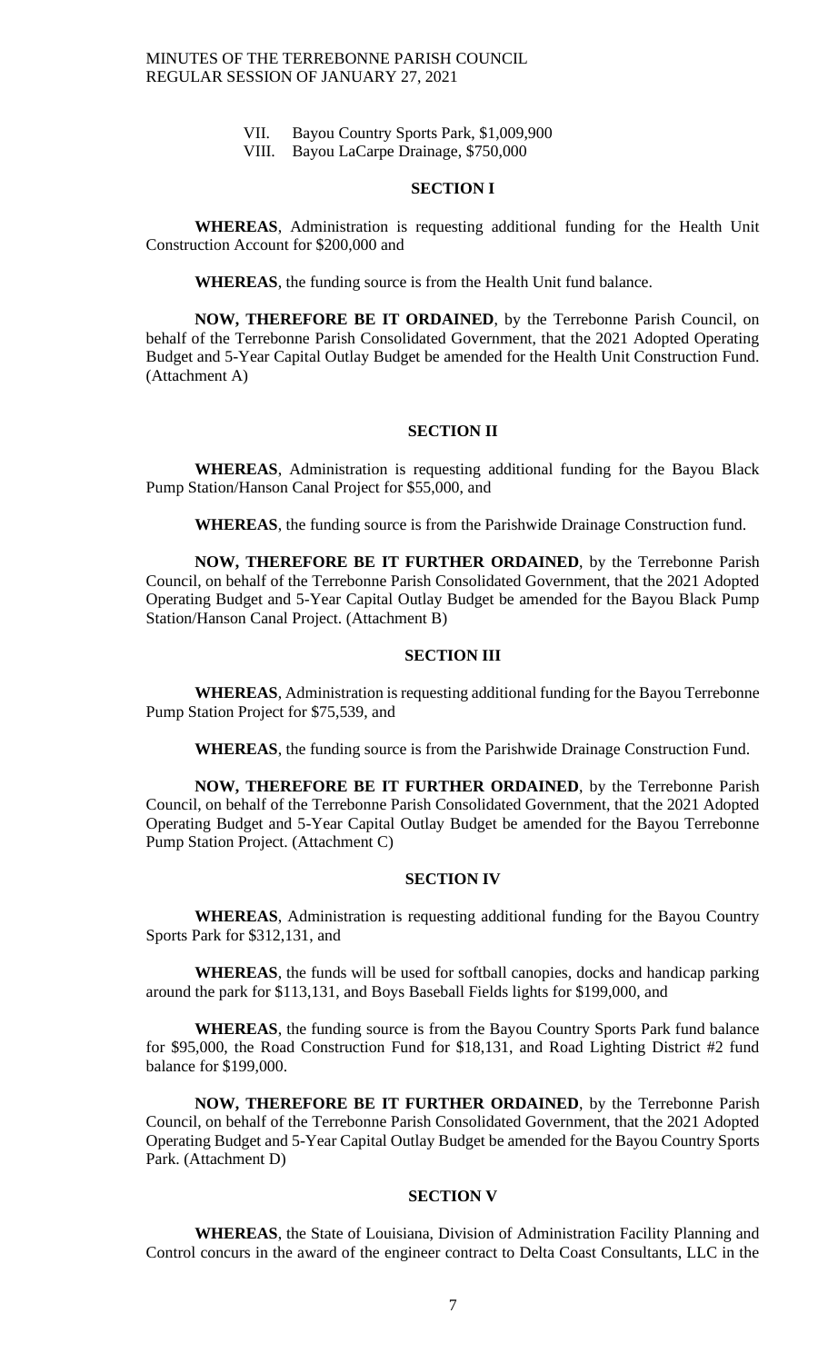VII. Bayou Country Sports Park, $1,009,900

VIII. Bayou LaCarpe Drainage, $750,000

### SECTION I

**WHEREAS**, Administration is requesting additional funding for the Health Unit Construction Account for $200,000 and

**WHEREAS**, the funding source is from the Health Unit fund balance.

**NOW, THEREFORE BE IT ORDAINED**, by the Terrebonne Parish Council, on behalf of the Terrebonne Parish Consolidated Government, that the 2021 Adopted Operating Budget and 5-Year Capital Outlay Budget be amended for the Health Unit Construction Fund. (Attachment A)

### SECTION II

**WHEREAS**, Administration is requesting additional funding for the Bayou Black Pump Station/Hanson Canal Project for $55,000, and

**WHEREAS**, the funding source is from the Parishwide Drainage Construction fund.

**NOW, THEREFORE BE IT FURTHER ORDAINED**, by the Terrebonne Parish Council, on behalf of the Terrebonne Parish Consolidated Government, that the 2021 Adopted Operating Budget and 5-Year Capital Outlay Budget be amended for the Bayou Black Pump Station/Hanson Canal Project. (Attachment B)

### SECTION III

**WHEREAS**, Administration is requesting additional funding for the Bayou Terrebonne Pump Station Project for $75,539, and

**WHEREAS**, the funding source is from the Parishwide Drainage Construction Fund.

**NOW, THEREFORE BE IT FURTHER ORDAINED**, by the Terrebonne Parish Council, on behalf of the Terrebonne Parish Consolidated Government, that the 2021 Adopted Operating Budget and 5-Year Capital Outlay Budget be amended for the Bayou Terrebonne Pump Station Project. (Attachment C)

### SECTION IV

**WHEREAS**, Administration is requesting additional funding for the Bayou Country Sports Park for $312,131, and

**WHEREAS**, the funds will be used for softball canopies, docks and handicap parking around the park for $113,131, and Boys Baseball Fields lights for $199,000, and

**WHEREAS**, the funding source is from the Bayou Country Sports Park fund balance for $95,000, the Road Construction Fund for $18,131, and Road Lighting District #2 fund balance for $199,000.

**NOW, THEREFORE BE IT FURTHER ORDAINED**, by the Terrebonne Parish Council, on behalf of the Terrebonne Parish Consolidated Government, that the 2021 Adopted Operating Budget and 5-Year Capital Outlay Budget be amended for the Bayou Country Sports Park. (Attachment D)

### SECTION V

**WHEREAS**, the State of Louisiana, Division of Administration Facility Planning and Control concurs in the award of the engineer contract to Delta Coast Consultants, LLC in the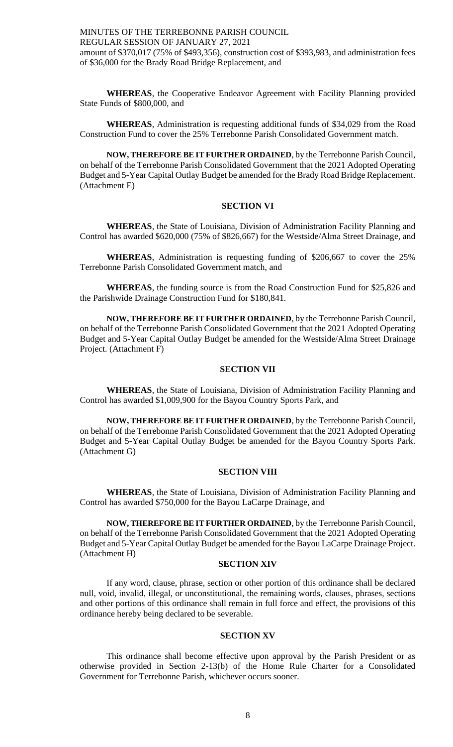amount of $370,017 (75% of $493,356), construction cost of $393,983, and administration fees of $36,000 for the Brady Road Bridge Replacement, and

**WHEREAS**, the Cooperative Endeavor Agreement with Facility Planning provided State Funds of $800,000, and

**WHEREAS**, Administration is requesting additional funds of $34,029 from the Road Construction Fund to cover the 25% Terrebonne Parish Consolidated Government match.

**NOW, THEREFORE BE IT FURTHER ORDAINED**, by the Terrebonne Parish Council, on behalf of the Terrebonne Parish Consolidated Government that the 2021 Adopted Operating Budget and 5-Year Capital Outlay Budget be amended for the Brady Road Bridge Replacement. (Attachment E)

## SECTION VI

**WHEREAS**, the State of Louisiana, Division of Administration Facility Planning and Control has awarded $620,000 (75% of $826,667) for the Westside/Alma Street Drainage, and

**WHEREAS**, Administration is requesting funding of $206,667 to cover the 25% Terrebonne Parish Consolidated Government match, and

**WHEREAS**, the funding source is from the Road Construction Fund for $25,826 and the Parishwide Drainage Construction Fund for $180,841.

**NOW, THEREFORE BE IT FURTHER ORDAINED**, by the Terrebonne Parish Council, on behalf of the Terrebonne Parish Consolidated Government that the 2021 Adopted Operating Budget and 5-Year Capital Outlay Budget be amended for the Westside/Alma Street Drainage Project. (Attachment F)

## SECTION VII

**WHEREAS**, the State of Louisiana, Division of Administration Facility Planning and Control has awarded $1,009,900 for the Bayou Country Sports Park, and

**NOW, THEREFORE BE IT FURTHER ORDAINED**, by the Terrebonne Parish Council, on behalf of the Terrebonne Parish Consolidated Government that the 2021 Adopted Operating Budget and 5-Year Capital Outlay Budget be amended for the Bayou Country Sports Park. (Attachment G)

## SECTION VIII

**WHEREAS**, the State of Louisiana, Division of Administration Facility Planning and Control has awarded $750,000 for the Bayou LaCarpe Drainage, and

**NOW, THEREFORE BE IT FURTHER ORDAINED**, by the Terrebonne Parish Council, on behalf of the Terrebonne Parish Consolidated Government that the 2021 Adopted Operating Budget and 5-Year Capital Outlay Budget be amended for the Bayou LaCarpe Drainage Project. (Attachment H)

## SECTION XIV

If any word, clause, phrase, section or other portion of this ordinance shall be declared null, void, invalid, illegal, or unconstitutional, the remaining words, clauses, phrases, sections and other portions of this ordinance shall remain in full force and effect, the provisions of this ordinance hereby being declared to be severable.

## SECTION XV

This ordinance shall become effective upon approval by the Parish President or as otherwise provided in Section 2-13(b) of the Home Rule Charter for a Consolidated Government for Terrebonne Parish, whichever occurs sooner.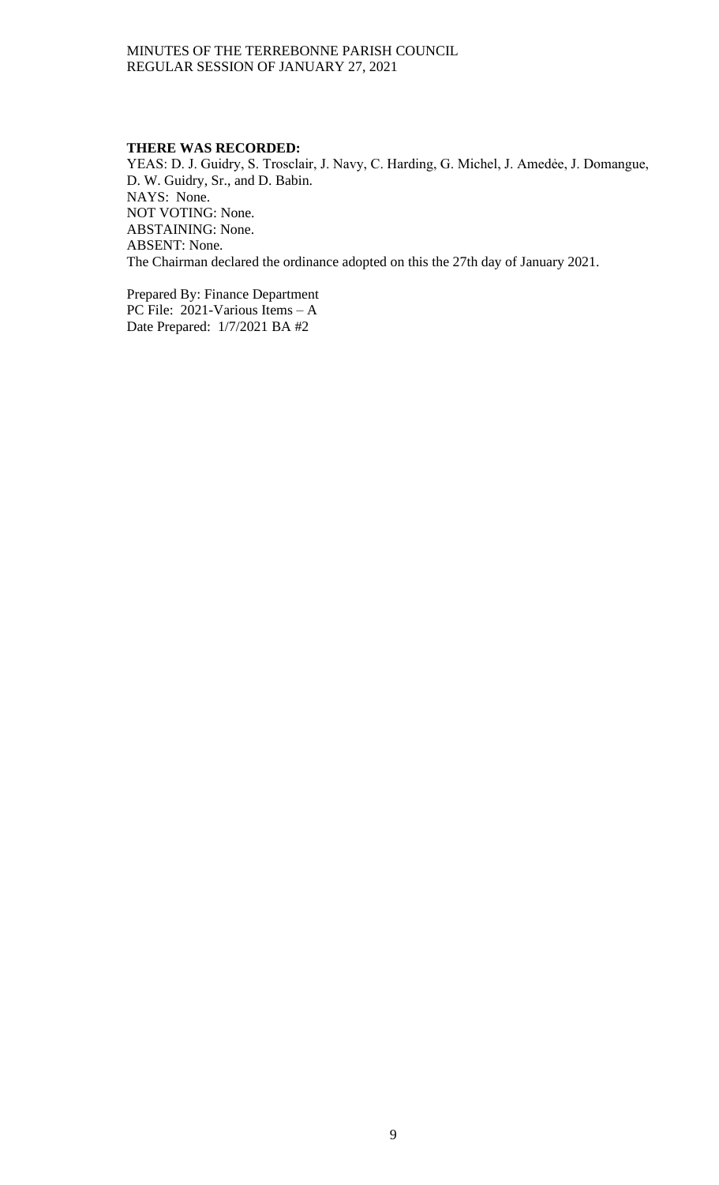**THERE WAS RECORDED:**
YEAS: D. J. Guidry, S. Trosclair, J. Navy, C. Harding, G. Michel, J. Amedėe, J. Domangue, D. W. Guidry, Sr., and D. Babin.
NAYS: None.
NOT VOTING: None.
ABSTAINING: None.
ABSENT: None.
The Chairman declared the ordinance adopted on this the 27th day of January 2021.

Prepared By: Finance Department
PC File: 2021-Various Items – A
Date Prepared: 1/7/2021 BA #2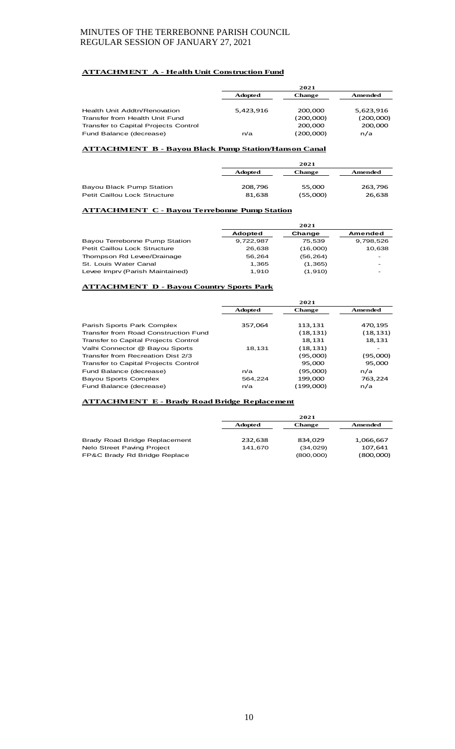**ATTACHMENT A - Health Unit Construction Fund**

| | 2021 | | |
|---|---|---|---|
| | Adopted | Change | Amended |
| Health Unit Addtn/Renovation | 5,423,916 | 200,000 | 5,623,916 |
| Transfer from Health Unit Fund | | (200,000) | (200,000) |
| Transfer to Capital Projects Control | | 200,000 | 200,000 |
| Fund Balance (decrease) | n/a | (200,000) | n/a |

**ATTACHMENT B - Bayou Black Pump Station/Hanson Canal**

| | 2021 | | |
|---|---|---|---|
| | Adopted | Change | Amended |
| Bayou Black Pump Station | 208,796 | 55,000 | 263,796 |
| Petit Caillou Lock Structure | 81,638 | (55,000) | 26,638 |

**ATTACHMENT C - Bayou Terrebonne Pump Station**

| | 2021 | | |
|---|---|---|---|
| | Adopted | Change | Amended |
| Bayou Terrebonne Pump Station | 9,722,987 | 75,539 | 9,798,526 |
| Petit Caillou Lock Structure | 26,638 | (16,000) | 10,638 |
| Thompson Rd Levee/Drainage | 56,264 | (56,264) | - |
| St. Louis Water Canal | 1,365 | (1,365) | - |
| Levee Imprv (Parish Maintained) | 1,910 | (1,910) | - |

**ATTACHMENT D - Bayou Country Sports Park**

| | 2021 | | |
|---|---|---|---|
| | Adopted | Change | Amended |
| Parish Sports Park Complex | 357,064 | 113,131 | 470,195 |
| Transfer from Road Construction Fund | | (18,131) | (18,131) |
| Transfer to Capital Projects Control | | 18,131 | 18,131 |
| Valhi Connector @ Bayou Sports | 18,131 | (18,131) | - |
| Transfer from Recreation Dist 2/3 | | (95,000) | (95,000) |
| Transfer to Capital Projects Control | | 95,000 | 95,000 |
| Fund Balance (decrease) | n/a | (95,000) | n/a |
| Bayou Sports Complex | 564,224 | 199,000 | 763,224 |
| Fund Balance (decrease) | n/a | (199,000) | n/a |

**ATTACHMENT E - Brady Road Bridge Replacement**

| | 2021 | | |
|---|---|---|---|
| | Adopted | Change | Amended |
| Brady Road Bridge Replacement | 232,638 | 834,029 | 1,066,667 |
| Nelo Street Paving Project | 141,670 | (34,029) | 107,641 |
| FP&C Brady Rd Bridge Replace | | (800,000) | (800,000) |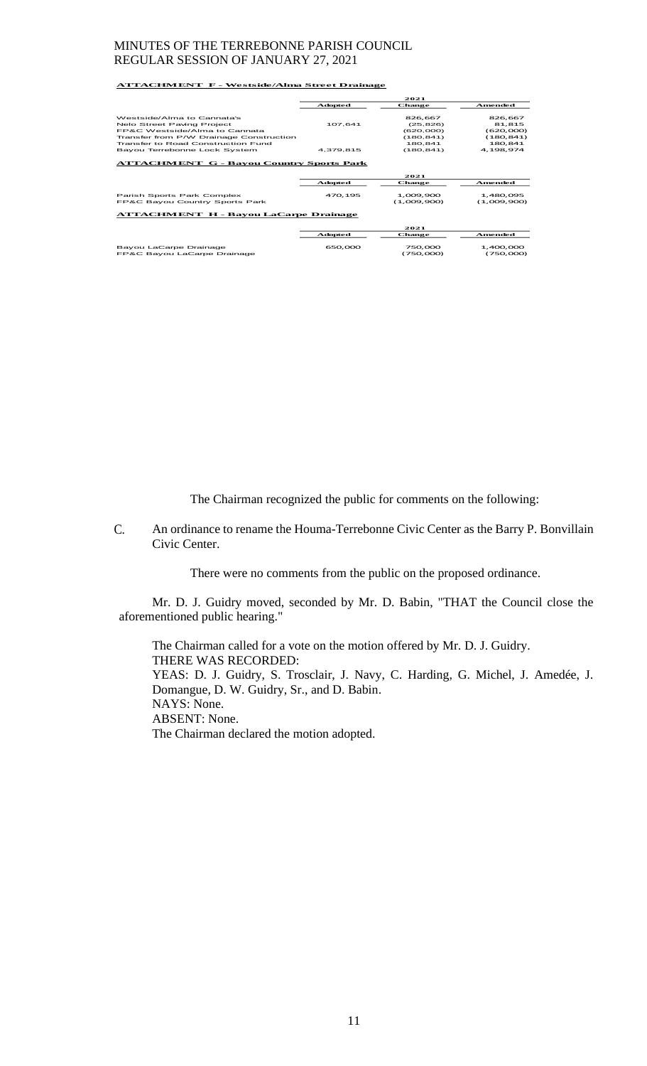**ATTACHMENT F - Westside/Alma Street Drainage**

| | | 2021 | |
|---|---|---|---|
| | Adopted | Change | Amended |
| Westside/Alma to Cannata's | | 826,667 | 826,667 |
| Nelo Street Paving Project | 107,641 | (25,826) | 81,815 |
| FP&C Westside/Alma to Cannata | | (620,000) | (620,000) |
| Transfer from P/W Drainage Construction | | (180,841) | (180,841) |
| Transfer to Road Construction Fund | | 180,841 | 180,841 |
| Bayou Terrebonne Lock System | 4,379,815 | (180,841) | 4,198,974 |

**ATTACHMENT G - Bayou Country Sports Park**

| | | 2021 | |
|---|---|---|---|
| | Adopted | Change | Amended |
| Parish Sports Park Complex | 470,195 | 1,009,900 | 1,480,095 |
| FP&C Bayou Country Sports Park | | (1,009,900) | (1,009,900) |

**ATTACHMENT H - Bayou LaCarpe Drainage**

| | | 2021 | |
|---|---|---|---|
| | Adopted | Change | Amended |
| Bayou LaCarpe Drainage | 650,000 | 750,000 | 1,400,000 |
| FP&C Bayou LaCarpe Drainage | | (750,000) | (750,000) |

The Chairman recognized the public for comments on the following:

C. An ordinance to rename the Houma-Terrebonne Civic Center as the Barry P. Bonvillain Civic Center.

There were no comments from the public on the proposed ordinance.

Mr. D. J. Guidry moved, seconded by Mr. D. Babin, "THAT the Council close the aforementioned public hearing."

The Chairman called for a vote on the motion offered by Mr. D. J. Guidry.
THERE WAS RECORDED:
YEAS: D. J. Guidry, S. Trosclair, J. Navy, C. Harding, G. Michel, J. Amedée, J. Domangue, D. W. Guidry, Sr., and D. Babin.
NAYS: None.
ABSENT: None.
The Chairman declared the motion adopted.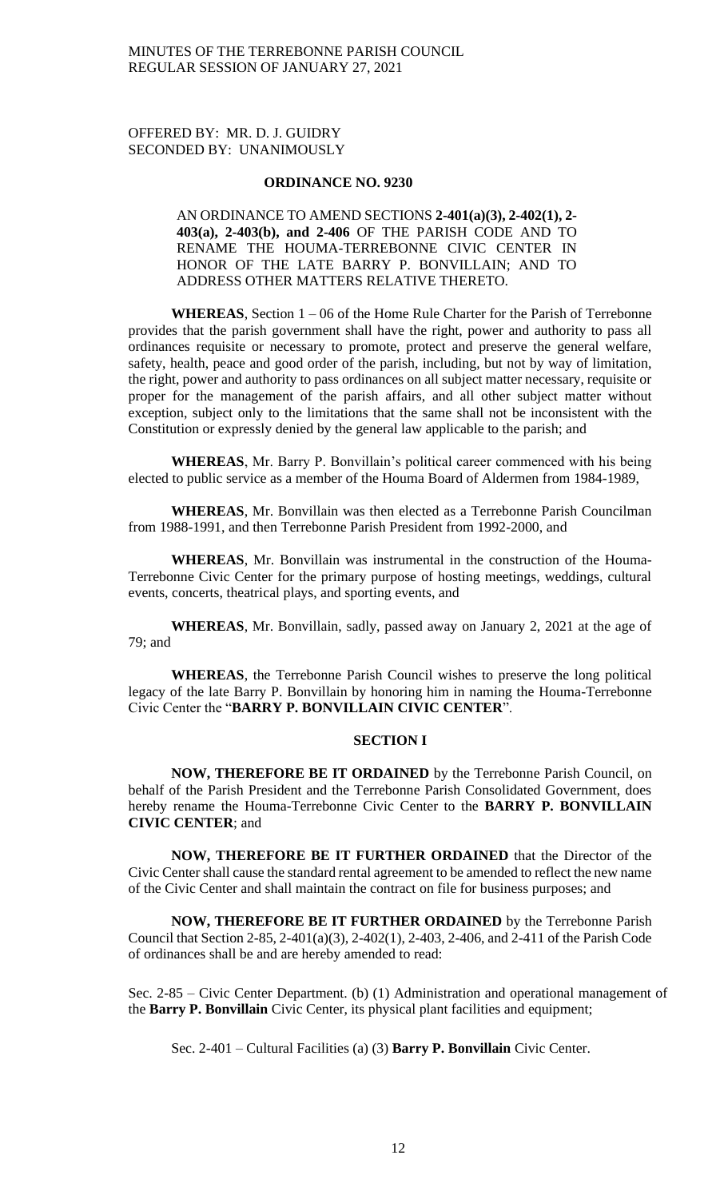OFFERED BY: MR. D. J. GUIDRY
SECONDED BY: UNANIMOUSLY

## ORDINANCE NO. 9230

AN ORDINANCE TO AMEND SECTIONS **2-401(a)(3), 2-402(1), 2-403(a), 2-403(b), and 2-406** OF THE PARISH CODE AND TO RENAME THE HOUMA-TERREBONNE CIVIC CENTER IN HONOR OF THE LATE BARRY P. BONVILLAIN; AND TO ADDRESS OTHER MATTERS RELATIVE THERETO.

**WHEREAS**, Section 1 – 06 of the Home Rule Charter for the Parish of Terrebonne provides that the parish government shall have the right, power and authority to pass all ordinances requisite or necessary to promote, protect and preserve the general welfare, safety, health, peace and good order of the parish, including, but not by way of limitation, the right, power and authority to pass ordinances on all subject matter necessary, requisite or proper for the management of the parish affairs, and all other subject matter without exception, subject only to the limitations that the same shall not be inconsistent with the Constitution or expressly denied by the general law applicable to the parish; and

**WHEREAS**, Mr. Barry P. Bonvillain's political career commenced with his being elected to public service as a member of the Houma Board of Aldermen from 1984-1989,

**WHEREAS**, Mr. Bonvillain was then elected as a Terrebonne Parish Councilman from 1988-1991, and then Terrebonne Parish President from 1992-2000, and

**WHEREAS**, Mr. Bonvillain was instrumental in the construction of the Houma-Terrebonne Civic Center for the primary purpose of hosting meetings, weddings, cultural events, concerts, theatrical plays, and sporting events, and

**WHEREAS**, Mr. Bonvillain, sadly, passed away on January 2, 2021 at the age of 79; and

**WHEREAS**, the Terrebonne Parish Council wishes to preserve the long political legacy of the late Barry P. Bonvillain by honoring him in naming the Houma-Terrebonne Civic Center the "**BARRY P. BONVILLAIN CIVIC CENTER**".

### SECTION I

**NOW, THEREFORE BE IT ORDAINED** by the Terrebonne Parish Council, on behalf of the Parish President and the Terrebonne Parish Consolidated Government, does hereby rename the Houma-Terrebonne Civic Center to the **BARRY P. BONVILLAIN CIVIC CENTER**; and

**NOW, THEREFORE BE IT FURTHER ORDAINED** that the Director of the Civic Center shall cause the standard rental agreement to be amended to reflect the new name of the Civic Center and shall maintain the contract on file for business purposes; and

**NOW, THEREFORE BE IT FURTHER ORDAINED** by the Terrebonne Parish Council that Section 2-85, 2-401(a)(3), 2-402(1), 2-403, 2-406, and 2-411 of the Parish Code of ordinances shall be and are hereby amended to read:

Sec. 2-85 – Civic Center Department. (b) (1) Administration and operational management of the **Barry P. Bonvillain** Civic Center, its physical plant facilities and equipment;

Sec. 2-401 – Cultural Facilities (a) (3) **Barry P. Bonvillain** Civic Center.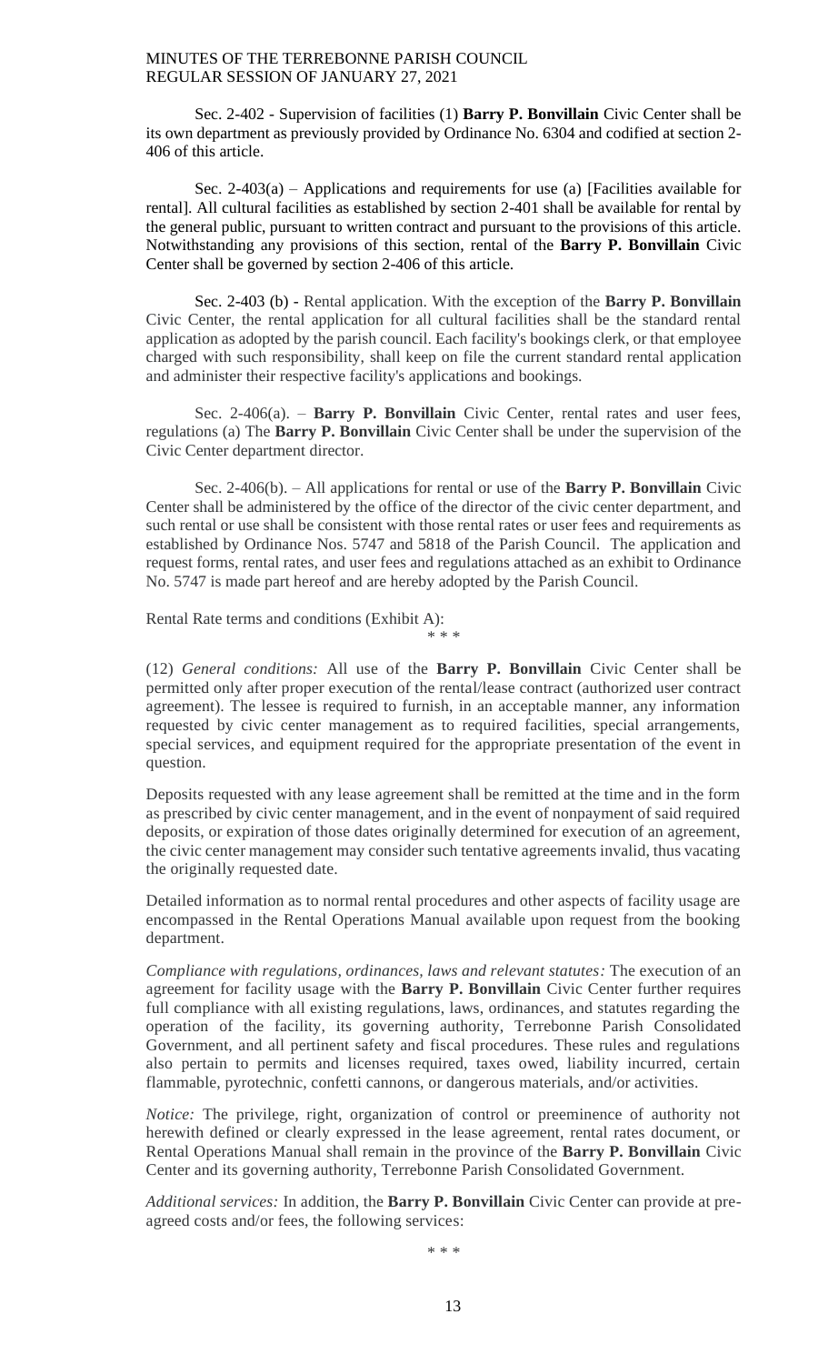Sec. 2-402 - Supervision of facilities (1) **Barry P. Bonvillain** Civic Center shall be its own department as previously provided by Ordinance No. 6304 and codified at section 2-406 of this article.

Sec. 2-403(a) – Applications and requirements for use (a) [Facilities available for rental]. All cultural facilities as established by section 2-401 shall be available for rental by the general public, pursuant to written contract and pursuant to the provisions of this article. Notwithstanding any provisions of this section, rental of the **Barry P. Bonvillain** Civic Center shall be governed by section 2-406 of this article.

Sec. 2-403 (b) - Rental application. With the exception of the **Barry P. Bonvillain** Civic Center, the rental application for all cultural facilities shall be the standard rental application as adopted by the parish council. Each facility's bookings clerk, or that employee charged with such responsibility, shall keep on file the current standard rental application and administer their respective facility's applications and bookings.

Sec. 2-406(a). – **Barry P. Bonvillain** Civic Center, rental rates and user fees, regulations (a) The **Barry P. Bonvillain** Civic Center shall be under the supervision of the Civic Center department director.

Sec. 2-406(b). – All applications for rental or use of the **Barry P. Bonvillain** Civic Center shall be administered by the office of the director of the civic center department, and such rental or use shall be consistent with those rental rates or user fees and requirements as established by Ordinance Nos. 5747 and 5818 of the Parish Council. The application and request forms, rental rates, and user fees and regulations attached as an exhibit to Ordinance No. 5747 is made part hereof and are hereby adopted by the Parish Council.

Rental Rate terms and conditions (Exhibit A):

\* \* \*

(12) *General conditions:* All use of the **Barry P. Bonvillain** Civic Center shall be permitted only after proper execution of the rental/lease contract (authorized user contract agreement). The lessee is required to furnish, in an acceptable manner, any information requested by civic center management as to required facilities, special arrangements, special services, and equipment required for the appropriate presentation of the event in question.

Deposits requested with any lease agreement shall be remitted at the time and in the form as prescribed by civic center management, and in the event of nonpayment of said required deposits, or expiration of those dates originally determined for execution of an agreement, the civic center management may consider such tentative agreements invalid, thus vacating the originally requested date.

Detailed information as to normal rental procedures and other aspects of facility usage are encompassed in the Rental Operations Manual available upon request from the booking department.

*Compliance with regulations, ordinances, laws and relevant statutes:* The execution of an agreement for facility usage with the **Barry P. Bonvillain** Civic Center further requires full compliance with all existing regulations, laws, ordinances, and statutes regarding the operation of the facility, its governing authority, Terrebonne Parish Consolidated Government, and all pertinent safety and fiscal procedures. These rules and regulations also pertain to permits and licenses required, taxes owed, liability incurred, certain flammable, pyrotechnic, confetti cannons, or dangerous materials, and/or activities.

*Notice:* The privilege, right, organization of control or preeminence of authority not herewith defined or clearly expressed in the lease agreement, rental rates document, or Rental Operations Manual shall remain in the province of the **Barry P. Bonvillain** Civic Center and its governing authority, Terrebonne Parish Consolidated Government.

*Additional services:* In addition, the **Barry P. Bonvillain** Civic Center can provide at pre-agreed costs and/or fees, the following services:

\* \* \*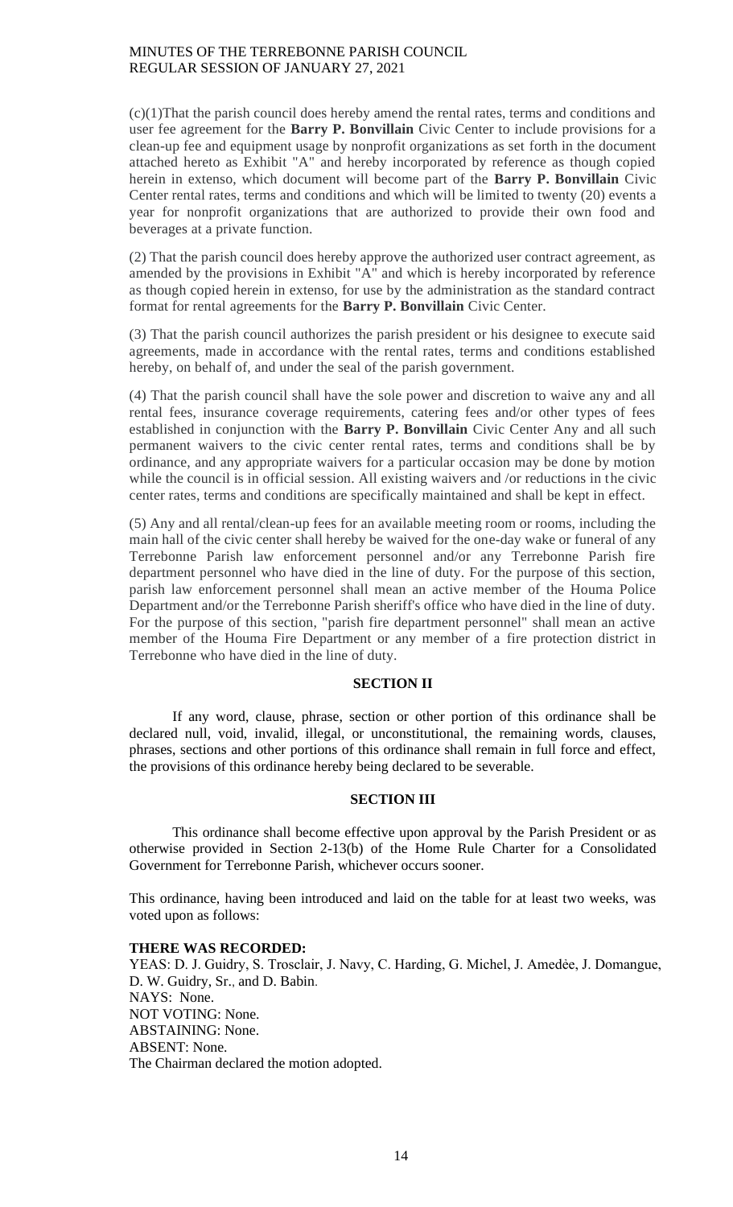(c)(1)That the parish council does hereby amend the rental rates, terms and conditions and user fee agreement for the **Barry P. Bonvillain** Civic Center to include provisions for a clean-up fee and equipment usage by nonprofit organizations as set forth in the document attached hereto as Exhibit "A" and hereby incorporated by reference as though copied herein in extenso, which document will become part of the **Barry P. Bonvillain** Civic Center rental rates, terms and conditions and which will be limited to twenty (20) events a year for nonprofit organizations that are authorized to provide their own food and beverages at a private function.

(2) That the parish council does hereby approve the authorized user contract agreement, as amended by the provisions in Exhibit "A" and which is hereby incorporated by reference as though copied herein in extenso, for use by the administration as the standard contract format for rental agreements for the **Barry P. Bonvillain** Civic Center.

(3) That the parish council authorizes the parish president or his designee to execute said agreements, made in accordance with the rental rates, terms and conditions established hereby, on behalf of, and under the seal of the parish government.

(4) That the parish council shall have the sole power and discretion to waive any and all rental fees, insurance coverage requirements, catering fees and/or other types of fees established in conjunction with the **Barry P. Bonvillain** Civic Center Any and all such permanent waivers to the civic center rental rates, terms and conditions shall be by ordinance, and any appropriate waivers for a particular occasion may be done by motion while the council is in official session. All existing waivers and /or reductions in the civic center rates, terms and conditions are specifically maintained and shall be kept in effect.

(5) Any and all rental/clean-up fees for an available meeting room or rooms, including the main hall of the civic center shall hereby be waived for the one-day wake or funeral of any Terrebonne Parish law enforcement personnel and/or any Terrebonne Parish fire department personnel who have died in the line of duty. For the purpose of this section, parish law enforcement personnel shall mean an active member of the Houma Police Department and/or the Terrebonne Parish sheriff's office who have died in the line of duty. For the purpose of this section, "parish fire department personnel" shall mean an active member of the Houma Fire Department or any member of a fire protection district in Terrebonne who have died in the line of duty.

**SECTION II**

If any word, clause, phrase, section or other portion of this ordinance shall be declared null, void, invalid, illegal, or unconstitutional, the remaining words, clauses, phrases, sections and other portions of this ordinance shall remain in full force and effect, the provisions of this ordinance hereby being declared to be severable.

**SECTION III**

This ordinance shall become effective upon approval by the Parish President or as otherwise provided in Section 2-13(b) of the Home Rule Charter for a Consolidated Government for Terrebonne Parish, whichever occurs sooner.

This ordinance, having been introduced and laid on the table for at least two weeks, was voted upon as follows:

**THERE WAS RECORDED:**
YEAS: D. J. Guidry, S. Trosclair, J. Navy, C. Harding, G. Michel, J. Amedée, J. Domangue, D. W. Guidry, Sr., and D. Babin.
NAYS: None.
NOT VOTING: None.
ABSTAINING: None.
ABSENT: None.
The Chairman declared the motion adopted.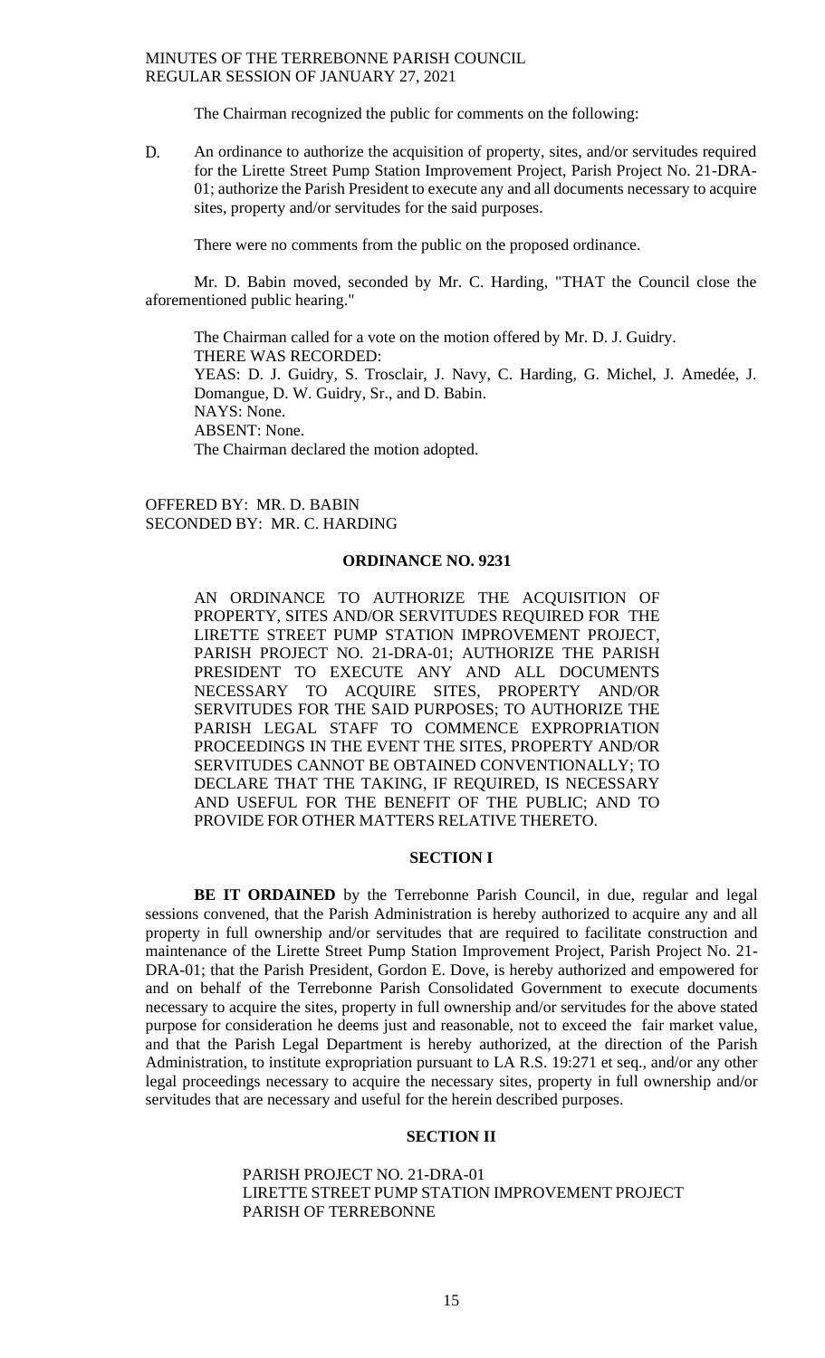The Chairman recognized the public for comments on the following:

D. An ordinance to authorize the acquisition of property, sites, and/or servitudes required for the Lirette Street Pump Station Improvement Project, Parish Project No. 21-DRA-01; authorize the Parish President to execute any and all documents necessary to acquire sites, property and/or servitudes for the said purposes.

There were no comments from the public on the proposed ordinance.

Mr. D. Babin moved, seconded by Mr. C. Harding, "THAT the Council close the aforementioned public hearing."

The Chairman called for a vote on the motion offered by Mr. D. J. Guidry.
THERE WAS RECORDED:
YEAS: D. J. Guidry, S. Trosclair, J. Navy, C. Harding, G. Michel, J. Amedée, J. Domangue, D. W. Guidry, Sr., and D. Babin.
NAYS: None.
ABSENT: None.
The Chairman declared the motion adopted.

OFFERED BY: MR. D. BABIN
SECONDED BY: MR. C. HARDING

## ORDINANCE NO. 9231

AN ORDINANCE TO AUTHORIZE THE ACQUISITION OF PROPERTY, SITES AND/OR SERVITUDES REQUIRED FOR THE LIRETTE STREET PUMP STATION IMPROVEMENT PROJECT, PARISH PROJECT NO. 21-DRA-01; AUTHORIZE THE PARISH PRESIDENT TO EXECUTE ANY AND ALL DOCUMENTS NECESSARY TO ACQUIRE SITES, PROPERTY AND/OR SERVITUDES FOR THE SAID PURPOSES; TO AUTHORIZE THE PARISH LEGAL STAFF TO COMMENCE EXPROPRIATION PROCEEDINGS IN THE EVENT THE SITES, PROPERTY AND/OR SERVITUDES CANNOT BE OBTAINED CONVENTIONALLY; TO DECLARE THAT THE TAKING, IF REQUIRED, IS NECESSARY AND USEFUL FOR THE BENEFIT OF THE PUBLIC; AND TO PROVIDE FOR OTHER MATTERS RELATIVE THERETO.

### SECTION I

**BE IT ORDAINED** by the Terrebonne Parish Council, in due, regular and legal sessions convened, that the Parish Administration is hereby authorized to acquire any and all property in full ownership and/or servitudes that are required to facilitate construction and maintenance of the Lirette Street Pump Station Improvement Project, Parish Project No. 21-DRA-01; that the Parish President, Gordon E. Dove, is hereby authorized and empowered for and on behalf of the Terrebonne Parish Consolidated Government to execute documents necessary to acquire the sites, property in full ownership and/or servitudes for the above stated purpose for consideration he deems just and reasonable, not to exceed the fair market value, and that the Parish Legal Department is hereby authorized, at the direction of the Parish Administration, to institute expropriation pursuant to LA R.S. 19:271 et seq., and/or any other legal proceedings necessary to acquire the necessary sites, property in full ownership and/or servitudes that are necessary and useful for the herein described purposes.

### SECTION II

PARISH PROJECT NO. 21-DRA-01
LIRETTE STREET PUMP STATION IMPROVEMENT PROJECT
PARISH OF TERREBONNE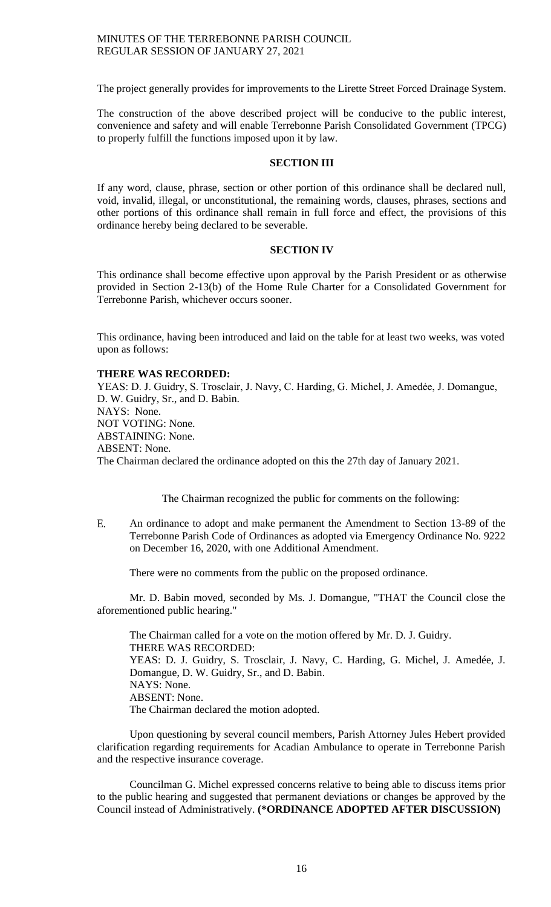The project generally provides for improvements to the Lirette Street Forced Drainage System.

The construction of the above described project will be conducive to the public interest, convenience and safety and will enable Terrebonne Parish Consolidated Government (TPCG) to properly fulfill the functions imposed upon it by law.

**SECTION III**

If any word, clause, phrase, section or other portion of this ordinance shall be declared null, void, invalid, illegal, or unconstitutional, the remaining words, clauses, phrases, sections and other portions of this ordinance shall remain in full force and effect, the provisions of this ordinance hereby being declared to be severable.

**SECTION IV**

This ordinance shall become effective upon approval by the Parish President or as otherwise provided in Section 2-13(b) of the Home Rule Charter for a Consolidated Government for Terrebonne Parish, whichever occurs sooner.

This ordinance, having been introduced and laid on the table for at least two weeks, was voted upon as follows:

**THERE WAS RECORDED:**
YEAS: D. J. Guidry, S. Trosclair, J. Navy, C. Harding, G. Michel, J. Amedée, J. Domangue, D. W. Guidry, Sr., and D. Babin.
NAYS: None.
NOT VOTING: None.
ABSTAINING: None.
ABSENT: None.
The Chairman declared the ordinance adopted on this the 27th day of January 2021.

The Chairman recognized the public for comments on the following:

E. An ordinance to adopt and make permanent the Amendment to Section 13-89 of the Terrebonne Parish Code of Ordinances as adopted via Emergency Ordinance No. 9222 on December 16, 2020, with one Additional Amendment.

There were no comments from the public on the proposed ordinance.

Mr. D. Babin moved, seconded by Ms. J. Domangue, "THAT the Council close the aforementioned public hearing."

The Chairman called for a vote on the motion offered by Mr. D. J. Guidry.
THERE WAS RECORDED:
YEAS: D. J. Guidry, S. Trosclair, J. Navy, C. Harding, G. Michel, J. Amedée, J. Domangue, D. W. Guidry, Sr., and D. Babin.
NAYS: None.
ABSENT: None.
The Chairman declared the motion adopted.

Upon questioning by several council members, Parish Attorney Jules Hebert provided clarification regarding requirements for Acadian Ambulance to operate in Terrebonne Parish and the respective insurance coverage.

Councilman G. Michel expressed concerns relative to being able to discuss items prior to the public hearing and suggested that permanent deviations or changes be approved by the Council instead of Administratively. **(*ORDINANCE ADOPTED AFTER DISCUSSION)**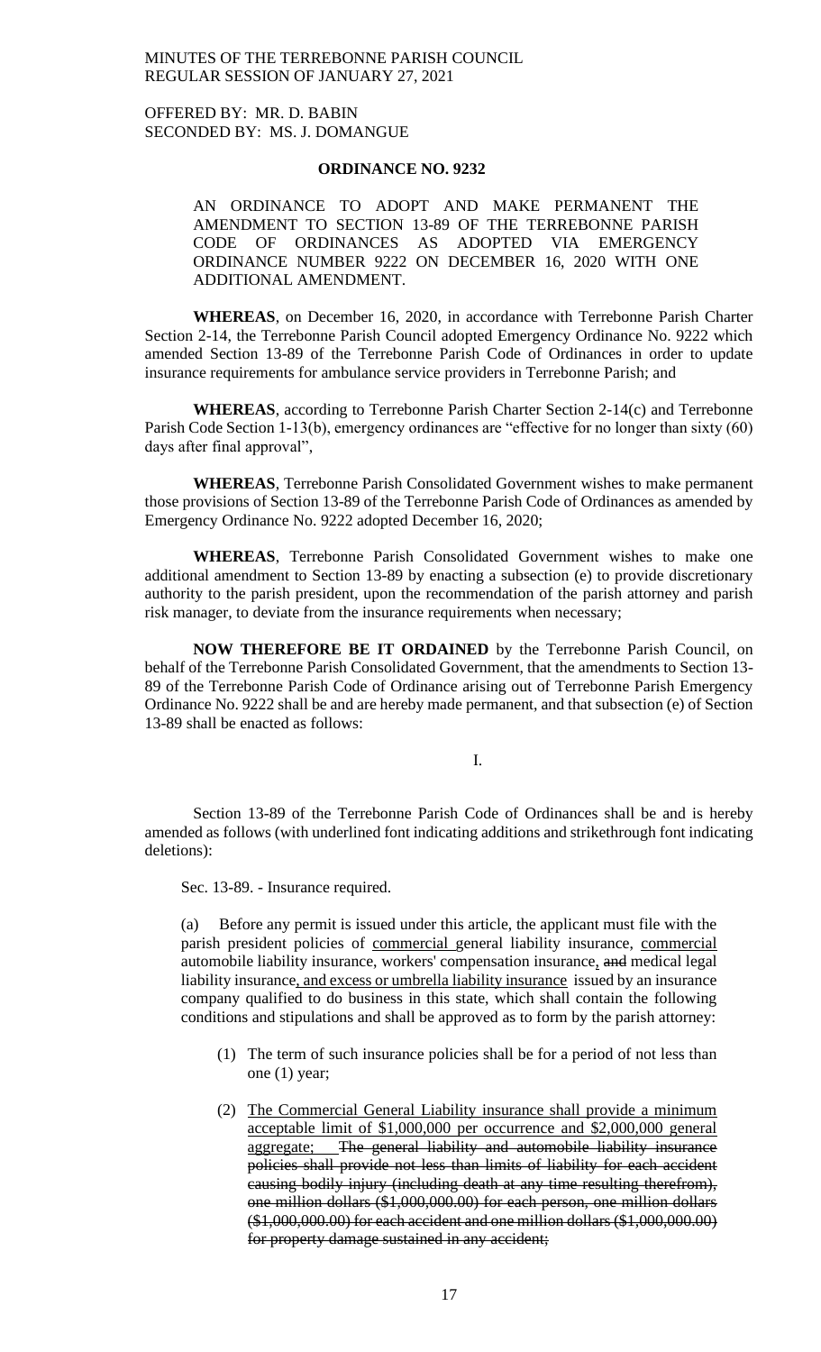MINUTES OF THE TERREBONNE PARISH COUNCIL
REGULAR SESSION OF JANUARY 27, 2021

OFFERED BY: MR. D. BABIN
SECONDED BY: MS. J. DOMANGUE

**ORDINANCE NO. 9232**

AN ORDINANCE TO ADOPT AND MAKE PERMANENT THE AMENDMENT TO SECTION 13-89 OF THE TERREBONNE PARISH CODE OF ORDINANCES AS ADOPTED VIA EMERGENCY ORDINANCE NUMBER 9222 ON DECEMBER 16, 2020 WITH ONE ADDITIONAL AMENDMENT.

**WHEREAS**, on December 16, 2020, in accordance with Terrebonne Parish Charter Section 2-14, the Terrebonne Parish Council adopted Emergency Ordinance No. 9222 which amended Section 13-89 of the Terrebonne Parish Code of Ordinances in order to update insurance requirements for ambulance service providers in Terrebonne Parish; and

**WHEREAS**, according to Terrebonne Parish Charter Section 2-14(c) and Terrebonne Parish Code Section 1-13(b), emergency ordinances are "effective for no longer than sixty (60) days after final approval",

**WHEREAS**, Terrebonne Parish Consolidated Government wishes to make permanent those provisions of Section 13-89 of the Terrebonne Parish Code of Ordinances as amended by Emergency Ordinance No. 9222 adopted December 16, 2020;

**WHEREAS**, Terrebonne Parish Consolidated Government wishes to make one additional amendment to Section 13-89 by enacting a subsection (e) to provide discretionary authority to the parish president, upon the recommendation of the parish attorney and parish risk manager, to deviate from the insurance requirements when necessary;

**NOW THEREFORE BE IT ORDAINED** by the Terrebonne Parish Council, on behalf of the Terrebonne Parish Consolidated Government, that the amendments to Section 13-89 of the Terrebonne Parish Code of Ordinance arising out of Terrebonne Parish Emergency Ordinance No. 9222 shall be and are hereby made permanent, and that subsection (e) of Section 13-89 shall be enacted as follows:

I.

Section 13-89 of the Terrebonne Parish Code of Ordinances shall be and is hereby amended as follows (with underlined font indicating additions and strikethrough font indicating deletions):

Sec. 13-89. - Insurance required.

(a) Before any permit is issued under this article, the applicant must file with the parish president policies of <u>commercial</u> general liability insurance, <u>commercial</u> automobile liability insurance, workers' compensation insurance<u>,</u> ~~and~~ medical legal liability insurance<u>, and excess or umbrella liability insurance</u> issued by an insurance company qualified to do business in this state, which shall contain the following conditions and stipulations and shall be approved as to form by the parish attorney:

(1) The term of such insurance policies shall be for a period of not less than one (1) year;

(2) <u>The Commercial General Liability insurance shall provide a minimum acceptable limit of $1,000,000 per occurrence and $2,000,000 general aggregate;</u> ~~The general liability and automobile liability insurance policies shall provide not less than limits of liability for each accident causing bodily injury (including death at any time resulting therefrom), one million dollars ($1,000,000.00) for each person, one million dollars ($1,000,000.00) for each accident and one million dollars ($1,000,000.00) for property damage sustained in any accident;~~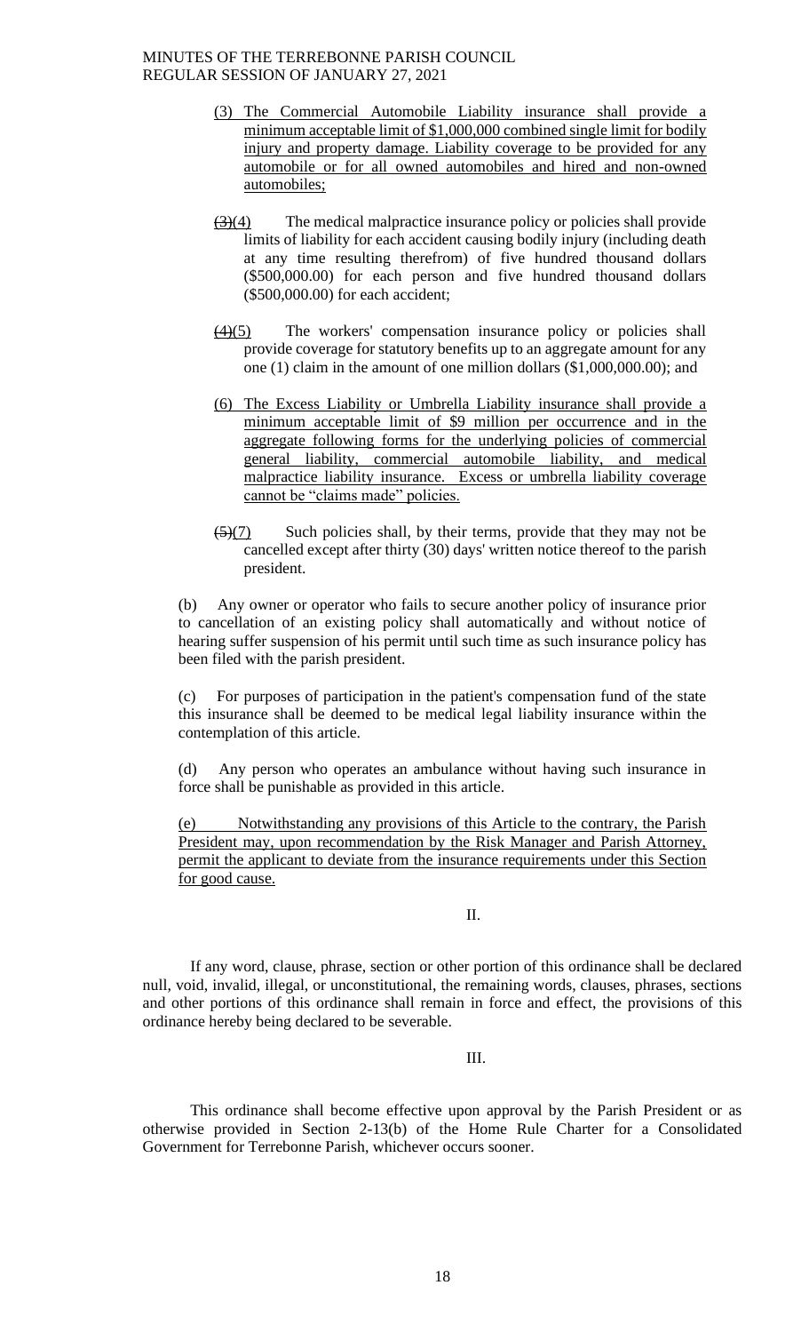(3) The Commercial Automobile Liability insurance shall provide a minimum acceptable limit of $1,000,000 combined single limit for bodily injury and property damage. Liability coverage to be provided for any automobile or for all owned automobiles and hired and non-owned automobiles;

~~(3)~~(4) The medical malpractice insurance policy or policies shall provide limits of liability for each accident causing bodily injury (including death at any time resulting therefrom) of five hundred thousand dollars ($500,000.00) for each person and five hundred thousand dollars ($500,000.00) for each accident;

~~(4)~~(5) The workers' compensation insurance policy or policies shall provide coverage for statutory benefits up to an aggregate amount for any one (1) claim in the amount of one million dollars ($1,000,000.00); and

(6) The Excess Liability or Umbrella Liability insurance shall provide a minimum acceptable limit of $9 million per occurrence and in the aggregate following forms for the underlying policies of commercial general liability, commercial automobile liability, and medical malpractice liability insurance. Excess or umbrella liability coverage cannot be "claims made" policies.

~~(5)~~(7) Such policies shall, by their terms, provide that they may not be cancelled except after thirty (30) days' written notice thereof to the parish president.

(b) Any owner or operator who fails to secure another policy of insurance prior to cancellation of an existing policy shall automatically and without notice of hearing suffer suspension of his permit until such time as such insurance policy has been filed with the parish president.

(c) For purposes of participation in the patient's compensation fund of the state this insurance shall be deemed to be medical legal liability insurance within the contemplation of this article.

(d) Any person who operates an ambulance without having such insurance in force shall be punishable as provided in this article.

(e) Notwithstanding any provisions of this Article to the contrary, the Parish President may, upon recommendation by the Risk Manager and Parish Attorney, permit the applicant to deviate from the insurance requirements under this Section for good cause.

II.

If any word, clause, phrase, section or other portion of this ordinance shall be declared null, void, invalid, illegal, or unconstitutional, the remaining words, clauses, phrases, sections and other portions of this ordinance shall remain in force and effect, the provisions of this ordinance hereby being declared to be severable.

III.

This ordinance shall become effective upon approval by the Parish President or as otherwise provided in Section 2-13(b) of the Home Rule Charter for a Consolidated Government for Terrebonne Parish, whichever occurs sooner.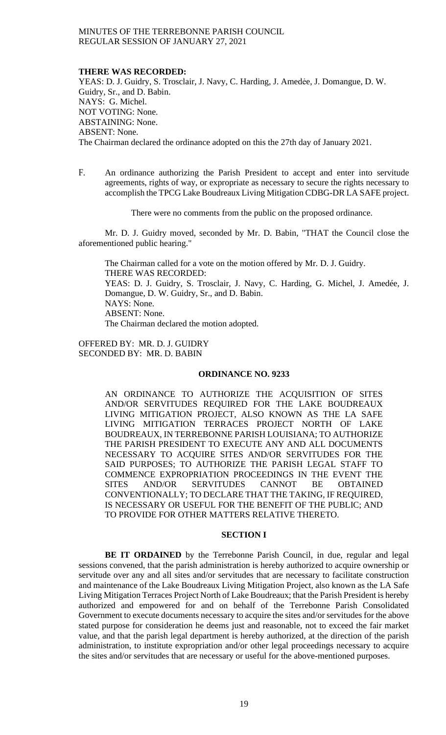**THERE WAS RECORDED:**
YEAS: D. J. Guidry, S. Trosclair, J. Navy, C. Harding, J. Amedėe, J. Domangue, D. W. Guidry, Sr., and D. Babin.
NAYS: G. Michel.
NOT VOTING: None.
ABSTAINING: None.
ABSENT: None.
The Chairman declared the ordinance adopted on this the 27th day of January 2021.

F. An ordinance authorizing the Parish President to accept and enter into servitude agreements, rights of way, or expropriate as necessary to secure the rights necessary to accomplish the TPCG Lake Boudreaux Living Mitigation CDBG-DR LA SAFE project.

There were no comments from the public on the proposed ordinance.

Mr. D. J. Guidry moved, seconded by Mr. D. Babin, "THAT the Council close the aforementioned public hearing."

The Chairman called for a vote on the motion offered by Mr. D. J. Guidry.
THERE WAS RECORDED:
YEAS: D. J. Guidry, S. Trosclair, J. Navy, C. Harding, G. Michel, J. Amedée, J. Domangue, D. W. Guidry, Sr., and D. Babin.
NAYS: None.
ABSENT: None.
The Chairman declared the motion adopted.

OFFERED BY: MR. D. J. GUIDRY
SECONDED BY: MR. D. BABIN

**ORDINANCE NO. 9233**

AN ORDINANCE TO AUTHORIZE THE ACQUISITION OF SITES AND/OR SERVITUDES REQUIRED FOR THE LAKE BOUDREAUX LIVING MITIGATION PROJECT, ALSO KNOWN AS THE LA SAFE LIVING MITIGATION TERRACES PROJECT NORTH OF LAKE BOUDREAUX, IN TERREBONNE PARISH LOUISIANA; TO AUTHORIZE THE PARISH PRESIDENT TO EXECUTE ANY AND ALL DOCUMENTS NECESSARY TO ACQUIRE SITES AND/OR SERVITUDES FOR THE SAID PURPOSES; TO AUTHORIZE THE PARISH LEGAL STAFF TO COMMENCE EXPROPRIATION PROCEEDINGS IN THE EVENT THE SITES AND/OR SERVITUDES CANNOT BE OBTAINED CONVENTIONALLY; TO DECLARE THAT THE TAKING, IF REQUIRED, IS NECESSARY OR USEFUL FOR THE BENEFIT OF THE PUBLIC; AND TO PROVIDE FOR OTHER MATTERS RELATIVE THERETO.

**SECTION I**

**BE IT ORDAINED** by the Terrebonne Parish Council, in due, regular and legal sessions convened, that the parish administration is hereby authorized to acquire ownership or servitude over any and all sites and/or servitudes that are necessary to facilitate construction and maintenance of the Lake Boudreaux Living Mitigation Project, also known as the LA Safe Living Mitigation Terraces Project North of Lake Boudreaux; that the Parish President is hereby authorized and empowered for and on behalf of the Terrebonne Parish Consolidated Government to execute documents necessary to acquire the sites and/or servitudes for the above stated purpose for consideration he deems just and reasonable, not to exceed the fair market value, and that the parish legal department is hereby authorized, at the direction of the parish administration, to institute expropriation and/or other legal proceedings necessary to acquire the sites and/or servitudes that are necessary or useful for the above-mentioned purposes.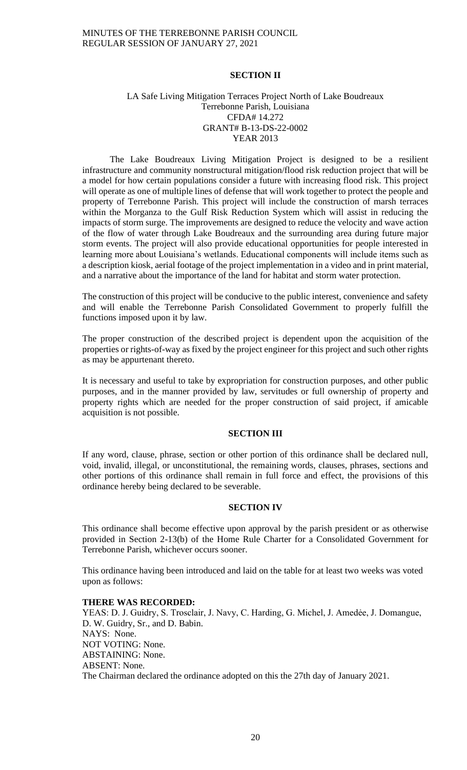## SECTION II

LA Safe Living Mitigation Terraces Project North of Lake Boudreaux
Terrebonne Parish, Louisiana
CFDA# 14.272
GRANT# B-13-DS-22-0002
YEAR 2013

The Lake Boudreaux Living Mitigation Project is designed to be a resilient infrastructure and community nonstructural mitigation/flood risk reduction project that will be a model for how certain populations consider a future with increasing flood risk. This project will operate as one of multiple lines of defense that will work together to protect the people and property of Terrebonne Parish. This project will include the construction of marsh terraces within the Morganza to the Gulf Risk Reduction System which will assist in reducing the impacts of storm surge. The improvements are designed to reduce the velocity and wave action of the flow of water through Lake Boudreaux and the surrounding area during future major storm events. The project will also provide educational opportunities for people interested in learning more about Louisiana's wetlands. Educational components will include items such as a description kiosk, aerial footage of the project implementation in a video and in print material, and a narrative about the importance of the land for habitat and storm water protection.

The construction of this project will be conducive to the public interest, convenience and safety and will enable the Terrebonne Parish Consolidated Government to properly fulfill the functions imposed upon it by law.

The proper construction of the described project is dependent upon the acquisition of the properties or rights-of-way as fixed by the project engineer for this project and such other rights as may be appurtenant thereto.

It is necessary and useful to take by expropriation for construction purposes, and other public purposes, and in the manner provided by law, servitudes or full ownership of property and property rights which are needed for the proper construction of said project, if amicable acquisition is not possible.

## SECTION III

If any word, clause, phrase, section or other portion of this ordinance shall be declared null, void, invalid, illegal, or unconstitutional, the remaining words, clauses, phrases, sections and other portions of this ordinance shall remain in full force and effect, the provisions of this ordinance hereby being declared to be severable.

## SECTION IV

This ordinance shall become effective upon approval by the parish president or as otherwise provided in Section 2-13(b) of the Home Rule Charter for a Consolidated Government for Terrebonne Parish, whichever occurs sooner.

This ordinance having been introduced and laid on the table for at least two weeks was voted upon as follows:

**THERE WAS RECORDED:**
YEAS: D. J. Guidry, S. Trosclair, J. Navy, C. Harding, G. Michel, J. Amedèe, J. Domangue, D. W. Guidry, Sr., and D. Babin.
NAYS: None.
NOT VOTING: None.
ABSTAINING: None.
ABSENT: None.
The Chairman declared the ordinance adopted on this the 27th day of January 2021.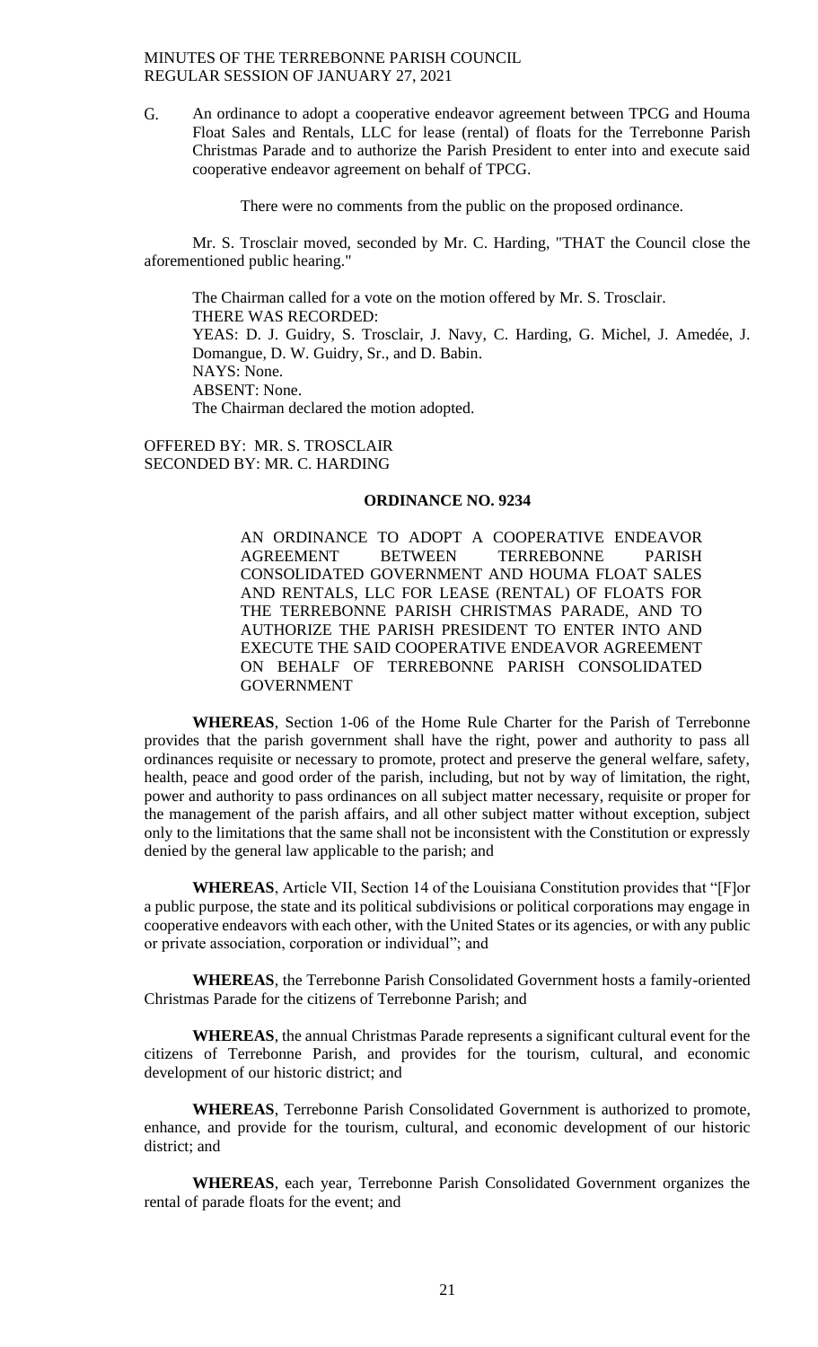G. An ordinance to adopt a cooperative endeavor agreement between TPCG and Houma Float Sales and Rentals, LLC for lease (rental) of floats for the Terrebonne Parish Christmas Parade and to authorize the Parish President to enter into and execute said cooperative endeavor agreement on behalf of TPCG.

There were no comments from the public on the proposed ordinance.

Mr. S. Trosclair moved, seconded by Mr. C. Harding, "THAT the Council close the aforementioned public hearing."

The Chairman called for a vote on the motion offered by Mr. S. Trosclair.
THERE WAS RECORDED:
YEAS: D. J. Guidry, S. Trosclair, J. Navy, C. Harding, G. Michel, J. Amedée, J. Domangue, D. W. Guidry, Sr., and D. Babin.
NAYS: None.
ABSENT: None.
The Chairman declared the motion adopted.

OFFERED BY: MR. S. TROSCLAIR
SECONDED BY: MR. C. HARDING

**ORDINANCE NO. 9234**

AN ORDINANCE TO ADOPT A COOPERATIVE ENDEAVOR AGREEMENT BETWEEN TERREBONNE PARISH CONSOLIDATED GOVERNMENT AND HOUMA FLOAT SALES AND RENTALS, LLC FOR LEASE (RENTAL) OF FLOATS FOR THE TERREBONNE PARISH CHRISTMAS PARADE, AND TO AUTHORIZE THE PARISH PRESIDENT TO ENTER INTO AND EXECUTE THE SAID COOPERATIVE ENDEAVOR AGREEMENT ON BEHALF OF TERREBONNE PARISH CONSOLIDATED GOVERNMENT

**WHEREAS**, Section 1-06 of the Home Rule Charter for the Parish of Terrebonne provides that the parish government shall have the right, power and authority to pass all ordinances requisite or necessary to promote, protect and preserve the general welfare, safety, health, peace and good order of the parish, including, but not by way of limitation, the right, power and authority to pass ordinances on all subject matter necessary, requisite or proper for the management of the parish affairs, and all other subject matter without exception, subject only to the limitations that the same shall not be inconsistent with the Constitution or expressly denied by the general law applicable to the parish; and

**WHEREAS**, Article VII, Section 14 of the Louisiana Constitution provides that "[F]or a public purpose, the state and its political subdivisions or political corporations may engage in cooperative endeavors with each other, with the United States or its agencies, or with any public or private association, corporation or individual"; and

**WHEREAS**, the Terrebonne Parish Consolidated Government hosts a family-oriented Christmas Parade for the citizens of Terrebonne Parish; and

**WHEREAS**, the annual Christmas Parade represents a significant cultural event for the citizens of Terrebonne Parish, and provides for the tourism, cultural, and economic development of our historic district; and

**WHEREAS**, Terrebonne Parish Consolidated Government is authorized to promote, enhance, and provide for the tourism, cultural, and economic development of our historic district; and

**WHEREAS**, each year, Terrebonne Parish Consolidated Government organizes the rental of parade floats for the event; and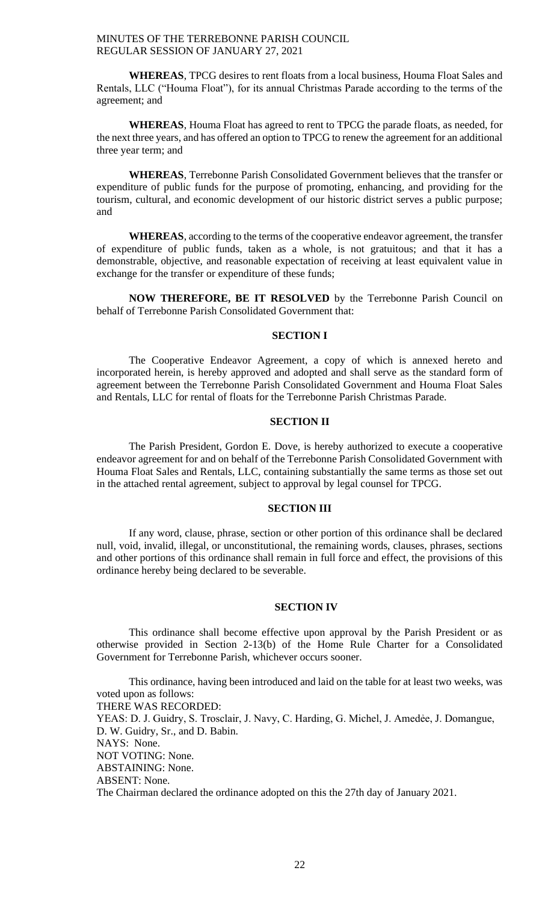**WHEREAS**, TPCG desires to rent floats from a local business, Houma Float Sales and Rentals, LLC ("Houma Float"), for its annual Christmas Parade according to the terms of the agreement; and

**WHEREAS**, Houma Float has agreed to rent to TPCG the parade floats, as needed, for the next three years, and has offered an option to TPCG to renew the agreement for an additional three year term; and

**WHEREAS**, Terrebonne Parish Consolidated Government believes that the transfer or expenditure of public funds for the purpose of promoting, enhancing, and providing for the tourism, cultural, and economic development of our historic district serves a public purpose; and

**WHEREAS**, according to the terms of the cooperative endeavor agreement, the transfer of expenditure of public funds, taken as a whole, is not gratuitous; and that it has a demonstrable, objective, and reasonable expectation of receiving at least equivalent value in exchange for the transfer or expenditure of these funds;

**NOW THEREFORE, BE IT RESOLVED** by the Terrebonne Parish Council on behalf of Terrebonne Parish Consolidated Government that:

**SECTION I**

The Cooperative Endeavor Agreement, a copy of which is annexed hereto and incorporated herein, is hereby approved and adopted and shall serve as the standard form of agreement between the Terrebonne Parish Consolidated Government and Houma Float Sales and Rentals, LLC for rental of floats for the Terrebonne Parish Christmas Parade.

**SECTION II**

The Parish President, Gordon E. Dove, is hereby authorized to execute a cooperative endeavor agreement for and on behalf of the Terrebonne Parish Consolidated Government with Houma Float Sales and Rentals, LLC, containing substantially the same terms as those set out in the attached rental agreement, subject to approval by legal counsel for TPCG.

**SECTION III**

If any word, clause, phrase, section or other portion of this ordinance shall be declared null, void, invalid, illegal, or unconstitutional, the remaining words, clauses, phrases, sections and other portions of this ordinance shall remain in full force and effect, the provisions of this ordinance hereby being declared to be severable.

**SECTION IV**

This ordinance shall become effective upon approval by the Parish President or as otherwise provided in Section 2-13(b) of the Home Rule Charter for a Consolidated Government for Terrebonne Parish, whichever occurs sooner.

This ordinance, having been introduced and laid on the table for at least two weeks, was voted upon as follows:
THERE WAS RECORDED:
YEAS: D. J. Guidry, S. Trosclair, J. Navy, C. Harding, G. Michel, J. Amedѐe, J. Domangue, D. W. Guidry, Sr., and D. Babin.
NAYS: None.
NOT VOTING: None.
ABSTAINING: None.
ABSENT: None.
The Chairman declared the ordinance adopted on this the 27th day of January 2021.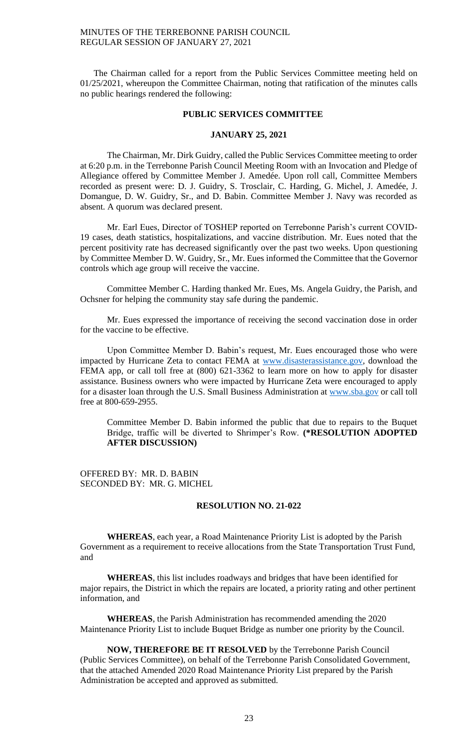The Chairman called for a report from the Public Services Committee meeting held on 01/25/2021, whereupon the Committee Chairman, noting that ratification of the minutes calls no public hearings rendered the following:

## PUBLIC SERVICES COMMITTEE

### JANUARY 25, 2021

The Chairman, Mr. Dirk Guidry, called the Public Services Committee meeting to order at 6:20 p.m. in the Terrebonne Parish Council Meeting Room with an Invocation and Pledge of Allegiance offered by Committee Member J. Amedée. Upon roll call, Committee Members recorded as present were: D. J. Guidry, S. Trosclair, C. Harding, G. Michel, J. Amedée, J. Domangue, D. W. Guidry, Sr., and D. Babin. Committee Member J. Navy was recorded as absent. A quorum was declared present.

Mr. Earl Eues, Director of TOSHEP reported on Terrebonne Parish's current COVID-19 cases, death statistics, hospitalizations, and vaccine distribution. Mr. Eues noted that the percent positivity rate has decreased significantly over the past two weeks. Upon questioning by Committee Member D. W. Guidry, Sr., Mr. Eues informed the Committee that the Governor controls which age group will receive the vaccine.

Committee Member C. Harding thanked Mr. Eues, Ms. Angela Guidry, the Parish, and Ochsner for helping the community stay safe during the pandemic.

Mr. Eues expressed the importance of receiving the second vaccination dose in order for the vaccine to be effective.

Upon Committee Member D. Babin's request, Mr. Eues encouraged those who were impacted by Hurricane Zeta to contact FEMA at www.disasterassistance.gov, download the FEMA app, or call toll free at (800) 621-3362 to learn more on how to apply for disaster assistance. Business owners who were impacted by Hurricane Zeta were encouraged to apply for a disaster loan through the U.S. Small Business Administration at www.sba.gov or call toll free at 800-659-2955.

Committee Member D. Babin informed the public that due to repairs to the Buquet Bridge, traffic will be diverted to Shrimper's Row. **(*RESOLUTION ADOPTED AFTER DISCUSSION)**

OFFERED BY: MR. D. BABIN
SECONDED BY: MR. G. MICHEL

**RESOLUTION NO. 21-022**

**WHEREAS**, each year, a Road Maintenance Priority List is adopted by the Parish Government as a requirement to receive allocations from the State Transportation Trust Fund, and

**WHEREAS**, this list includes roadways and bridges that have been identified for major repairs, the District in which the repairs are located, a priority rating and other pertinent information, and

**WHEREAS**, the Parish Administration has recommended amending the 2020 Maintenance Priority List to include Buquet Bridge as number one priority by the Council.

**NOW, THEREFORE BE IT RESOLVED** by the Terrebonne Parish Council (Public Services Committee), on behalf of the Terrebonne Parish Consolidated Government, that the attached Amended 2020 Road Maintenance Priority List prepared by the Parish Administration be accepted and approved as submitted.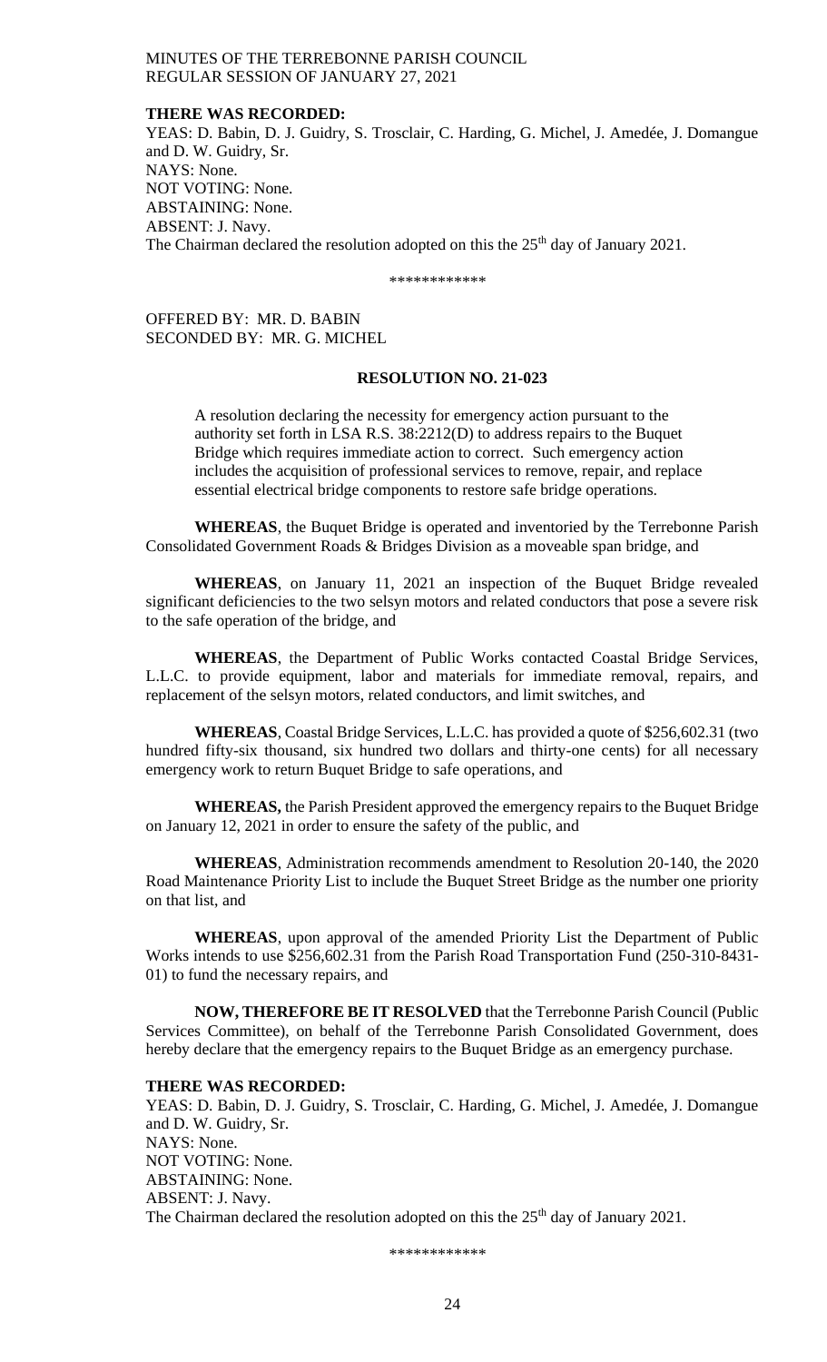**THERE WAS RECORDED:**

YEAS: D. Babin, D. J. Guidry, S. Trosclair, C. Harding, G. Michel, J. Amedée, J. Domangue and D. W. Guidry, Sr.
NAYS: None.
NOT VOTING: None.
ABSTAINING: None.
ABSENT: J. Navy.
The Chairman declared the resolution adopted on this the 25th day of January 2021.

\*\*\*\*\*\*\*\*\*\*\*\*

OFFERED BY: MR. D. BABIN
SECONDED BY: MR. G. MICHEL

**RESOLUTION NO. 21-023**

A resolution declaring the necessity for emergency action pursuant to the authority set forth in LSA R.S. 38:2212(D) to address repairs to the Buquet Bridge which requires immediate action to correct. Such emergency action includes the acquisition of professional services to remove, repair, and replace essential electrical bridge components to restore safe bridge operations.

**WHEREAS**, the Buquet Bridge is operated and inventoried by the Terrebonne Parish Consolidated Government Roads & Bridges Division as a moveable span bridge, and

**WHEREAS**, on January 11, 2021 an inspection of the Buquet Bridge revealed significant deficiencies to the two selsyn motors and related conductors that pose a severe risk to the safe operation of the bridge, and

**WHEREAS**, the Department of Public Works contacted Coastal Bridge Services, L.L.C. to provide equipment, labor and materials for immediate removal, repairs, and replacement of the selsyn motors, related conductors, and limit switches, and

**WHEREAS**, Coastal Bridge Services, L.L.C. has provided a quote of $256,602.31 (two hundred fifty-six thousand, six hundred two dollars and thirty-one cents) for all necessary emergency work to return Buquet Bridge to safe operations, and

**WHEREAS,** the Parish President approved the emergency repairs to the Buquet Bridge on January 12, 2021 in order to ensure the safety of the public, and

**WHEREAS**, Administration recommends amendment to Resolution 20-140, the 2020 Road Maintenance Priority List to include the Buquet Street Bridge as the number one priority on that list, and

**WHEREAS**, upon approval of the amended Priority List the Department of Public Works intends to use $256,602.31 from the Parish Road Transportation Fund (250-310-8431-01) to fund the necessary repairs, and

**NOW, THEREFORE BE IT RESOLVED** that the Terrebonne Parish Council (Public Services Committee), on behalf of the Terrebonne Parish Consolidated Government, does hereby declare that the emergency repairs to the Buquet Bridge as an emergency purchase.

**THERE WAS RECORDED:**

YEAS: D. Babin, D. J. Guidry, S. Trosclair, C. Harding, G. Michel, J. Amedée, J. Domangue and D. W. Guidry, Sr.
NAYS: None.
NOT VOTING: None.
ABSTAINING: None.
ABSENT: J. Navy.
The Chairman declared the resolution adopted on this the 25th day of January 2021.

\*\*\*\*\*\*\*\*\*\*\*\*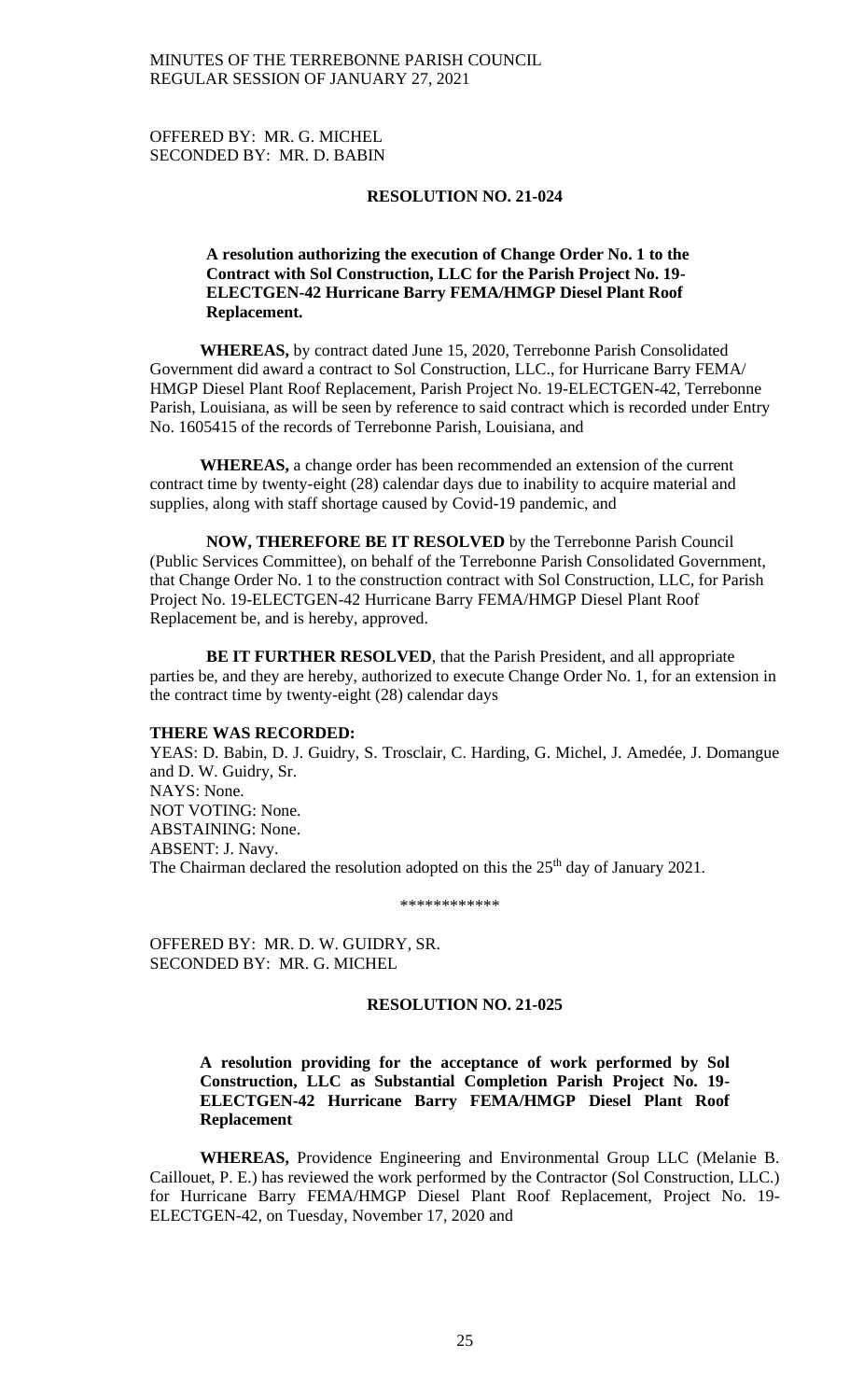OFFERED BY: MR. G. MICHEL
SECONDED BY: MR. D. BABIN

**RESOLUTION NO. 21-024**

**A resolution authorizing the execution of Change Order No. 1 to the Contract with Sol Construction, LLC for the Parish Project No. 19-ELECTGEN-42 Hurricane Barry FEMA/HMGP Diesel Plant Roof Replacement.**

**WHEREAS,** by contract dated June 15, 2020, Terrebonne Parish Consolidated Government did award a contract to Sol Construction, LLC., for Hurricane Barry FEMA/ HMGP Diesel Plant Roof Replacement, Parish Project No. 19-ELECTGEN-42, Terrebonne Parish, Louisiana, as will be seen by reference to said contract which is recorded under Entry No. 1605415 of the records of Terrebonne Parish, Louisiana, and

**WHEREAS,** a change order has been recommended an extension of the current contract time by twenty-eight (28) calendar days due to inability to acquire material and supplies, along with staff shortage caused by Covid-19 pandemic, and

**NOW, THEREFORE BE IT RESOLVED** by the Terrebonne Parish Council (Public Services Committee), on behalf of the Terrebonne Parish Consolidated Government, that Change Order No. 1 to the construction contract with Sol Construction, LLC, for Parish Project No. 19-ELECTGEN-42 Hurricane Barry FEMA/HMGP Diesel Plant Roof Replacement be, and is hereby, approved.

**BE IT FURTHER RESOLVED**, that the Parish President, and all appropriate parties be, and they are hereby, authorized to execute Change Order No. 1, for an extension in the contract time by twenty-eight (28) calendar days

**THERE WAS RECORDED:**
YEAS: D. Babin, D. J. Guidry, S. Trosclair, C. Harding, G. Michel, J. Amedée, J. Domangue and D. W. Guidry, Sr.
NAYS: None.
NOT VOTING: None.
ABSTAINING: None.
ABSENT: J. Navy.
The Chairman declared the resolution adopted on this the 25th day of January 2021.

\*\*\*\*\*\*\*\*\*\*\*\*

OFFERED BY: MR. D. W. GUIDRY, SR.
SECONDED BY: MR. G. MICHEL

**RESOLUTION NO. 21-025**

**A resolution providing for the acceptance of work performed by Sol Construction, LLC as Substantial Completion Parish Project No. 19-ELECTGEN-42 Hurricane Barry FEMA/HMGP Diesel Plant Roof Replacement**

**WHEREAS,** Providence Engineering and Environmental Group LLC (Melanie B. Caillouet, P. E.) has reviewed the work performed by the Contractor (Sol Construction, LLC.) for Hurricane Barry FEMA/HMGP Diesel Plant Roof Replacement, Project No. 19-ELECTGEN-42, on Tuesday, November 17, 2020 and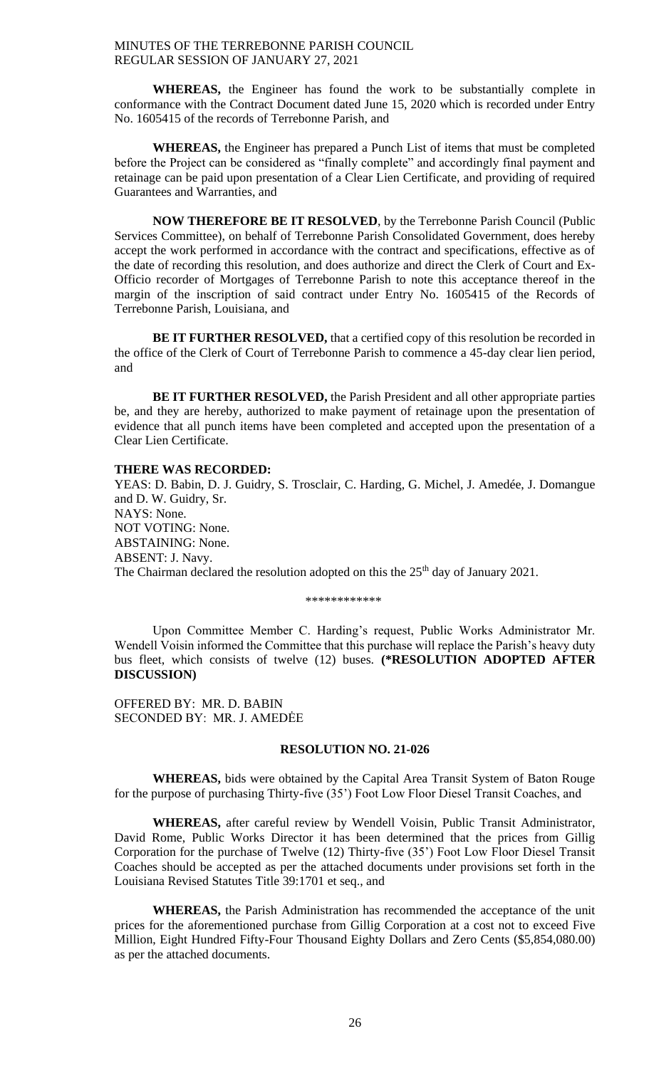**WHEREAS,** the Engineer has found the work to be substantially complete in conformance with the Contract Document dated June 15, 2020 which is recorded under Entry No. 1605415 of the records of Terrebonne Parish, and

**WHEREAS,** the Engineer has prepared a Punch List of items that must be completed before the Project can be considered as "finally complete" and accordingly final payment and retainage can be paid upon presentation of a Clear Lien Certificate, and providing of required Guarantees and Warranties, and

**NOW THEREFORE BE IT RESOLVED**, by the Terrebonne Parish Council (Public Services Committee), on behalf of Terrebonne Parish Consolidated Government, does hereby accept the work performed in accordance with the contract and specifications, effective as of the date of recording this resolution, and does authorize and direct the Clerk of Court and Ex-Officio recorder of Mortgages of Terrebonne Parish to note this acceptance thereof in the margin of the inscription of said contract under Entry No. 1605415 of the Records of Terrebonne Parish, Louisiana, and

**BE IT FURTHER RESOLVED,** that a certified copy of this resolution be recorded in the office of the Clerk of Court of Terrebonne Parish to commence a 45-day clear lien period, and

**BE IT FURTHER RESOLVED,** the Parish President and all other appropriate parties be, and they are hereby, authorized to make payment of retainage upon the presentation of evidence that all punch items have been completed and accepted upon the presentation of a Clear Lien Certificate.

**THERE WAS RECORDED:**
YEAS: D. Babin, D. J. Guidry, S. Trosclair, C. Harding, G. Michel, J. Amedée, J. Domangue and D. W. Guidry, Sr.
NAYS: None.
NOT VOTING: None.
ABSTAINING: None.
ABSENT: J. Navy.
The Chairman declared the resolution adopted on this the 25th day of January 2021.

\*\*\*\*\*\*\*\*\*\*\*\*

Upon Committee Member C. Harding's request, Public Works Administrator Mr. Wendell Voisin informed the Committee that this purchase will replace the Parish's heavy duty bus fleet, which consists of twelve (12) buses. **(\*RESOLUTION ADOPTED AFTER DISCUSSION)**

OFFERED BY: MR. D. BABIN
SECONDED BY: MR. J. AMEDĖE

**RESOLUTION NO. 21-026**

**WHEREAS,** bids were obtained by the Capital Area Transit System of Baton Rouge for the purpose of purchasing Thirty-five (35') Foot Low Floor Diesel Transit Coaches, and

**WHEREAS,** after careful review by Wendell Voisin, Public Transit Administrator, David Rome, Public Works Director it has been determined that the prices from Gillig Corporation for the purchase of Twelve (12) Thirty-five (35') Foot Low Floor Diesel Transit Coaches should be accepted as per the attached documents under provisions set forth in the Louisiana Revised Statutes Title 39:1701 et seq., and

**WHEREAS,** the Parish Administration has recommended the acceptance of the unit prices for the aforementioned purchase from Gillig Corporation at a cost not to exceed Five Million, Eight Hundred Fifty-Four Thousand Eighty Dollars and Zero Cents ($5,854,080.00) as per the attached documents.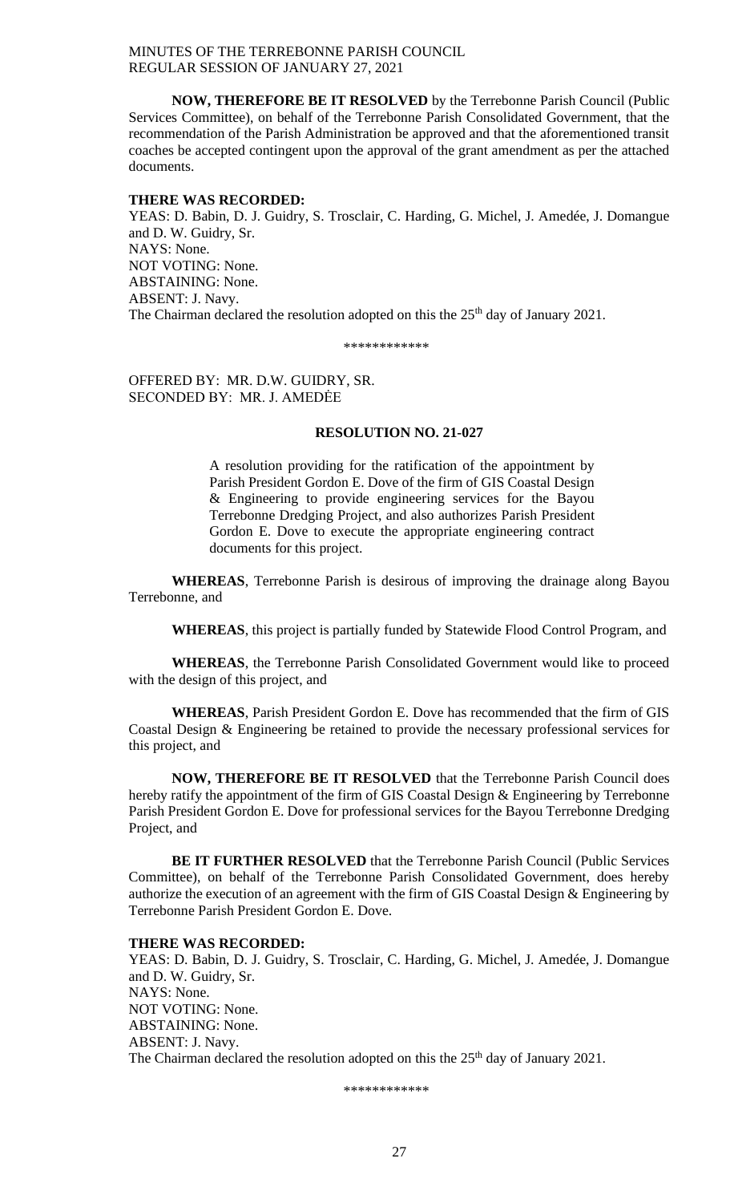**NOW, THEREFORE BE IT RESOLVED** by the Terrebonne Parish Council (Public Services Committee), on behalf of the Terrebonne Parish Consolidated Government, that the recommendation of the Parish Administration be approved and that the aforementioned transit coaches be accepted contingent upon the approval of the grant amendment as per the attached documents.

**THERE WAS RECORDED:**
YEAS: D. Babin, D. J. Guidry, S. Trosclair, C. Harding, G. Michel, J. Amedée, J. Domangue and D. W. Guidry, Sr.
NAYS: None.
NOT VOTING: None.
ABSTAINING: None.
ABSENT: J. Navy.
The Chairman declared the resolution adopted on this the 25th day of January 2021.

\*\*\*\*\*\*\*\*\*\*\*\*

OFFERED BY: MR. D.W. GUIDRY, SR.
SECONDED BY: MR. J. AMEDĖE

**RESOLUTION NO. 21-027**

A resolution providing for the ratification of the appointment by Parish President Gordon E. Dove of the firm of GIS Coastal Design & Engineering to provide engineering services for the Bayou Terrebonne Dredging Project, and also authorizes Parish President Gordon E. Dove to execute the appropriate engineering contract documents for this project.

**WHEREAS**, Terrebonne Parish is desirous of improving the drainage along Bayou Terrebonne, and

**WHEREAS**, this project is partially funded by Statewide Flood Control Program, and

**WHEREAS**, the Terrebonne Parish Consolidated Government would like to proceed with the design of this project, and

**WHEREAS**, Parish President Gordon E. Dove has recommended that the firm of GIS Coastal Design & Engineering be retained to provide the necessary professional services for this project, and

**NOW, THEREFORE BE IT RESOLVED** that the Terrebonne Parish Council does hereby ratify the appointment of the firm of GIS Coastal Design & Engineering by Terrebonne Parish President Gordon E. Dove for professional services for the Bayou Terrebonne Dredging Project, and

**BE IT FURTHER RESOLVED** that the Terrebonne Parish Council (Public Services Committee), on behalf of the Terrebonne Parish Consolidated Government, does hereby authorize the execution of an agreement with the firm of GIS Coastal Design & Engineering by Terrebonne Parish President Gordon E. Dove.

**THERE WAS RECORDED:**
YEAS: D. Babin, D. J. Guidry, S. Trosclair, C. Harding, G. Michel, J. Amedée, J. Domangue and D. W. Guidry, Sr.
NAYS: None.
NOT VOTING: None.
ABSTAINING: None.
ABSENT: J. Navy.
The Chairman declared the resolution adopted on this the 25th day of January 2021.

\*\*\*\*\*\*\*\*\*\*\*\*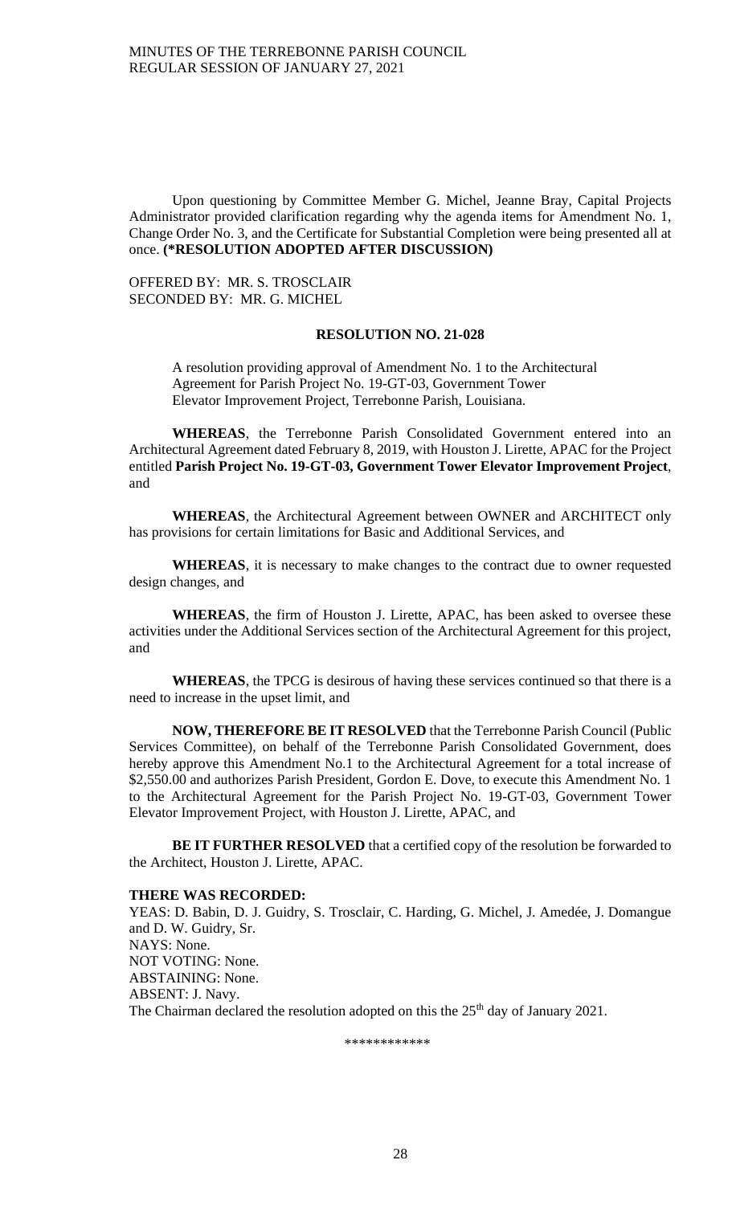Upon questioning by Committee Member G. Michel, Jeanne Bray, Capital Projects Administrator provided clarification regarding why the agenda items for Amendment No. 1, Change Order No. 3, and the Certificate for Substantial Completion were being presented all at once. **(*RESOLUTION ADOPTED AFTER DISCUSSION)**

OFFERED BY: MR. S. TROSCLAIR
SECONDED BY: MR. G. MICHEL

**RESOLUTION NO. 21-028**

A resolution providing approval of Amendment No. 1 to the Architectural Agreement for Parish Project No. 19-GT-03, Government Tower Elevator Improvement Project, Terrebonne Parish, Louisiana.

**WHEREAS**, the Terrebonne Parish Consolidated Government entered into an Architectural Agreement dated February 8, 2019, with Houston J. Lirette, APAC for the Project entitled **Parish Project No. 19-GT-03, Government Tower Elevator Improvement Project**, and

**WHEREAS**, the Architectural Agreement between OWNER and ARCHITECT only has provisions for certain limitations for Basic and Additional Services, and

**WHEREAS**, it is necessary to make changes to the contract due to owner requested design changes, and

**WHEREAS**, the firm of Houston J. Lirette, APAC, has been asked to oversee these activities under the Additional Services section of the Architectural Agreement for this project, and

**WHEREAS**, the TPCG is desirous of having these services continued so that there is a need to increase in the upset limit, and

**NOW, THEREFORE BE IT RESOLVED** that the Terrebonne Parish Council (Public Services Committee), on behalf of the Terrebonne Parish Consolidated Government, does hereby approve this Amendment No.1 to the Architectural Agreement for a total increase of $2,550.00 and authorizes Parish President, Gordon E. Dove, to execute this Amendment No. 1 to the Architectural Agreement for the Parish Project No. 19-GT-03, Government Tower Elevator Improvement Project, with Houston J. Lirette, APAC, and

**BE IT FURTHER RESOLVED** that a certified copy of the resolution be forwarded to the Architect, Houston J. Lirette, APAC.

**THERE WAS RECORDED:**
YEAS: D. Babin, D. J. Guidry, S. Trosclair, C. Harding, G. Michel, J. Amedée, J. Domangue and D. W. Guidry, Sr.
NAYS: None.
NOT VOTING: None.
ABSTAINING: None.
ABSENT: J. Navy.
The Chairman declared the resolution adopted on this the 25th day of January 2021.

\*\*\*\*\*\*\*\*\*\*\*\*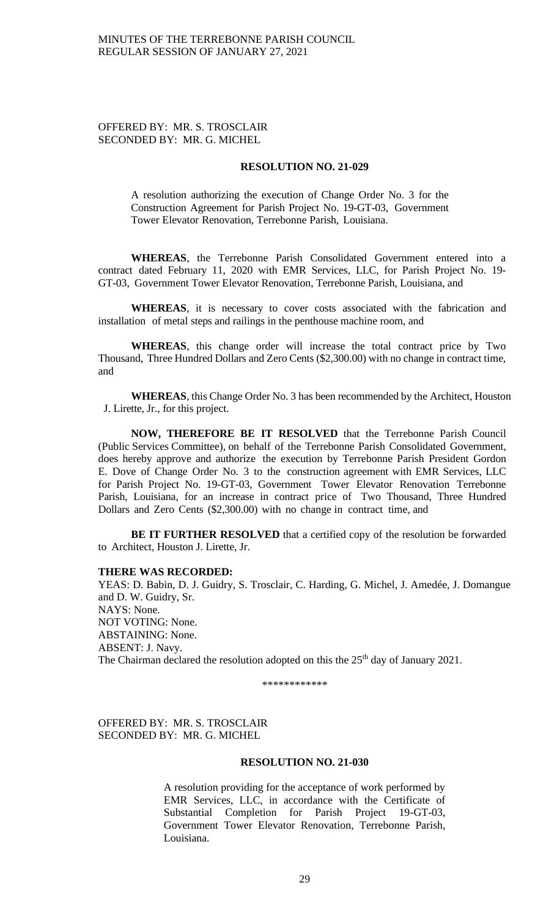OFFERED BY: MR. S. TROSCLAIR
SECONDED BY: MR. G. MICHEL

**RESOLUTION NO. 21-029**

A resolution authorizing the execution of Change Order No. 3 for the Construction Agreement for Parish Project No. 19-GT-03, Government Tower Elevator Renovation, Terrebonne Parish, Louisiana.

**WHEREAS**, the Terrebonne Parish Consolidated Government entered into a contract dated February 11, 2020 with EMR Services, LLC, for Parish Project No. 19-GT-03, Government Tower Elevator Renovation, Terrebonne Parish, Louisiana, and

**WHEREAS**, it is necessary to cover costs associated with the fabrication and installation of metal steps and railings in the penthouse machine room, and

**WHEREAS**, this change order will increase the total contract price by Two Thousand, Three Hundred Dollars and Zero Cents ($2,300.00) with no change in contract time, and

**WHEREAS**, this Change Order No. 3 has been recommended by the Architect, Houston J. Lirette, Jr., for this project.

**NOW, THEREFORE BE IT RESOLVED** that the Terrebonne Parish Council (Public Services Committee), on behalf of the Terrebonne Parish Consolidated Government, does hereby approve and authorize the execution by Terrebonne Parish President Gordon E. Dove of Change Order No. 3 to the construction agreement with EMR Services, LLC for Parish Project No. 19-GT-03, Government Tower Elevator Renovation Terrebonne Parish, Louisiana, for an increase in contract price of Two Thousand, Three Hundred Dollars and Zero Cents ($2,300.00) with no change in contract time, and

**BE IT FURTHER RESOLVED** that a certified copy of the resolution be forwarded to Architect, Houston J. Lirette, Jr.

**THERE WAS RECORDED:**
YEAS: D. Babin, D. J. Guidry, S. Trosclair, C. Harding, G. Michel, J. Amedée, J. Domangue and D. W. Guidry, Sr.
NAYS: None.
NOT VOTING: None.
ABSTAINING: None.
ABSENT: J. Navy.
The Chairman declared the resolution adopted on this the 25th day of January 2021.

\*\*\*\*\*\*\*\*\*\*\*\*

OFFERED BY: MR. S. TROSCLAIR
SECONDED BY: MR. G. MICHEL

**RESOLUTION NO. 21-030**

A resolution providing for the acceptance of work performed by EMR Services, LLC, in accordance with the Certificate of Substantial Completion for Parish Project 19-GT-03, Government Tower Elevator Renovation, Terrebonne Parish, Louisiana.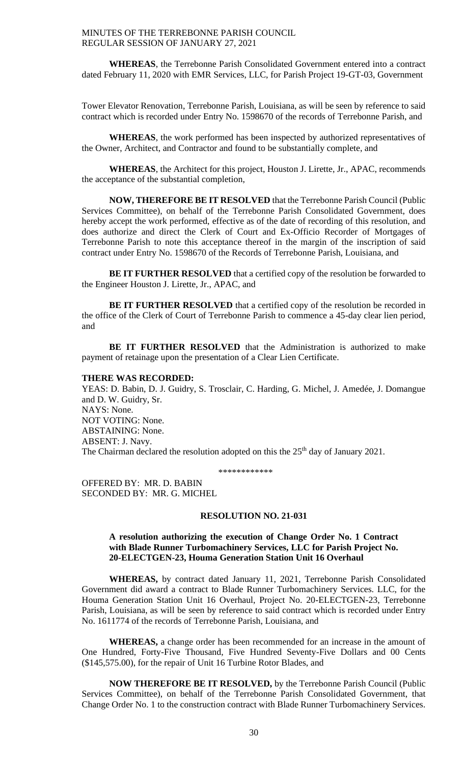**WHEREAS**, the Terrebonne Parish Consolidated Government entered into a contract dated February 11, 2020 with EMR Services, LLC, for Parish Project 19-GT-03, Government

Tower Elevator Renovation, Terrebonne Parish, Louisiana, as will be seen by reference to said contract which is recorded under Entry No. 1598670 of the records of Terrebonne Parish, and

**WHEREAS**, the work performed has been inspected by authorized representatives of the Owner, Architect, and Contractor and found to be substantially complete, and

**WHEREAS**, the Architect for this project, Houston J. Lirette, Jr., APAC, recommends the acceptance of the substantial completion,

**NOW, THEREFORE BE IT RESOLVED** that the Terrebonne Parish Council (Public Services Committee), on behalf of the Terrebonne Parish Consolidated Government, does hereby accept the work performed, effective as of the date of recording of this resolution, and does authorize and direct the Clerk of Court and Ex-Officio Recorder of Mortgages of Terrebonne Parish to note this acceptance thereof in the margin of the inscription of said contract under Entry No. 1598670 of the Records of Terrebonne Parish, Louisiana, and

**BE IT FURTHER RESOLVED** that a certified copy of the resolution be forwarded to the Engineer Houston J. Lirette, Jr., APAC, and

**BE IT FURTHER RESOLVED** that a certified copy of the resolution be recorded in the office of the Clerk of Court of Terrebonne Parish to commence a 45-day clear lien period, and

**BE IT FURTHER RESOLVED** that the Administration is authorized to make payment of retainage upon the presentation of a Clear Lien Certificate.

**THERE WAS RECORDED:**

YEAS: D. Babin, D. J. Guidry, S. Trosclair, C. Harding, G. Michel, J. Amedée, J. Domangue and D. W. Guidry, Sr.
NAYS: None.
NOT VOTING: None.
ABSTAINING: None.
ABSENT: J. Navy.
The Chairman declared the resolution adopted on this the 25th day of January 2021.

\*\*\*\*\*\*\*\*\*\*\*\*

OFFERED BY: MR. D. BABIN
SECONDED BY: MR. G. MICHEL

**RESOLUTION NO. 21-031**

**A resolution authorizing the execution of Change Order No. 1 Contract with Blade Runner Turbomachinery Services, LLC for Parish Project No. 20-ELECTGEN-23, Houma Generation Station Unit 16 Overhaul**

**WHEREAS,** by contract dated January 11, 2021, Terrebonne Parish Consolidated Government did award a contract to Blade Runner Turbomachinery Services. LLC, for the Houma Generation Station Unit 16 Overhaul, Project No. 20-ELECTGEN-23, Terrebonne Parish, Louisiana, as will be seen by reference to said contract which is recorded under Entry No. 1611774 of the records of Terrebonne Parish, Louisiana, and

**WHEREAS,** a change order has been recommended for an increase in the amount of One Hundred, Forty-Five Thousand, Five Hundred Seventy-Five Dollars and 00 Cents ($145,575.00), for the repair of Unit 16 Turbine Rotor Blades, and

**NOW THEREFORE BE IT RESOLVED,** by the Terrebonne Parish Council (Public Services Committee), on behalf of the Terrebonne Parish Consolidated Government, that Change Order No. 1 to the construction contract with Blade Runner Turbomachinery Services.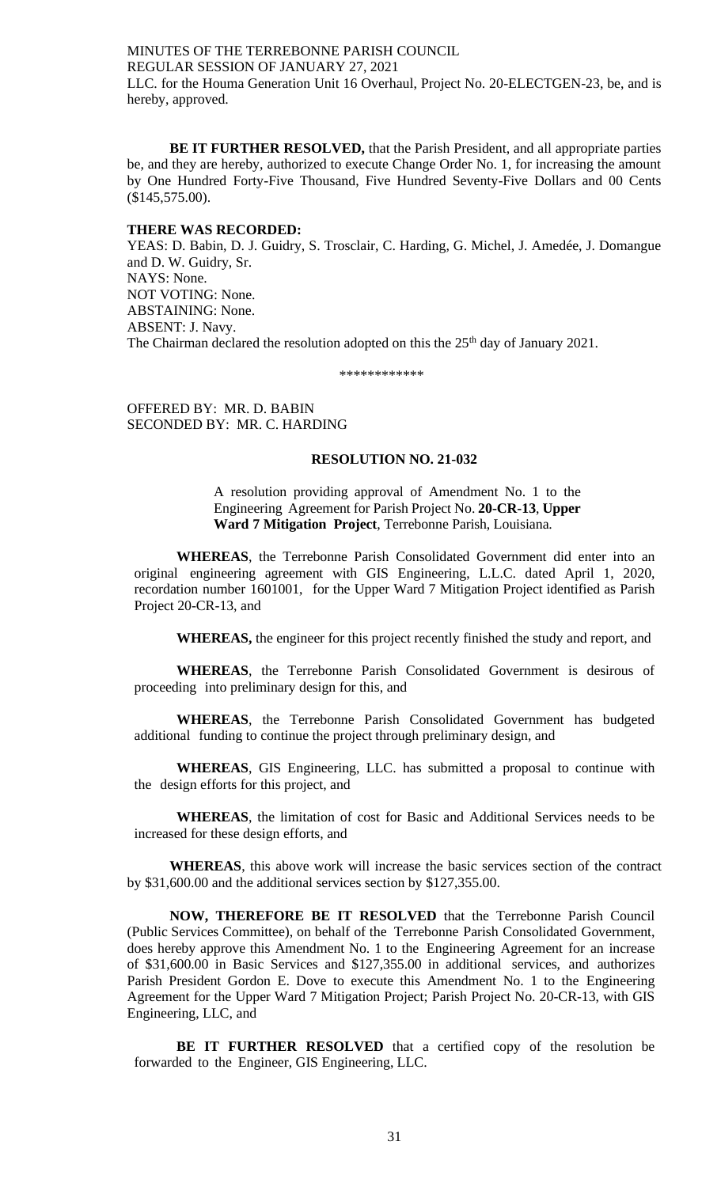LLC. for the Houma Generation Unit 16 Overhaul, Project No. 20-ELECTGEN-23, be, and is hereby, approved.

**BE IT FURTHER RESOLVED,** that the Parish President, and all appropriate parties be, and they are hereby, authorized to execute Change Order No. 1, for increasing the amount by One Hundred Forty-Five Thousand, Five Hundred Seventy-Five Dollars and 00 Cents ($145,575.00).

**THERE WAS RECORDED:**
YEAS: D. Babin, D. J. Guidry, S. Trosclair, C. Harding, G. Michel, J. Amedée, J. Domangue and D. W. Guidry, Sr.
NAYS: None.
NOT VOTING: None.
ABSTAINING: None.
ABSENT: J. Navy.
The Chairman declared the resolution adopted on this the 25th day of January 2021.

\*\*\*\*\*\*\*\*\*\*\*\*

OFFERED BY: MR. D. BABIN
SECONDED BY: MR. C. HARDING

**RESOLUTION NO. 21-032**

A resolution providing approval of Amendment No. 1 to the Engineering Agreement for Parish Project No. **20-CR-13**, **Upper Ward 7 Mitigation Project**, Terrebonne Parish, Louisiana.

**WHEREAS**, the Terrebonne Parish Consolidated Government did enter into an original engineering agreement with GIS Engineering, L.L.C. dated April 1, 2020, recordation number 1601001, for the Upper Ward 7 Mitigation Project identified as Parish Project 20-CR-13, and

**WHEREAS,** the engineer for this project recently finished the study and report, and

**WHEREAS**, the Terrebonne Parish Consolidated Government is desirous of proceeding into preliminary design for this, and

**WHEREAS**, the Terrebonne Parish Consolidated Government has budgeted additional funding to continue the project through preliminary design, and

**WHEREAS**, GIS Engineering, LLC. has submitted a proposal to continue with the design efforts for this project, and

**WHEREAS**, the limitation of cost for Basic and Additional Services needs to be increased for these design efforts, and

**WHEREAS**, this above work will increase the basic services section of the contract by $31,600.00 and the additional services section by $127,355.00.

**NOW, THEREFORE BE IT RESOLVED** that the Terrebonne Parish Council (Public Services Committee), on behalf of the Terrebonne Parish Consolidated Government, does hereby approve this Amendment No. 1 to the Engineering Agreement for an increase of $31,600.00 in Basic Services and $127,355.00 in additional services, and authorizes Parish President Gordon E. Dove to execute this Amendment No. 1 to the Engineering Agreement for the Upper Ward 7 Mitigation Project; Parish Project No. 20-CR-13, with GIS Engineering, LLC, and

**BE IT FURTHER RESOLVED** that a certified copy of the resolution be forwarded to the Engineer, GIS Engineering, LLC.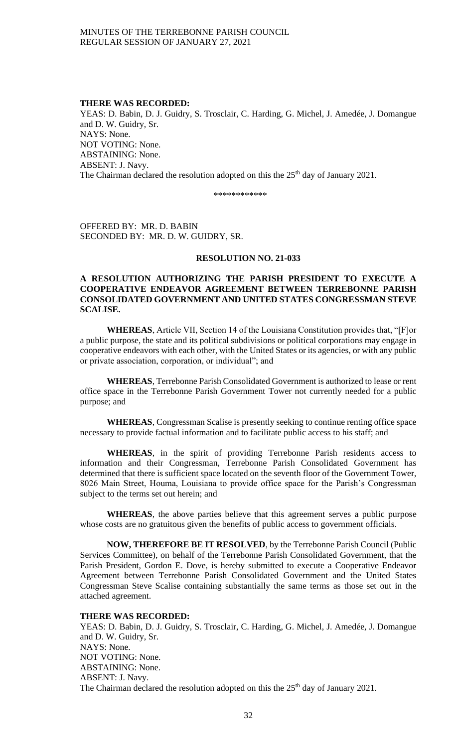**THERE WAS RECORDED:**

YEAS: D. Babin, D. J. Guidry, S. Trosclair, C. Harding, G. Michel, J. Amedée, J. Domangue and D. W. Guidry, Sr.
NAYS: None.
NOT VOTING: None.
ABSTAINING: None.
ABSENT: J. Navy.
The Chairman declared the resolution adopted on this the 25th day of January 2021.

\*\*\*\*\*\*\*\*\*\*\*\*

OFFERED BY: MR. D. BABIN
SECONDED BY: MR. D. W. GUIDRY, SR.

**RESOLUTION NO. 21-033**

**A RESOLUTION AUTHORIZING THE PARISH PRESIDENT TO EXECUTE A COOPERATIVE ENDEAVOR AGREEMENT BETWEEN TERREBONNE PARISH CONSOLIDATED GOVERNMENT AND UNITED STATES CONGRESSMAN STEVE SCALISE.**

**WHEREAS**, Article VII, Section 14 of the Louisiana Constitution provides that, "[F]or a public purpose, the state and its political subdivisions or political corporations may engage in cooperative endeavors with each other, with the United States or its agencies, or with any public or private association, corporation, or individual"; and

**WHEREAS**, Terrebonne Parish Consolidated Government is authorized to lease or rent office space in the Terrebonne Parish Government Tower not currently needed for a public purpose; and

**WHEREAS**, Congressman Scalise is presently seeking to continue renting office space necessary to provide factual information and to facilitate public access to his staff; and

**WHEREAS**, in the spirit of providing Terrebonne Parish residents access to information and their Congressman, Terrebonne Parish Consolidated Government has determined that there is sufficient space located on the seventh floor of the Government Tower, 8026 Main Street, Houma, Louisiana to provide office space for the Parish's Congressman subject to the terms set out herein; and

**WHEREAS**, the above parties believe that this agreement serves a public purpose whose costs are no gratuitous given the benefits of public access to government officials.

**NOW, THEREFORE BE IT RESOLVED**, by the Terrebonne Parish Council (Public Services Committee), on behalf of the Terrebonne Parish Consolidated Government, that the Parish President, Gordon E. Dove, is hereby submitted to execute a Cooperative Endeavor Agreement between Terrebonne Parish Consolidated Government and the United States Congressman Steve Scalise containing substantially the same terms as those set out in the attached agreement.

**THERE WAS RECORDED:**

YEAS: D. Babin, D. J. Guidry, S. Trosclair, C. Harding, G. Michel, J. Amedée, J. Domangue and D. W. Guidry, Sr.
NAYS: None.
NOT VOTING: None.
ABSTAINING: None.
ABSENT: J. Navy.
The Chairman declared the resolution adopted on this the 25th day of January 2021.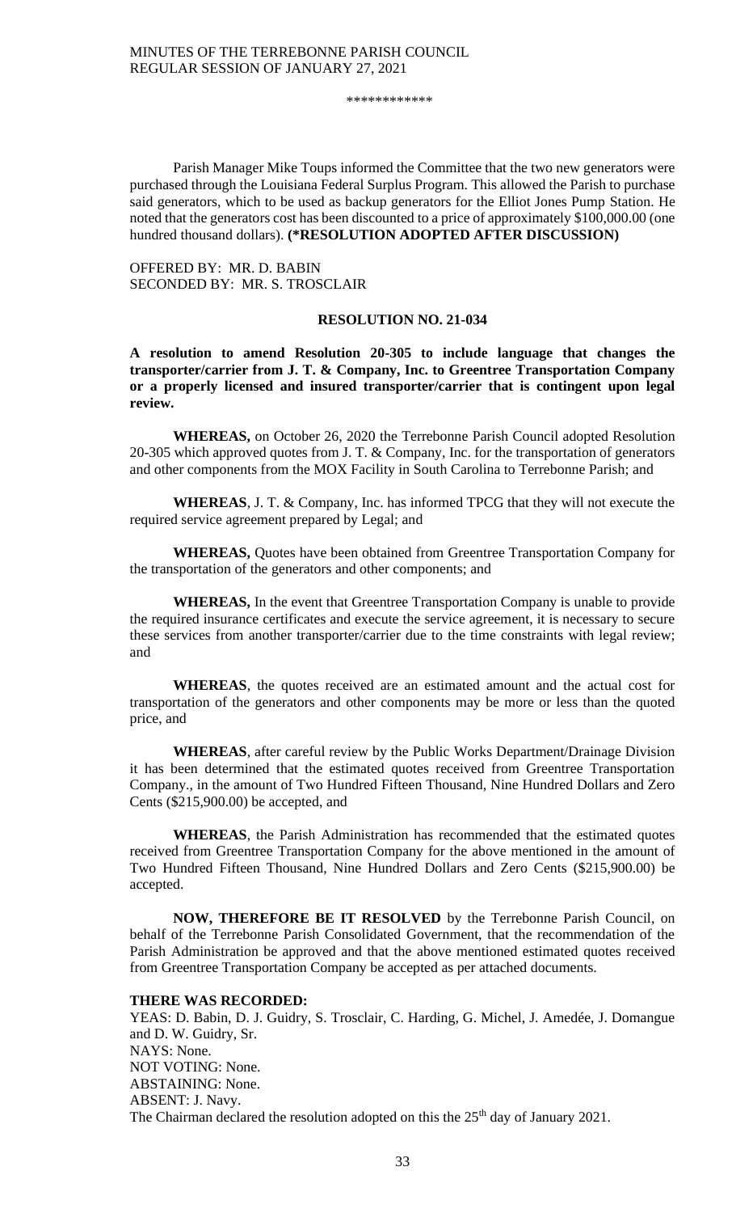\*\*\*\*\*\*\*\*\*\*\*\*

Parish Manager Mike Toups informed the Committee that the two new generators were purchased through the Louisiana Federal Surplus Program. This allowed the Parish to purchase said generators, which to be used as backup generators for the Elliot Jones Pump Station. He noted that the generators cost has been discounted to a price of approximately $100,000.00 (one hundred thousand dollars). **(\*RESOLUTION ADOPTED AFTER DISCUSSION)**

OFFERED BY: MR. D. BABIN
SECONDED BY: MR. S. TROSCLAIR

**RESOLUTION NO. 21-034**

**A resolution to amend Resolution 20-305 to include language that changes the transporter/carrier from J. T. & Company, Inc. to Greentree Transportation Company or a properly licensed and insured transporter/carrier that is contingent upon legal review.**

**WHEREAS,** on October 26, 2020 the Terrebonne Parish Council adopted Resolution 20-305 which approved quotes from J. T. & Company, Inc. for the transportation of generators and other components from the MOX Facility in South Carolina to Terrebonne Parish; and

**WHEREAS**, J. T. & Company, Inc. has informed TPCG that they will not execute the required service agreement prepared by Legal; and

**WHEREAS,** Quotes have been obtained from Greentree Transportation Company for the transportation of the generators and other components; and

**WHEREAS,** In the event that Greentree Transportation Company is unable to provide the required insurance certificates and execute the service agreement, it is necessary to secure these services from another transporter/carrier due to the time constraints with legal review; and

**WHEREAS**, the quotes received are an estimated amount and the actual cost for transportation of the generators and other components may be more or less than the quoted price, and

**WHEREAS**, after careful review by the Public Works Department/Drainage Division it has been determined that the estimated quotes received from Greentree Transportation Company., in the amount of Two Hundred Fifteen Thousand, Nine Hundred Dollars and Zero Cents ($215,900.00) be accepted, and

**WHEREAS**, the Parish Administration has recommended that the estimated quotes received from Greentree Transportation Company for the above mentioned in the amount of Two Hundred Fifteen Thousand, Nine Hundred Dollars and Zero Cents ($215,900.00) be accepted.

**NOW, THEREFORE BE IT RESOLVED** by the Terrebonne Parish Council, on behalf of the Terrebonne Parish Consolidated Government, that the recommendation of the Parish Administration be approved and that the above mentioned estimated quotes received from Greentree Transportation Company be accepted as per attached documents.

**THERE WAS RECORDED:**
YEAS: D. Babin, D. J. Guidry, S. Trosclair, C. Harding, G. Michel, J. Amedée, J. Domangue and D. W. Guidry, Sr.
NAYS: None.
NOT VOTING: None.
ABSTAINING: None.
ABSENT: J. Navy.
The Chairman declared the resolution adopted on this the 25th day of January 2021.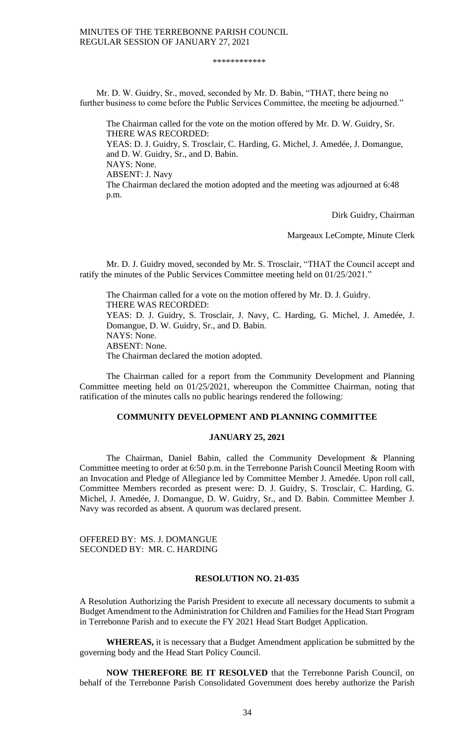\*\*\*\*\*\*\*\*\*\*\*\*

Mr. D. W. Guidry, Sr., moved, seconded by Mr. D. Babin, "THAT, there being no further business to come before the Public Services Committee, the meeting be adjourned."

The Chairman called for the vote on the motion offered by Mr. D. W. Guidry, Sr.
THERE WAS RECORDED:
YEAS: D. J. Guidry, S. Trosclair, C. Harding, G. Michel, J. Amedée, J. Domangue, and D. W. Guidry, Sr., and D. Babin.
NAYS: None.
ABSENT: J. Navy
The Chairman declared the motion adopted and the meeting was adjourned at 6:48 p.m.

Dirk Guidry, Chairman

Margeaux LeCompte, Minute Clerk

Mr. D. J. Guidry moved, seconded by Mr. S. Trosclair, "THAT the Council accept and ratify the minutes of the Public Services Committee meeting held on 01/25/2021."

The Chairman called for a vote on the motion offered by Mr. D. J. Guidry.
THERE WAS RECORDED:
YEAS: D. J. Guidry, S. Trosclair, J. Navy, C. Harding, G. Michel, J. Amedée, J. Domangue, D. W. Guidry, Sr., and D. Babin.
NAYS: None.
ABSENT: None.
The Chairman declared the motion adopted.

The Chairman called for a report from the Community Development and Planning Committee meeting held on 01/25/2021, whereupon the Committee Chairman, noting that ratification of the minutes calls no public hearings rendered the following:

**COMMUNITY DEVELOPMENT AND PLANNING COMMITTEE**

**JANUARY 25, 2021**

The Chairman, Daniel Babin, called the Community Development & Planning Committee meeting to order at 6:50 p.m. in the Terrebonne Parish Council Meeting Room with an Invocation and Pledge of Allegiance led by Committee Member J. Amedée. Upon roll call, Committee Members recorded as present were: D. J. Guidry, S. Trosclair, C. Harding, G. Michel, J. Amedée, J. Domangue, D. W. Guidry, Sr., and D. Babin. Committee Member J. Navy was recorded as absent. A quorum was declared present.

OFFERED BY: MS. J. DOMANGUE
SECONDED BY: MR. C. HARDING

**RESOLUTION NO. 21-035**

A Resolution Authorizing the Parish President to execute all necessary documents to submit a Budget Amendment to the Administration for Children and Families for the Head Start Program in Terrebonne Parish and to execute the FY 2021 Head Start Budget Application.

**WHEREAS,** it is necessary that a Budget Amendment application be submitted by the governing body and the Head Start Policy Council.

**NOW THEREFORE BE IT RESOLVED** that the Terrebonne Parish Council, on behalf of the Terrebonne Parish Consolidated Government does hereby authorize the Parish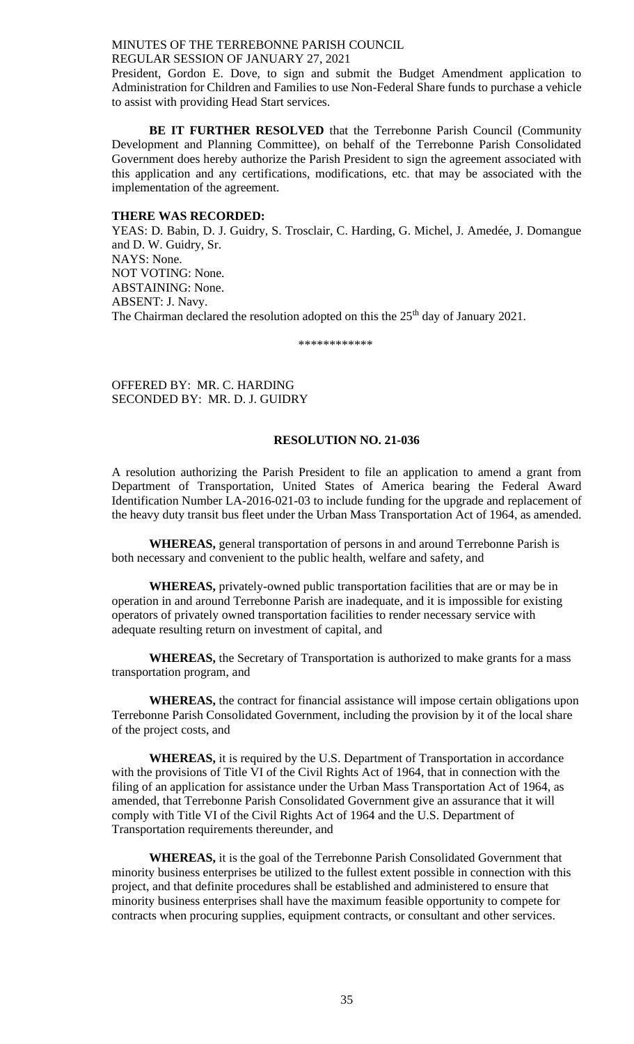President, Gordon E. Dove, to sign and submit the Budget Amendment application to Administration for Children and Families to use Non-Federal Share funds to purchase a vehicle to assist with providing Head Start services.

**BE IT FURTHER RESOLVED** that the Terrebonne Parish Council (Community Development and Planning Committee), on behalf of the Terrebonne Parish Consolidated Government does hereby authorize the Parish President to sign the agreement associated with this application and any certifications, modifications, etc. that may be associated with the implementation of the agreement.

**THERE WAS RECORDED:**

YEAS: D. Babin, D. J. Guidry, S. Trosclair, C. Harding, G. Michel, J. Amedée, J. Domangue and D. W. Guidry, Sr.
NAYS: None.
NOT VOTING: None.
ABSTAINING: None.
ABSENT: J. Navy.
The Chairman declared the resolution adopted on this the 25th day of January 2021.

\*\*\*\*\*\*\*\*\*\*\*\*

OFFERED BY: MR. C. HARDING
SECONDED BY: MR. D. J. GUIDRY

**RESOLUTION NO. 21-036**

A resolution authorizing the Parish President to file an application to amend a grant from Department of Transportation, United States of America bearing the Federal Award Identification Number LA-2016-021-03 to include funding for the upgrade and replacement of the heavy duty transit bus fleet under the Urban Mass Transportation Act of 1964, as amended.

**WHEREAS,** general transportation of persons in and around Terrebonne Parish is both necessary and convenient to the public health, welfare and safety, and

**WHEREAS,** privately-owned public transportation facilities that are or may be in operation in and around Terrebonne Parish are inadequate, and it is impossible for existing operators of privately owned transportation facilities to render necessary service with adequate resulting return on investment of capital, and

**WHEREAS,** the Secretary of Transportation is authorized to make grants for a mass transportation program, and

**WHEREAS,** the contract for financial assistance will impose certain obligations upon Terrebonne Parish Consolidated Government, including the provision by it of the local share of the project costs, and

**WHEREAS,** it is required by the U.S. Department of Transportation in accordance with the provisions of Title VI of the Civil Rights Act of 1964, that in connection with the filing of an application for assistance under the Urban Mass Transportation Act of 1964, as amended, that Terrebonne Parish Consolidated Government give an assurance that it will comply with Title VI of the Civil Rights Act of 1964 and the U.S. Department of Transportation requirements thereunder, and

**WHEREAS,** it is the goal of the Terrebonne Parish Consolidated Government that minority business enterprises be utilized to the fullest extent possible in connection with this project, and that definite procedures shall be established and administered to ensure that minority business enterprises shall have the maximum feasible opportunity to compete for contracts when procuring supplies, equipment contracts, or consultant and other services.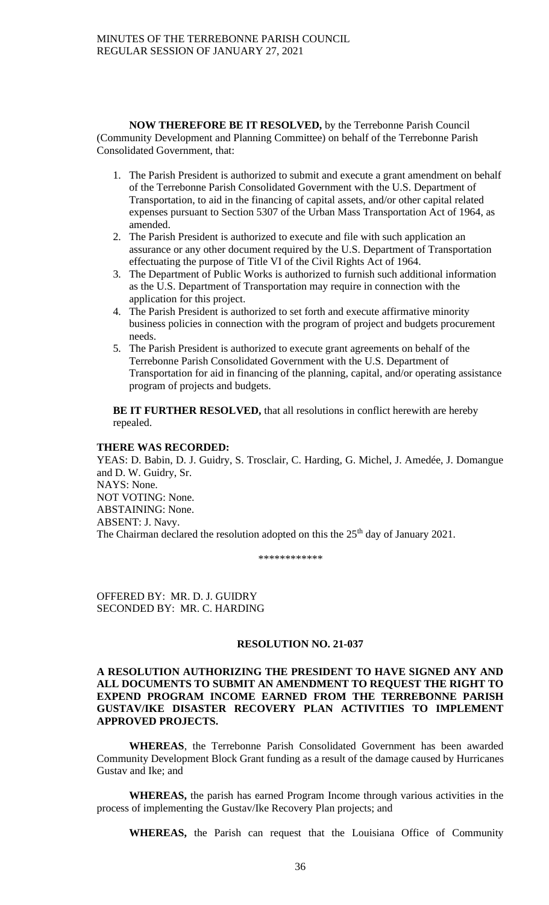**NOW THEREFORE BE IT RESOLVED,** by the Terrebonne Parish Council (Community Development and Planning Committee) on behalf of the Terrebonne Parish Consolidated Government, that:

1. The Parish President is authorized to submit and execute a grant amendment on behalf of the Terrebonne Parish Consolidated Government with the U.S. Department of Transportation, to aid in the financing of capital assets, and/or other capital related expenses pursuant to Section 5307 of the Urban Mass Transportation Act of 1964, as amended.
2. The Parish President is authorized to execute and file with such application an assurance or any other document required by the U.S. Department of Transportation effectuating the purpose of Title VI of the Civil Rights Act of 1964.
3. The Department of Public Works is authorized to furnish such additional information as the U.S. Department of Transportation may require in connection with the application for this project.
4. The Parish President is authorized to set forth and execute affirmative minority business policies in connection with the program of project and budgets procurement needs.
5. The Parish President is authorized to execute grant agreements on behalf of the Terrebonne Parish Consolidated Government with the U.S. Department of Transportation for aid in financing of the planning, capital, and/or operating assistance program of projects and budgets.

**BE IT FURTHER RESOLVED,** that all resolutions in conflict herewith are hereby repealed.

**THERE WAS RECORDED:**

YEAS: D. Babin, D. J. Guidry, S. Trosclair, C. Harding, G. Michel, J. Amedée, J. Domangue and D. W. Guidry, Sr.
NAYS: None.
NOT VOTING: None.
ABSTAINING: None.
ABSENT: J. Navy.
The Chairman declared the resolution adopted on this the 25th day of January 2021.

\*\*\*\*\*\*\*\*\*\*\*\*

OFFERED BY: MR. D. J. GUIDRY
SECONDED BY: MR. C. HARDING

**RESOLUTION NO. 21-037**

**A RESOLUTION AUTHORIZING THE PRESIDENT TO HAVE SIGNED ANY AND ALL DOCUMENTS TO SUBMIT AN AMENDMENT TO REQUEST THE RIGHT TO EXPEND PROGRAM INCOME EARNED FROM THE TERREBONNE PARISH GUSTAV/IKE DISASTER RECOVERY PLAN ACTIVITIES TO IMPLEMENT APPROVED PROJECTS.**

**WHEREAS**, the Terrebonne Parish Consolidated Government has been awarded Community Development Block Grant funding as a result of the damage caused by Hurricanes Gustav and Ike; and

**WHEREAS,** the parish has earned Program Income through various activities in the process of implementing the Gustav/Ike Recovery Plan projects; and

**WHEREAS,** the Parish can request that the Louisiana Office of Community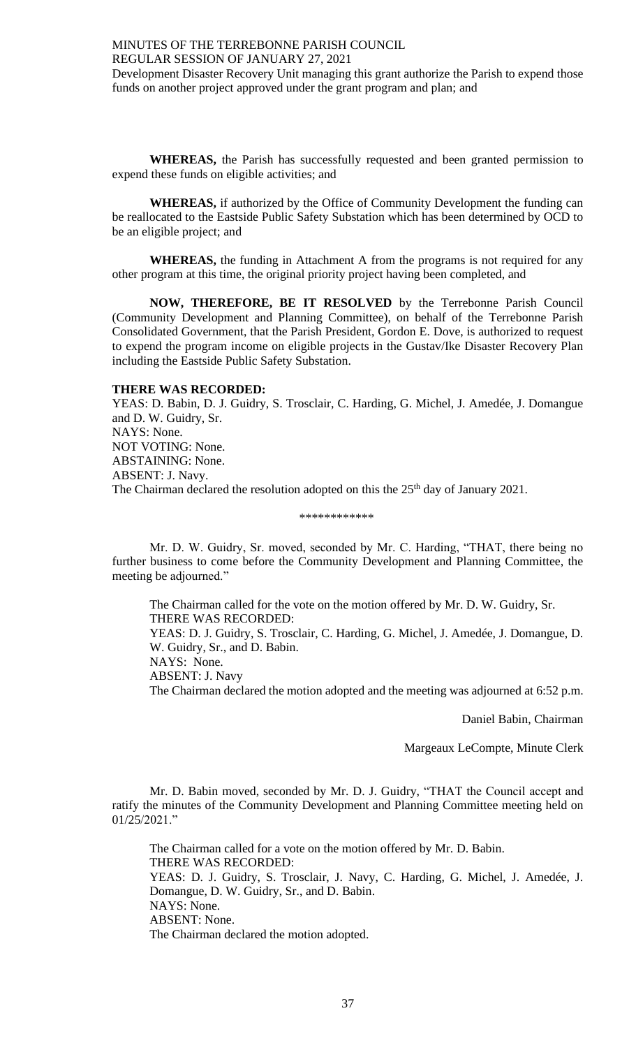Development Disaster Recovery Unit managing this grant authorize the Parish to expend those funds on another project approved under the grant program and plan; and

**WHEREAS,** the Parish has successfully requested and been granted permission to expend these funds on eligible activities; and

**WHEREAS,** if authorized by the Office of Community Development the funding can be reallocated to the Eastside Public Safety Substation which has been determined by OCD to be an eligible project; and

**WHEREAS,** the funding in Attachment A from the programs is not required for any other program at this time, the original priority project having been completed, and

**NOW, THEREFORE, BE IT RESOLVED** by the Terrebonne Parish Council (Community Development and Planning Committee), on behalf of the Terrebonne Parish Consolidated Government, that the Parish President, Gordon E. Dove, is authorized to request to expend the program income on eligible projects in the Gustav/Ike Disaster Recovery Plan including the Eastside Public Safety Substation.

**THERE WAS RECORDED:**

YEAS: D. Babin, D. J. Guidry, S. Trosclair, C. Harding, G. Michel, J. Amedée, J. Domangue and D. W. Guidry, Sr.
NAYS: None.
NOT VOTING: None.
ABSTAINING: None.
ABSENT: J. Navy.
The Chairman declared the resolution adopted on this the 25th day of January 2021.

\*\*\*\*\*\*\*\*\*\*\*\*

Mr. D. W. Guidry, Sr. moved, seconded by Mr. C. Harding, "THAT, there being no further business to come before the Community Development and Planning Committee, the meeting be adjourned."

The Chairman called for the vote on the motion offered by Mr. D. W. Guidry, Sr.
THERE WAS RECORDED:
YEAS: D. J. Guidry, S. Trosclair, C. Harding, G. Michel, J. Amedée, J. Domangue, D. W. Guidry, Sr., and D. Babin.
NAYS: None.
ABSENT: J. Navy
The Chairman declared the motion adopted and the meeting was adjourned at 6:52 p.m.

Daniel Babin, Chairman

Margeaux LeCompte, Minute Clerk

Mr. D. Babin moved, seconded by Mr. D. J. Guidry, "THAT the Council accept and ratify the minutes of the Community Development and Planning Committee meeting held on 01/25/2021."

The Chairman called for a vote on the motion offered by Mr. D. Babin.
THERE WAS RECORDED:
YEAS: D. J. Guidry, S. Trosclair, J. Navy, C. Harding, G. Michel, J. Amedée, J. Domangue, D. W. Guidry, Sr., and D. Babin.
NAYS: None.
ABSENT: None.
The Chairman declared the motion adopted.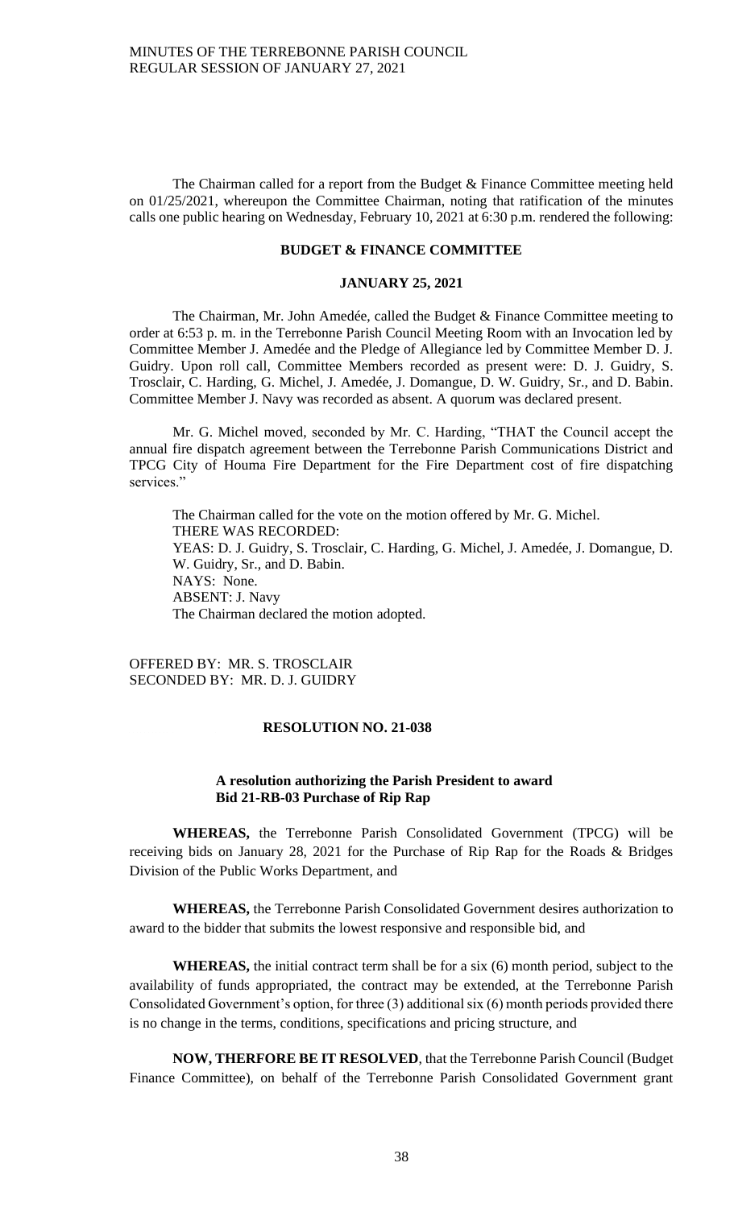The Chairman called for a report from the Budget & Finance Committee meeting held on 01/25/2021, whereupon the Committee Chairman, noting that ratification of the minutes calls one public hearing on Wednesday, February 10, 2021 at 6:30 p.m. rendered the following:

**BUDGET & FINANCE COMMITTEE**

**JANUARY 25, 2021**

The Chairman, Mr. John Amedée, called the Budget & Finance Committee meeting to order at 6:53 p. m. in the Terrebonne Parish Council Meeting Room with an Invocation led by Committee Member J. Amedée and the Pledge of Allegiance led by Committee Member D. J. Guidry. Upon roll call, Committee Members recorded as present were: D. J. Guidry, S. Trosclair, C. Harding, G. Michel, J. Amedée, J. Domangue, D. W. Guidry, Sr., and D. Babin. Committee Member J. Navy was recorded as absent. A quorum was declared present.

Mr. G. Michel moved, seconded by Mr. C. Harding, "THAT the Council accept the annual fire dispatch agreement between the Terrebonne Parish Communications District and TPCG City of Houma Fire Department for the Fire Department cost of fire dispatching services."

The Chairman called for the vote on the motion offered by Mr. G. Michel.
THERE WAS RECORDED:
YEAS: D. J. Guidry, S. Trosclair, C. Harding, G. Michel, J. Amedée, J. Domangue, D. W. Guidry, Sr., and D. Babin.
NAYS: None.
ABSENT: J. Navy
The Chairman declared the motion adopted.

OFFERED BY: MR. S. TROSCLAIR
SECONDED BY: MR. D. J. GUIDRY

**RESOLUTION NO. 21-038**

**A resolution authorizing the Parish President to award Bid 21-RB-03 Purchase of Rip Rap**

**WHEREAS,** the Terrebonne Parish Consolidated Government (TPCG) will be receiving bids on January 28, 2021 for the Purchase of Rip Rap for the Roads & Bridges Division of the Public Works Department, and

**WHEREAS,** the Terrebonne Parish Consolidated Government desires authorization to award to the bidder that submits the lowest responsive and responsible bid, and

**WHEREAS,** the initial contract term shall be for a six (6) month period, subject to the availability of funds appropriated, the contract may be extended, at the Terrebonne Parish Consolidated Government's option, for three (3) additional six (6) month periods provided there is no change in the terms, conditions, specifications and pricing structure, and

**NOW, THERFORE BE IT RESOLVED**, that the Terrebonne Parish Council (Budget Finance Committee), on behalf of the Terrebonne Parish Consolidated Government grant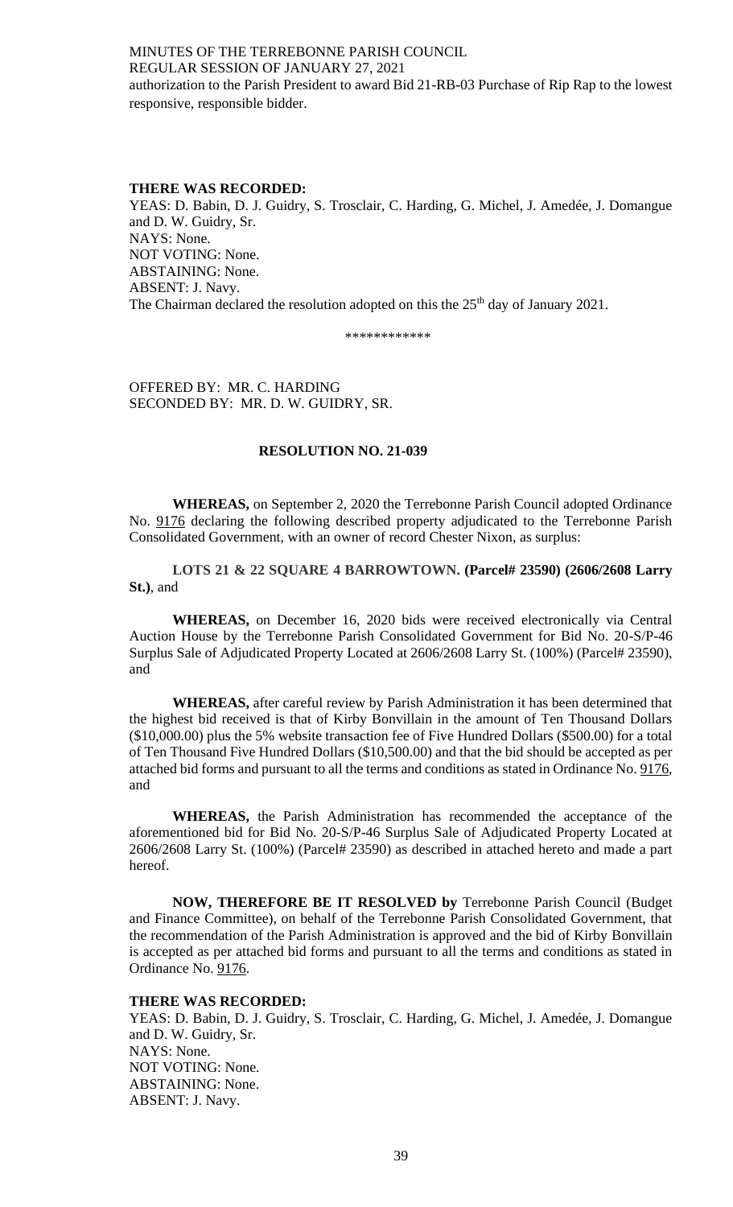authorization to the Parish President to award Bid 21-RB-03 Purchase of Rip Rap to the lowest responsive, responsible bidder.

**THERE WAS RECORDED:**
YEAS: D. Babin, D. J. Guidry, S. Trosclair, C. Harding, G. Michel, J. Amedée, J. Domangue and D. W. Guidry, Sr.
NAYS: None.
NOT VOTING: None.
ABSTAINING: None.
ABSENT: J. Navy.
The Chairman declared the resolution adopted on this the 25th day of January 2021.

\*\*\*\*\*\*\*\*\*\*\*\*

OFFERED BY: MR. C. HARDING
SECONDED BY: MR. D. W. GUIDRY, SR.

**RESOLUTION NO. 21-039**

**WHEREAS,** on September 2, 2020 the Terrebonne Parish Council adopted Ordinance No. 9176 declaring the following described property adjudicated to the Terrebonne Parish Consolidated Government, with an owner of record Chester Nixon, as surplus:

**LOTS 21 & 22 SQUARE 4 BARROWTOWN. (Parcel# 23590) (2606/2608 Larry St.)**, and

**WHEREAS,** on December 16, 2020 bids were received electronically via Central Auction House by the Terrebonne Parish Consolidated Government for Bid No. 20-S/P-46 Surplus Sale of Adjudicated Property Located at 2606/2608 Larry St. (100%) (Parcel# 23590), and

**WHEREAS,** after careful review by Parish Administration it has been determined that the highest bid received is that of Kirby Bonvillain in the amount of Ten Thousand Dollars ($10,000.00) plus the 5% website transaction fee of Five Hundred Dollars ($500.00) for a total of Ten Thousand Five Hundred Dollars ($10,500.00) and that the bid should be accepted as per attached bid forms and pursuant to all the terms and conditions as stated in Ordinance No. 9176, and

**WHEREAS,** the Parish Administration has recommended the acceptance of the aforementioned bid for Bid No. 20-S/P-46 Surplus Sale of Adjudicated Property Located at 2606/2608 Larry St. (100%) (Parcel# 23590) as described in attached hereto and made a part hereof.

**NOW, THEREFORE BE IT RESOLVED by** Terrebonne Parish Council (Budget and Finance Committee), on behalf of the Terrebonne Parish Consolidated Government, that the recommendation of the Parish Administration is approved and the bid of Kirby Bonvillain is accepted as per attached bid forms and pursuant to all the terms and conditions as stated in Ordinance No. 9176.

**THERE WAS RECORDED:**
YEAS: D. Babin, D. J. Guidry, S. Trosclair, C. Harding, G. Michel, J. Amedée, J. Domangue and D. W. Guidry, Sr.
NAYS: None.
NOT VOTING: None.
ABSTAINING: None.
ABSENT: J. Navy.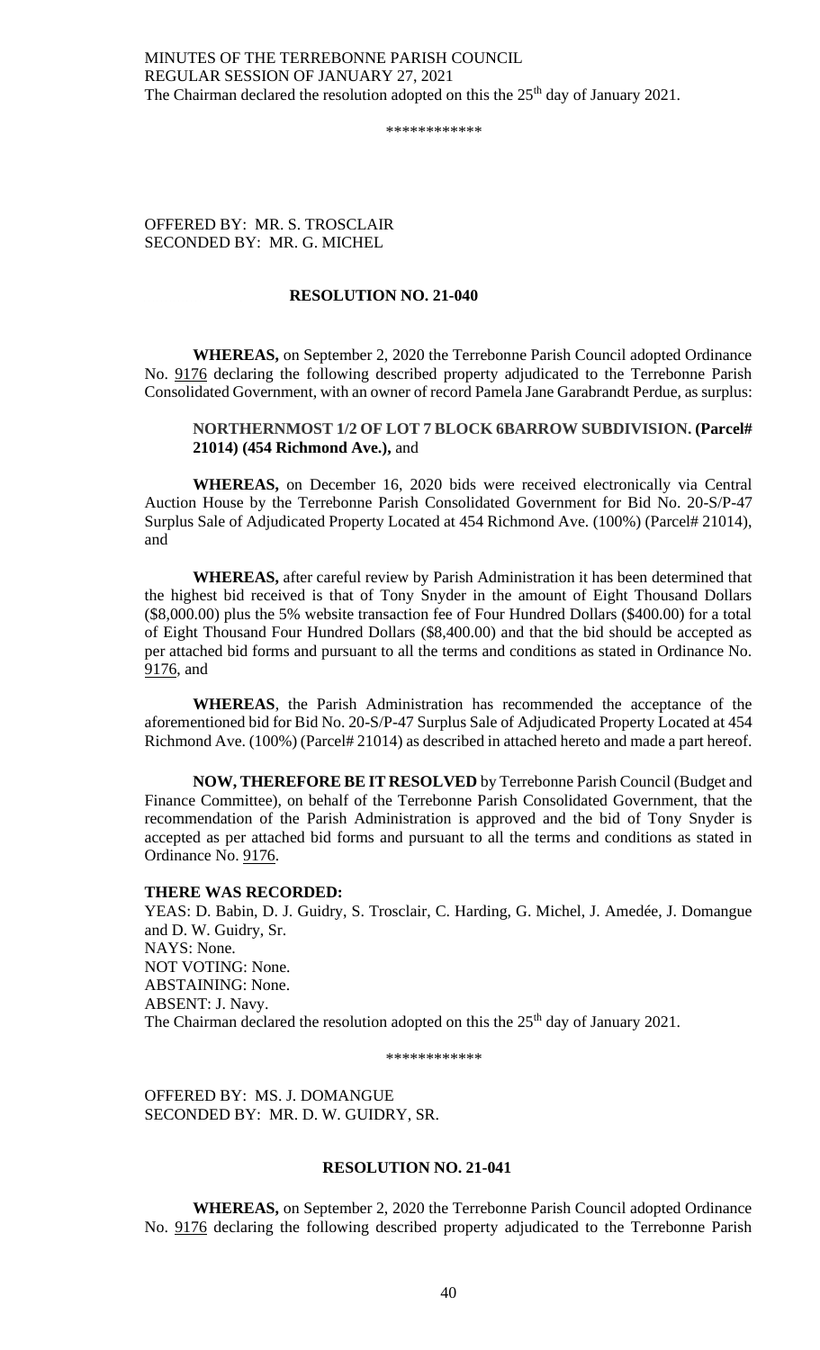The Chairman declared the resolution adopted on this the 25th day of January 2021.

\*\*\*\*\*\*\*\*\*\*\*\*

OFFERED BY: MR. S. TROSCLAIR
SECONDED BY: MR. G. MICHEL

**RESOLUTION NO. 21-040**

**WHEREAS,** on September 2, 2020 the Terrebonne Parish Council adopted Ordinance No. 9176 declaring the following described property adjudicated to the Terrebonne Parish Consolidated Government, with an owner of record Pamela Jane Garabrandt Perdue, as surplus:

**NORTHERNMOST 1/2 OF LOT 7 BLOCK 6BARROW SUBDIVISION. (Parcel# 21014) (454 Richmond Ave.),** and

**WHEREAS,** on December 16, 2020 bids were received electronically via Central Auction House by the Terrebonne Parish Consolidated Government for Bid No. 20-S/P-47 Surplus Sale of Adjudicated Property Located at 454 Richmond Ave. (100%) (Parcel# 21014), and

**WHEREAS,** after careful review by Parish Administration it has been determined that the highest bid received is that of Tony Snyder in the amount of Eight Thousand Dollars ($8,000.00) plus the 5% website transaction fee of Four Hundred Dollars ($400.00) for a total of Eight Thousand Four Hundred Dollars ($8,400.00) and that the bid should be accepted as per attached bid forms and pursuant to all the terms and conditions as stated in Ordinance No. 9176, and

**WHEREAS**, the Parish Administration has recommended the acceptance of the aforementioned bid for Bid No. 20-S/P-47 Surplus Sale of Adjudicated Property Located at 454 Richmond Ave. (100%) (Parcel# 21014) as described in attached hereto and made a part hereof.

**NOW, THEREFORE BE IT RESOLVED** by Terrebonne Parish Council (Budget and Finance Committee), on behalf of the Terrebonne Parish Consolidated Government, that the recommendation of the Parish Administration is approved and the bid of Tony Snyder is accepted as per attached bid forms and pursuant to all the terms and conditions as stated in Ordinance No. 9176.

**THERE WAS RECORDED:**
YEAS: D. Babin, D. J. Guidry, S. Trosclair, C. Harding, G. Michel, J. Amedée, J. Domangue and D. W. Guidry, Sr.
NAYS: None.
NOT VOTING: None.
ABSTAINING: None.
ABSENT: J. Navy.
The Chairman declared the resolution adopted on this the 25th day of January 2021.

\*\*\*\*\*\*\*\*\*\*\*\*

OFFERED BY: MS. J. DOMANGUE
SECONDED BY: MR. D. W. GUIDRY, SR.

**RESOLUTION NO. 21-041**

**WHEREAS,** on September 2, 2020 the Terrebonne Parish Council adopted Ordinance No. 9176 declaring the following described property adjudicated to the Terrebonne Parish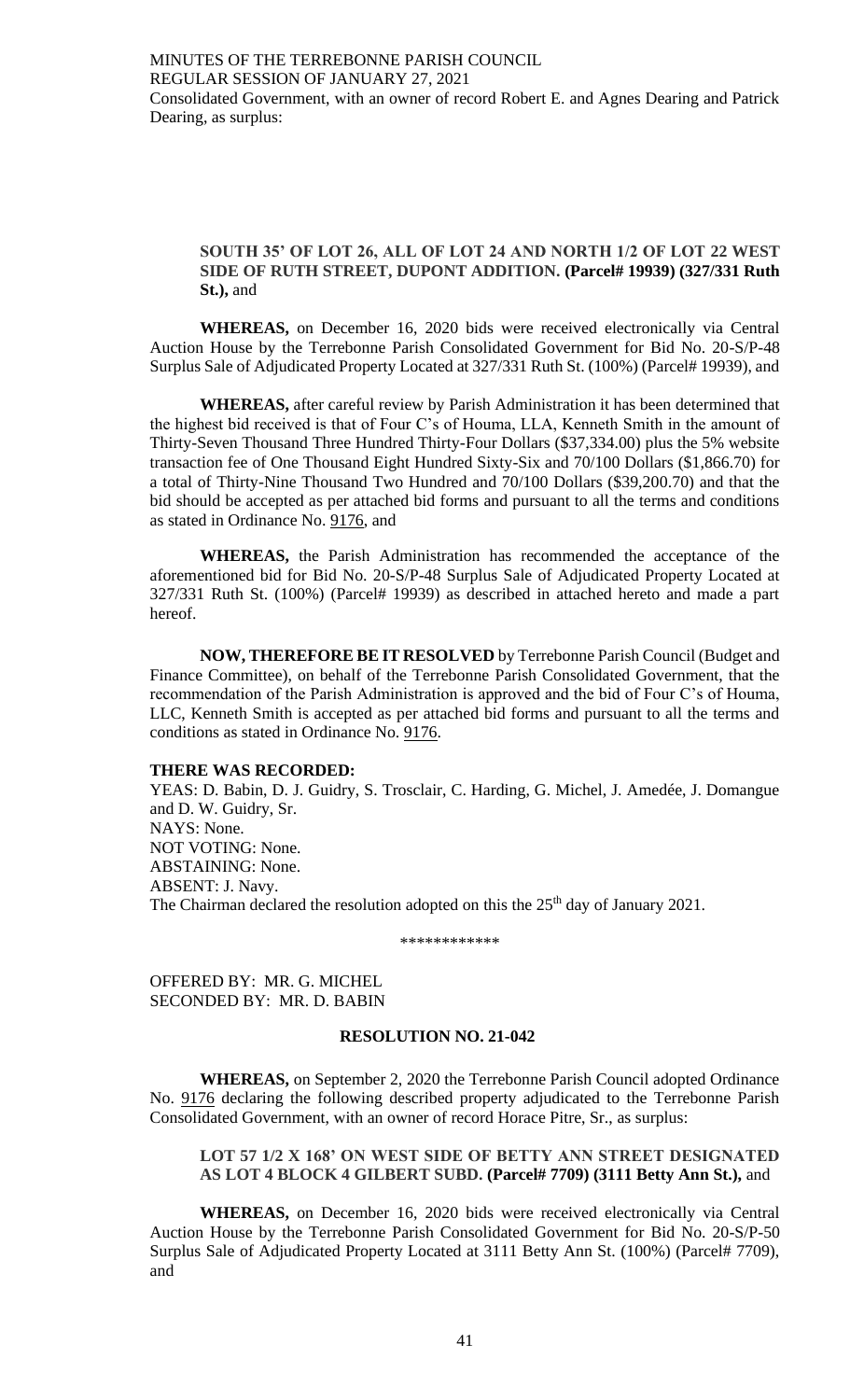Consolidated Government, with an owner of record Robert E. and Agnes Dearing and Patrick Dearing, as surplus:

**SOUTH 35' OF LOT 26, ALL OF LOT 24 AND NORTH 1/2 OF LOT 22 WEST SIDE OF RUTH STREET, DUPONT ADDITION. (Parcel# 19939) (327/331 Ruth St.),** and

**WHEREAS,** on December 16, 2020 bids were received electronically via Central Auction House by the Terrebonne Parish Consolidated Government for Bid No. 20-S/P-48 Surplus Sale of Adjudicated Property Located at 327/331 Ruth St. (100%) (Parcel# 19939), and

**WHEREAS,** after careful review by Parish Administration it has been determined that the highest bid received is that of Four C's of Houma, LLA, Kenneth Smith in the amount of Thirty-Seven Thousand Three Hundred Thirty-Four Dollars ($37,334.00) plus the 5% website transaction fee of One Thousand Eight Hundred Sixty-Six and 70/100 Dollars ($1,866.70) for a total of Thirty-Nine Thousand Two Hundred and 70/100 Dollars ($39,200.70) and that the bid should be accepted as per attached bid forms and pursuant to all the terms and conditions as stated in Ordinance No. 9176, and

**WHEREAS,** the Parish Administration has recommended the acceptance of the aforementioned bid for Bid No. 20-S/P-48 Surplus Sale of Adjudicated Property Located at 327/331 Ruth St. (100%) (Parcel# 19939) as described in attached hereto and made a part hereof.

**NOW, THEREFORE BE IT RESOLVED** by Terrebonne Parish Council (Budget and Finance Committee), on behalf of the Terrebonne Parish Consolidated Government, that the recommendation of the Parish Administration is approved and the bid of Four C's of Houma, LLC, Kenneth Smith is accepted as per attached bid forms and pursuant to all the terms and conditions as stated in Ordinance No. 9176.

**THERE WAS RECORDED:**
YEAS: D. Babin, D. J. Guidry, S. Trosclair, C. Harding, G. Michel, J. Amedée, J. Domangue and D. W. Guidry, Sr.
NAYS: None.
NOT VOTING: None.
ABSTAINING: None.
ABSENT: J. Navy.
The Chairman declared the resolution adopted on this the 25th day of January 2021.

\*\*\*\*\*\*\*\*\*\*\*\*

OFFERED BY: MR. G. MICHEL
SECONDED BY: MR. D. BABIN

**RESOLUTION NO. 21-042**

**WHEREAS,** on September 2, 2020 the Terrebonne Parish Council adopted Ordinance No. 9176 declaring the following described property adjudicated to the Terrebonne Parish Consolidated Government, with an owner of record Horace Pitre, Sr., as surplus:

**LOT 57 1/2 X 168' ON WEST SIDE OF BETTY ANN STREET DESIGNATED AS LOT 4 BLOCK 4 GILBERT SUBD. (Parcel# 7709) (3111 Betty Ann St.),** and

**WHEREAS,** on December 16, 2020 bids were received electronically via Central Auction House by the Terrebonne Parish Consolidated Government for Bid No. 20-S/P-50 Surplus Sale of Adjudicated Property Located at 3111 Betty Ann St. (100%) (Parcel# 7709), and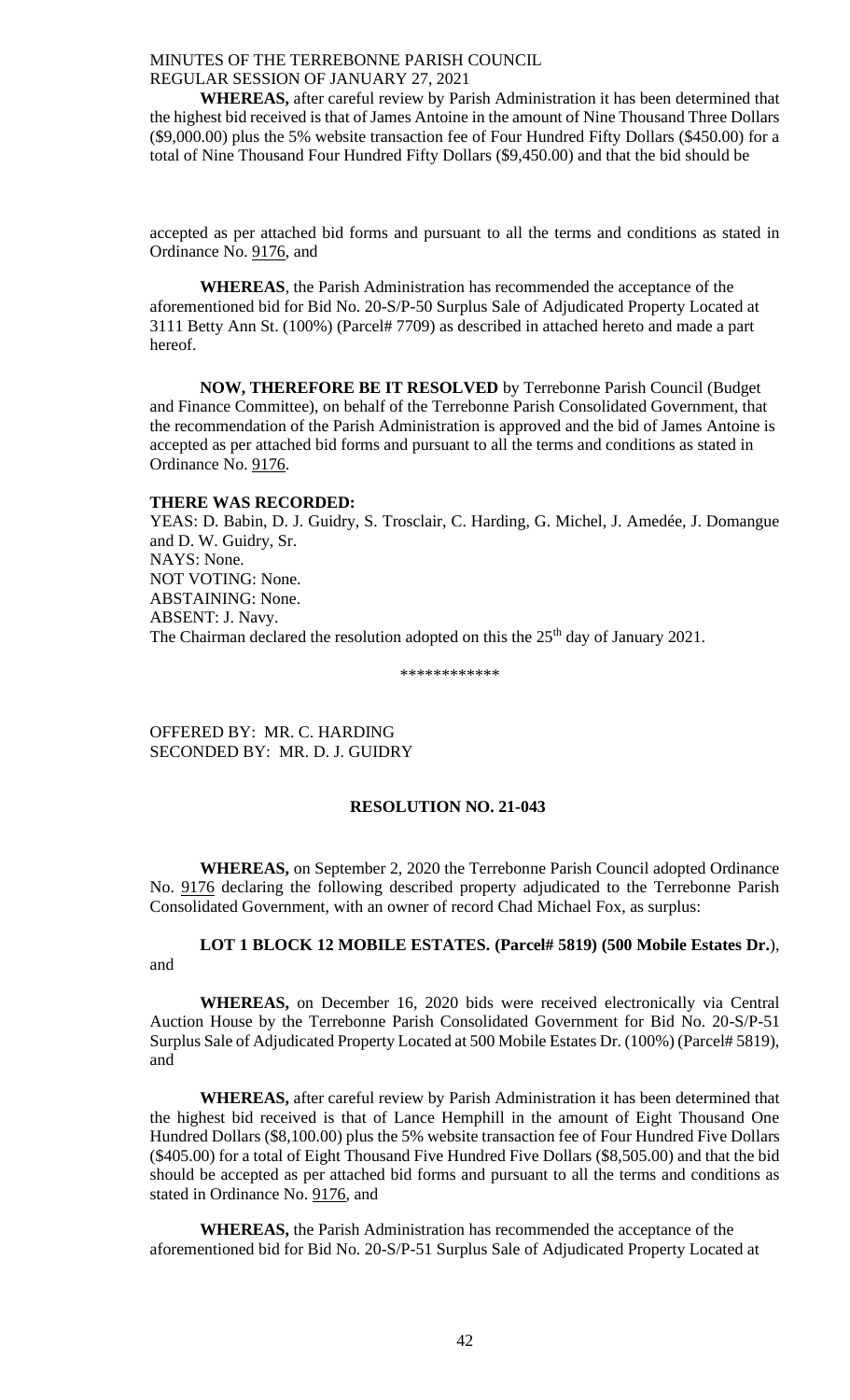**WHEREAS,** after careful review by Parish Administration it has been determined that the highest bid received is that of James Antoine in the amount of Nine Thousand Three Dollars ($9,000.00) plus the 5% website transaction fee of Four Hundred Fifty Dollars ($450.00) for a total of Nine Thousand Four Hundred Fifty Dollars ($9,450.00) and that the bid should be

accepted as per attached bid forms and pursuant to all the terms and conditions as stated in Ordinance No. 9176, and

**WHEREAS**, the Parish Administration has recommended the acceptance of the aforementioned bid for Bid No. 20-S/P-50 Surplus Sale of Adjudicated Property Located at 3111 Betty Ann St. (100%) (Parcel# 7709) as described in attached hereto and made a part hereof.

**NOW, THEREFORE BE IT RESOLVED** by Terrebonne Parish Council (Budget and Finance Committee), on behalf of the Terrebonne Parish Consolidated Government, that the recommendation of the Parish Administration is approved and the bid of James Antoine is accepted as per attached bid forms and pursuant to all the terms and conditions as stated in Ordinance No. 9176.

**THERE WAS RECORDED:**

YEAS: D. Babin, D. J. Guidry, S. Trosclair, C. Harding, G. Michel, J. Amedée, J. Domangue and D. W. Guidry, Sr.
NAYS: None.
NOT VOTING: None.
ABSTAINING: None.
ABSENT: J. Navy.
The Chairman declared the resolution adopted on this the 25th day of January 2021.

\*\*\*\*\*\*\*\*\*\*\*\*

OFFERED BY: MR. C. HARDING
SECONDED BY: MR. D. J. GUIDRY

**RESOLUTION NO. 21-043**

**WHEREAS,** on September 2, 2020 the Terrebonne Parish Council adopted Ordinance No. 9176 declaring the following described property adjudicated to the Terrebonne Parish Consolidated Government, with an owner of record Chad Michael Fox, as surplus:

**LOT 1 BLOCK 12 MOBILE ESTATES. (Parcel# 5819) (500 Mobile Estates Dr.**), and

**WHEREAS,** on December 16, 2020 bids were received electronically via Central Auction House by the Terrebonne Parish Consolidated Government for Bid No. 20-S/P-51 Surplus Sale of Adjudicated Property Located at 500 Mobile Estates Dr. (100%) (Parcel# 5819), and

**WHEREAS,** after careful review by Parish Administration it has been determined that the highest bid received is that of Lance Hemphill in the amount of Eight Thousand One Hundred Dollars ($8,100.00) plus the 5% website transaction fee of Four Hundred Five Dollars ($405.00) for a total of Eight Thousand Five Hundred Five Dollars ($8,505.00) and that the bid should be accepted as per attached bid forms and pursuant to all the terms and conditions as stated in Ordinance No. 9176, and

**WHEREAS,** the Parish Administration has recommended the acceptance of the aforementioned bid for Bid No. 20-S/P-51 Surplus Sale of Adjudicated Property Located at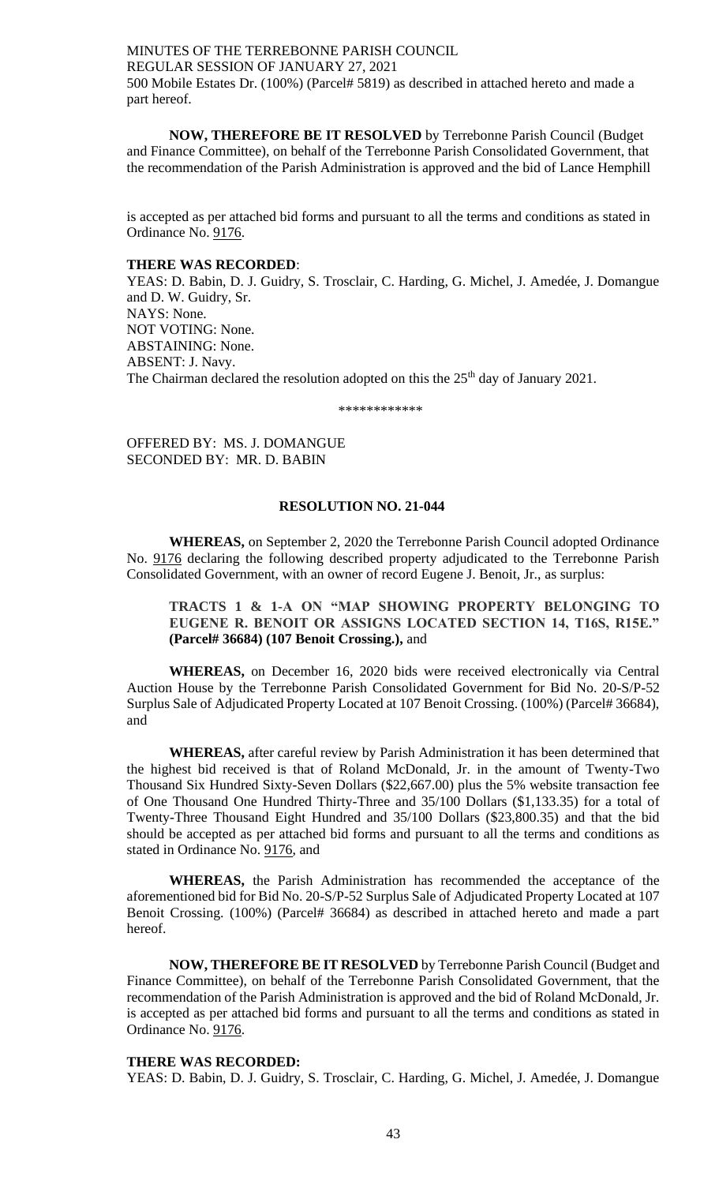500 Mobile Estates Dr. (100%) (Parcel# 5819) as described in attached hereto and made a part hereof.

**NOW, THEREFORE BE IT RESOLVED** by Terrebonne Parish Council (Budget and Finance Committee), on behalf of the Terrebonne Parish Consolidated Government, that the recommendation of the Parish Administration is approved and the bid of Lance Hemphill

is accepted as per attached bid forms and pursuant to all the terms and conditions as stated in Ordinance No. 9176.

**THERE WAS RECORDED**:
YEAS: D. Babin, D. J. Guidry, S. Trosclair, C. Harding, G. Michel, J. Amedée, J. Domangue and D. W. Guidry, Sr.
NAYS: None.
NOT VOTING: None.
ABSTAINING: None.
ABSENT: J. Navy.
The Chairman declared the resolution adopted on this the 25th day of January 2021.

\*\*\*\*\*\*\*\*\*\*\*\*

OFFERED BY: MS. J. DOMANGUE
SECONDED BY: MR. D. BABIN

**RESOLUTION NO. 21-044**

**WHEREAS,** on September 2, 2020 the Terrebonne Parish Council adopted Ordinance No. 9176 declaring the following described property adjudicated to the Terrebonne Parish Consolidated Government, with an owner of record Eugene J. Benoit, Jr., as surplus:

**TRACTS 1 & 1-A ON "MAP SHOWING PROPERTY BELONGING TO EUGENE R. BENOIT OR ASSIGNS LOCATED SECTION 14, T16S, R15E." (Parcel# 36684) (107 Benoit Crossing.),** and

**WHEREAS,** on December 16, 2020 bids were received electronically via Central Auction House by the Terrebonne Parish Consolidated Government for Bid No. 20-S/P-52 Surplus Sale of Adjudicated Property Located at 107 Benoit Crossing. (100%) (Parcel# 36684), and

**WHEREAS,** after careful review by Parish Administration it has been determined that the highest bid received is that of Roland McDonald, Jr. in the amount of Twenty-Two Thousand Six Hundred Sixty-Seven Dollars ($22,667.00) plus the 5% website transaction fee of One Thousand One Hundred Thirty-Three and 35/100 Dollars ($1,133.35) for a total of Twenty-Three Thousand Eight Hundred and 35/100 Dollars ($23,800.35) and that the bid should be accepted as per attached bid forms and pursuant to all the terms and conditions as stated in Ordinance No. 9176, and

**WHEREAS,** the Parish Administration has recommended the acceptance of the aforementioned bid for Bid No. 20-S/P-52 Surplus Sale of Adjudicated Property Located at 107 Benoit Crossing. (100%) (Parcel# 36684) as described in attached hereto and made a part hereof.

**NOW, THEREFORE BE IT RESOLVED** by Terrebonne Parish Council (Budget and Finance Committee), on behalf of the Terrebonne Parish Consolidated Government, that the recommendation of the Parish Administration is approved and the bid of Roland McDonald, Jr. is accepted as per attached bid forms and pursuant to all the terms and conditions as stated in Ordinance No. 9176.

**THERE WAS RECORDED:**
YEAS: D. Babin, D. J. Guidry, S. Trosclair, C. Harding, G. Michel, J. Amedée, J. Domangue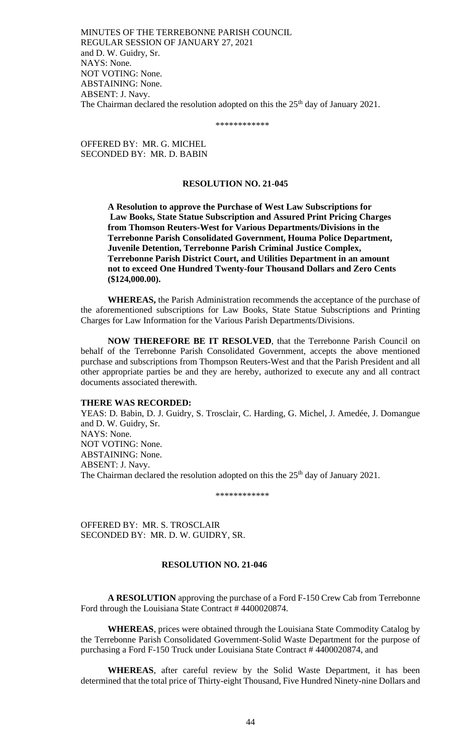and D. W. Guidry, Sr.
NAYS: None.
NOT VOTING: None.
ABSTAINING: None.
ABSENT: J. Navy.
The Chairman declared the resolution adopted on this the 25th day of January 2021.

\*\*\*\*\*\*\*\*\*\*\*\*

OFFERED BY: MR. G. MICHEL
SECONDED BY: MR. D. BABIN

**RESOLUTION NO. 21-045**

**A Resolution to approve the Purchase of West Law Subscriptions for Law Books, State Statue Subscription and Assured Print Pricing Charges from Thomson Reuters-West for Various Departments/Divisions in the Terrebonne Parish Consolidated Government, Houma Police Department, Juvenile Detention, Terrebonne Parish Criminal Justice Complex, Terrebonne Parish District Court, and Utilities Department in an amount not to exceed One Hundred Twenty-four Thousand Dollars and Zero Cents ($124,000.00).**

**WHEREAS,** the Parish Administration recommends the acceptance of the purchase of the aforementioned subscriptions for Law Books, State Statue Subscriptions and Printing Charges for Law Information for the Various Parish Departments/Divisions.

**NOW THEREFORE BE IT RESOLVED**, that the Terrebonne Parish Council on behalf of the Terrebonne Parish Consolidated Government, accepts the above mentioned purchase and subscriptions from Thompson Reuters-West and that the Parish President and all other appropriate parties be and they are hereby, authorized to execute any and all contract documents associated therewith.

**THERE WAS RECORDED:**
YEAS: D. Babin, D. J. Guidry, S. Trosclair, C. Harding, G. Michel, J. Amedée, J. Domangue and D. W. Guidry, Sr.
NAYS: None.
NOT VOTING: None.
ABSTAINING: None.
ABSENT: J. Navy.
The Chairman declared the resolution adopted on this the 25th day of January 2021.

\*\*\*\*\*\*\*\*\*\*\*\*

OFFERED BY: MR. S. TROSCLAIR
SECONDED BY: MR. D. W. GUIDRY, SR.

**RESOLUTION NO. 21-046**

**A RESOLUTION** approving the purchase of a Ford F-150 Crew Cab from Terrebonne Ford through the Louisiana State Contract # 4400020874.

**WHEREAS**, prices were obtained through the Louisiana State Commodity Catalog by the Terrebonne Parish Consolidated Government-Solid Waste Department for the purpose of purchasing a Ford F-150 Truck under Louisiana State Contract # 4400020874, and

**WHEREAS**, after careful review by the Solid Waste Department, it has been determined that the total price of Thirty-eight Thousand, Five Hundred Ninety-nine Dollars and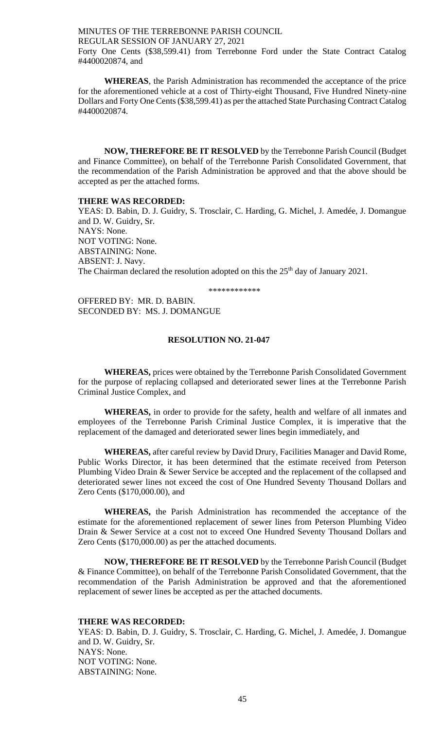Forty One Cents ($38,599.41) from Terrebonne Ford under the State Contract Catalog #4400020874, and

**WHEREAS**, the Parish Administration has recommended the acceptance of the price for the aforementioned vehicle at a cost of Thirty-eight Thousand, Five Hundred Ninety-nine Dollars and Forty One Cents ($38,599.41) as per the attached State Purchasing Contract Catalog #4400020874.

**NOW, THEREFORE BE IT RESOLVED** by the Terrebonne Parish Council (Budget and Finance Committee), on behalf of the Terrebonne Parish Consolidated Government, that the recommendation of the Parish Administration be approved and that the above should be accepted as per the attached forms.

**THERE WAS RECORDED:**

YEAS: D. Babin, D. J. Guidry, S. Trosclair, C. Harding, G. Michel, J. Amedée, J. Domangue and D. W. Guidry, Sr.
NAYS: None.
NOT VOTING: None.
ABSTAINING: None.
ABSENT: J. Navy.
The Chairman declared the resolution adopted on this the 25th day of January 2021.

\*\*\*\*\*\*\*\*\*\*\*\*

OFFERED BY: MR. D. BABIN.
SECONDED BY: MS. J. DOMANGUE

**RESOLUTION NO. 21-047**

**WHEREAS,** prices were obtained by the Terrebonne Parish Consolidated Government for the purpose of replacing collapsed and deteriorated sewer lines at the Terrebonne Parish Criminal Justice Complex, and

**WHEREAS,** in order to provide for the safety, health and welfare of all inmates and employees of the Terrebonne Parish Criminal Justice Complex, it is imperative that the replacement of the damaged and deteriorated sewer lines begin immediately, and

**WHEREAS,** after careful review by David Drury, Facilities Manager and David Rome, Public Works Director, it has been determined that the estimate received from Peterson Plumbing Video Drain & Sewer Service be accepted and the replacement of the collapsed and deteriorated sewer lines not exceed the cost of One Hundred Seventy Thousand Dollars and Zero Cents ($170,000.00), and

**WHEREAS,** the Parish Administration has recommended the acceptance of the estimate for the aforementioned replacement of sewer lines from Peterson Plumbing Video Drain & Sewer Service at a cost not to exceed One Hundred Seventy Thousand Dollars and Zero Cents ($170,000.00) as per the attached documents.

**NOW, THEREFORE BE IT RESOLVED** by the Terrebonne Parish Council (Budget & Finance Committee), on behalf of the Terrebonne Parish Consolidated Government, that the recommendation of the Parish Administration be approved and that the aforementioned replacement of sewer lines be accepted as per the attached documents.

**THERE WAS RECORDED:**

YEAS: D. Babin, D. J. Guidry, S. Trosclair, C. Harding, G. Michel, J. Amedée, J. Domangue and D. W. Guidry, Sr.
NAYS: None.
NOT VOTING: None.
ABSTAINING: None.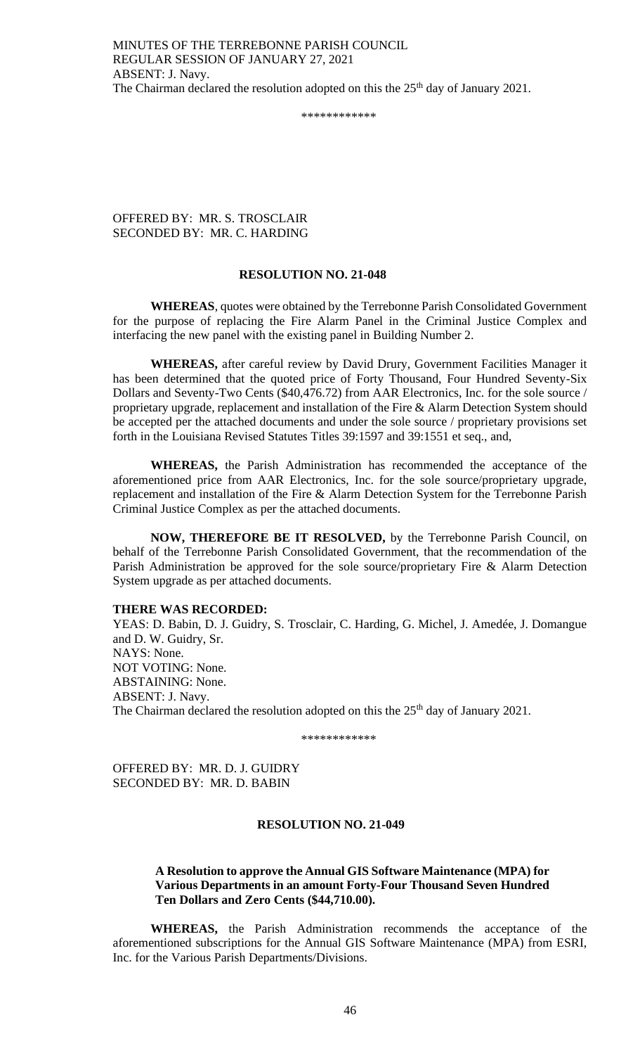ABSENT: J. Navy.
The Chairman declared the resolution adopted on this the 25th day of January 2021.

\*\*\*\*\*\*\*\*\*\*\*\*

OFFERED BY: MR. S. TROSCLAIR
SECONDED BY: MR. C. HARDING

**RESOLUTION NO. 21-048**

**WHEREAS**, quotes were obtained by the Terrebonne Parish Consolidated Government for the purpose of replacing the Fire Alarm Panel in the Criminal Justice Complex and interfacing the new panel with the existing panel in Building Number 2.

**WHEREAS,** after careful review by David Drury, Government Facilities Manager it has been determined that the quoted price of Forty Thousand, Four Hundred Seventy-Six Dollars and Seventy-Two Cents ($40,476.72) from AAR Electronics, Inc. for the sole source / proprietary upgrade, replacement and installation of the Fire & Alarm Detection System should be accepted per the attached documents and under the sole source / proprietary provisions set forth in the Louisiana Revised Statutes Titles 39:1597 and 39:1551 et seq., and,

**WHEREAS,** the Parish Administration has recommended the acceptance of the aforementioned price from AAR Electronics, Inc. for the sole source/proprietary upgrade, replacement and installation of the Fire & Alarm Detection System for the Terrebonne Parish Criminal Justice Complex as per the attached documents.

**NOW, THEREFORE BE IT RESOLVED,** by the Terrebonne Parish Council, on behalf of the Terrebonne Parish Consolidated Government, that the recommendation of the Parish Administration be approved for the sole source/proprietary Fire & Alarm Detection System upgrade as per attached documents.

**THERE WAS RECORDED:**
YEAS: D. Babin, D. J. Guidry, S. Trosclair, C. Harding, G. Michel, J. Amedée, J. Domangue and D. W. Guidry, Sr.
NAYS: None.
NOT VOTING: None.
ABSTAINING: None.
ABSENT: J. Navy.
The Chairman declared the resolution adopted on this the 25th day of January 2021.

\*\*\*\*\*\*\*\*\*\*\*\*

OFFERED BY: MR. D. J. GUIDRY
SECONDED BY: MR. D. BABIN

**RESOLUTION NO. 21-049**

**A Resolution to approve the Annual GIS Software Maintenance (MPA) for Various Departments in an amount Forty-Four Thousand Seven Hundred Ten Dollars and Zero Cents ($44,710.00).**

**WHEREAS,** the Parish Administration recommends the acceptance of the aforementioned subscriptions for the Annual GIS Software Maintenance (MPA) from ESRI, Inc. for the Various Parish Departments/Divisions.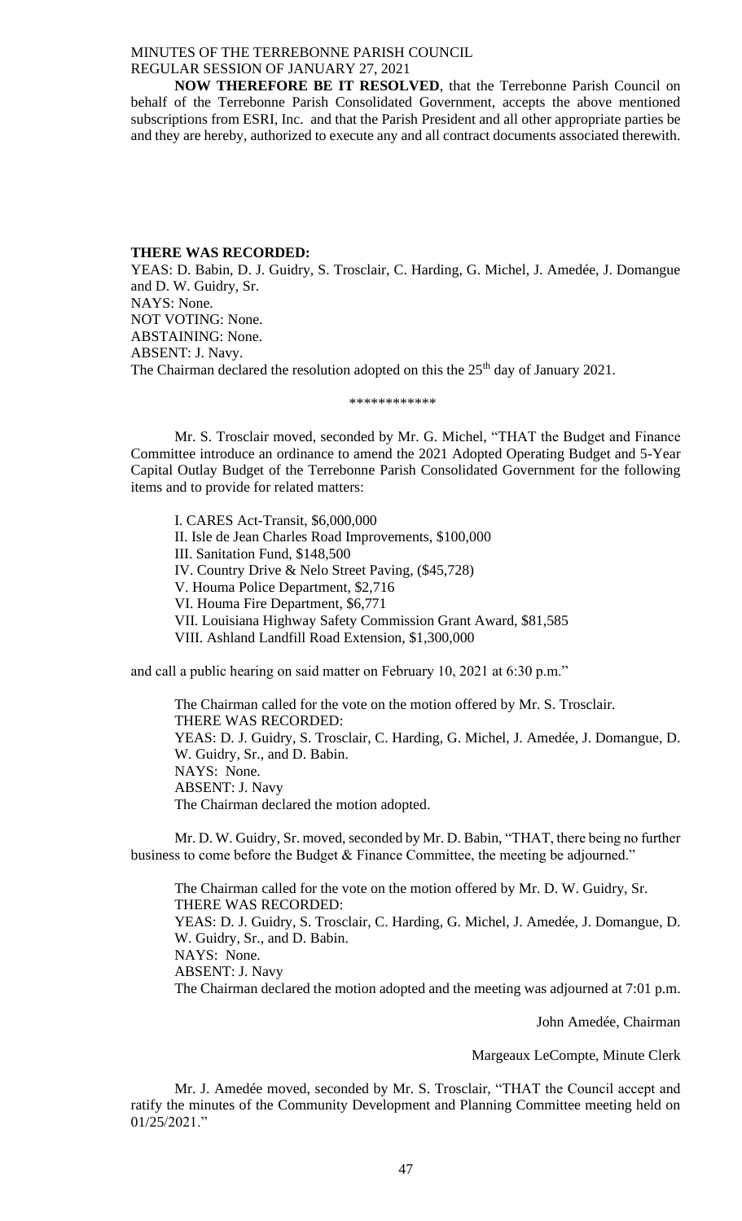**NOW THEREFORE BE IT RESOLVED**, that the Terrebonne Parish Council on behalf of the Terrebonne Parish Consolidated Government, accepts the above mentioned subscriptions from ESRI, Inc. and that the Parish President and all other appropriate parties be and they are hereby, authorized to execute any and all contract documents associated therewith.

**THERE WAS RECORDED:**

YEAS: D. Babin, D. J. Guidry, S. Trosclair, C. Harding, G. Michel, J. Amedée, J. Domangue and D. W. Guidry, Sr.

NAYS: None.

NOT VOTING: None.

ABSTAINING: None.

ABSENT: J. Navy.

The Chairman declared the resolution adopted on this the 25th day of January 2021.

\*\*\*\*\*\*\*\*\*\*\*\*

Mr. S. Trosclair moved, seconded by Mr. G. Michel, "THAT the Budget and Finance Committee introduce an ordinance to amend the 2021 Adopted Operating Budget and 5-Year Capital Outlay Budget of the Terrebonne Parish Consolidated Government for the following items and to provide for related matters:

I. CARES Act-Transit, $6,000,000
II. Isle de Jean Charles Road Improvements, $100,000
III. Sanitation Fund, $148,500
IV. Country Drive & Nelo Street Paving, ($45,728)
V. Houma Police Department, $2,716
VI. Houma Fire Department, $6,771
VII. Louisiana Highway Safety Commission Grant Award, $81,585
VIII. Ashland Landfill Road Extension, $1,300,000

and call a public hearing on said matter on February 10, 2021 at 6:30 p.m."

The Chairman called for the vote on the motion offered by Mr. S. Trosclair.
THERE WAS RECORDED:
YEAS: D. J. Guidry, S. Trosclair, C. Harding, G. Michel, J. Amedée, J. Domangue, D. W. Guidry, Sr., and D. Babin.
NAYS: None.
ABSENT: J. Navy
The Chairman declared the motion adopted.

Mr. D. W. Guidry, Sr. moved, seconded by Mr. D. Babin, "THAT, there being no further business to come before the Budget & Finance Committee, the meeting be adjourned."

The Chairman called for the vote on the motion offered by Mr. D. W. Guidry, Sr.
THERE WAS RECORDED:
YEAS: D. J. Guidry, S. Trosclair, C. Harding, G. Michel, J. Amedée, J. Domangue, D. W. Guidry, Sr., and D. Babin.
NAYS: None.
ABSENT: J. Navy
The Chairman declared the motion adopted and the meeting was adjourned at 7:01 p.m.

John Amedée, Chairman

Margeaux LeCompte, Minute Clerk

Mr. J. Amedée moved, seconded by Mr. S. Trosclair, "THAT the Council accept and ratify the minutes of the Community Development and Planning Committee meeting held on 01/25/2021."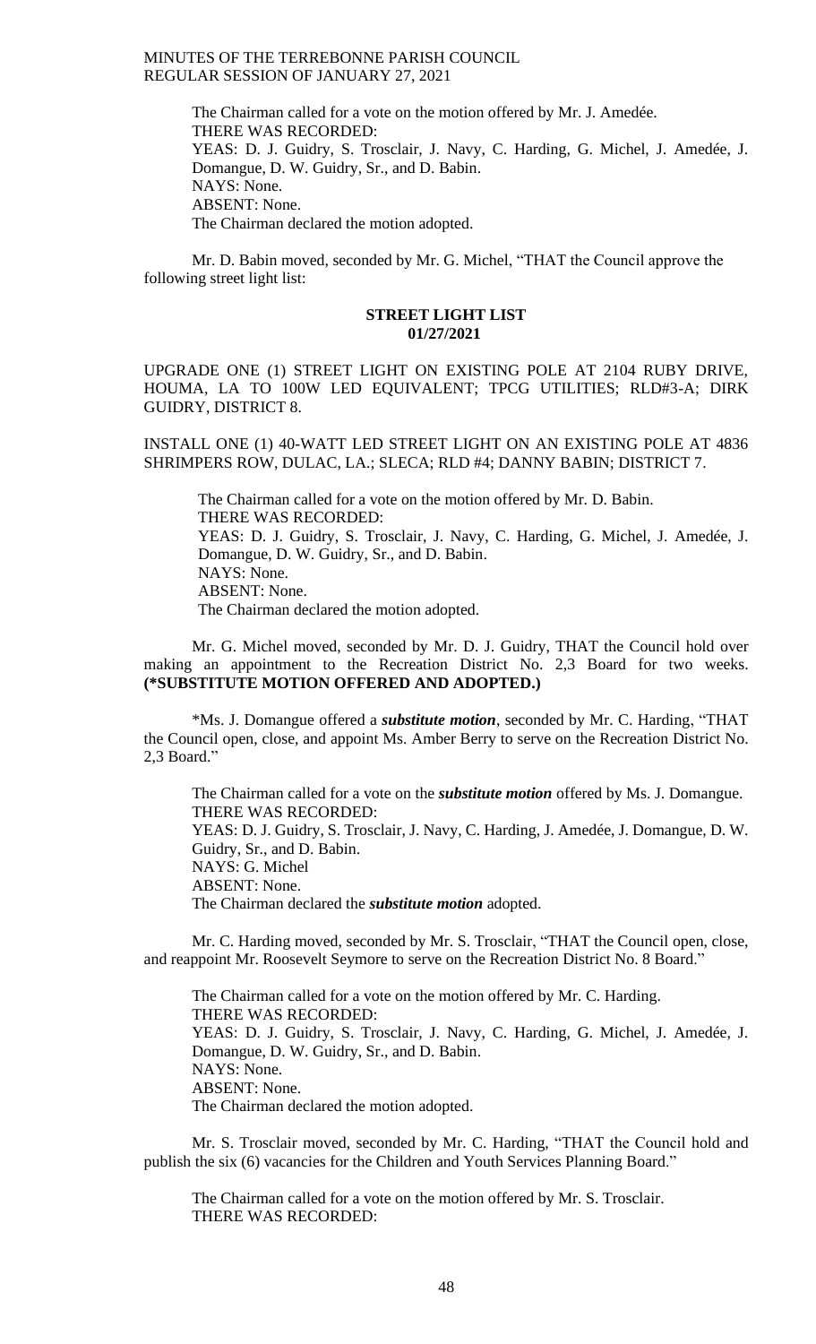The Chairman called for a vote on the motion offered by Mr. J. Amedée.
THERE WAS RECORDED:
YEAS: D. J. Guidry, S. Trosclair, J. Navy, C. Harding, G. Michel, J. Amedée, J. Domangue, D. W. Guidry, Sr., and D. Babin.
NAYS: None.
ABSENT: None.
The Chairman declared the motion adopted.

Mr. D. Babin moved, seconded by Mr. G. Michel, "THAT the Council approve the following street light list:

**STREET LIGHT LIST**
**01/27/2021**

UPGRADE ONE (1) STREET LIGHT ON EXISTING POLE AT 2104 RUBY DRIVE, HOUMA, LA TO 100W LED EQUIVALENT; TPCG UTILITIES; RLD#3-A; DIRK GUIDRY, DISTRICT 8.

INSTALL ONE (1) 40-WATT LED STREET LIGHT ON AN EXISTING POLE AT 4836 SHRIMPERS ROW, DULAC, LA.; SLECA; RLD #4; DANNY BABIN; DISTRICT 7.

The Chairman called for a vote on the motion offered by Mr. D. Babin.
THERE WAS RECORDED:
YEAS: D. J. Guidry, S. Trosclair, J. Navy, C. Harding, G. Michel, J. Amedée, J. Domangue, D. W. Guidry, Sr., and D. Babin.
NAYS: None.
ABSENT: None.
The Chairman declared the motion adopted.

Mr. G. Michel moved, seconded by Mr. D. J. Guidry, THAT the Council hold over making an appointment to the Recreation District No. 2,3 Board for two weeks. **(*SUBSTITUTE MOTION OFFERED AND ADOPTED.)**

*Ms. J. Domangue offered a ***substitute motion***, seconded by Mr. C. Harding, "THAT the Council open, close, and appoint Ms. Amber Berry to serve on the Recreation District No. 2,3 Board."

The Chairman called for a vote on the ***substitute motion*** offered by Ms. J. Domangue.
THERE WAS RECORDED:
YEAS: D. J. Guidry, S. Trosclair, J. Navy, C. Harding, J. Amedée, J. Domangue, D. W. Guidry, Sr., and D. Babin.
NAYS: G. Michel
ABSENT: None.
The Chairman declared the ***substitute motion*** adopted.

Mr. C. Harding moved, seconded by Mr. S. Trosclair, "THAT the Council open, close, and reappoint Mr. Roosevelt Seymore to serve on the Recreation District No. 8 Board."

The Chairman called for a vote on the motion offered by Mr. C. Harding.
THERE WAS RECORDED:
YEAS: D. J. Guidry, S. Trosclair, J. Navy, C. Harding, G. Michel, J. Amedée, J. Domangue, D. W. Guidry, Sr., and D. Babin.
NAYS: None.
ABSENT: None.
The Chairman declared the motion adopted.

Mr. S. Trosclair moved, seconded by Mr. C. Harding, "THAT the Council hold and publish the six (6) vacancies for the Children and Youth Services Planning Board."

The Chairman called for a vote on the motion offered by Mr. S. Trosclair.
THERE WAS RECORDED: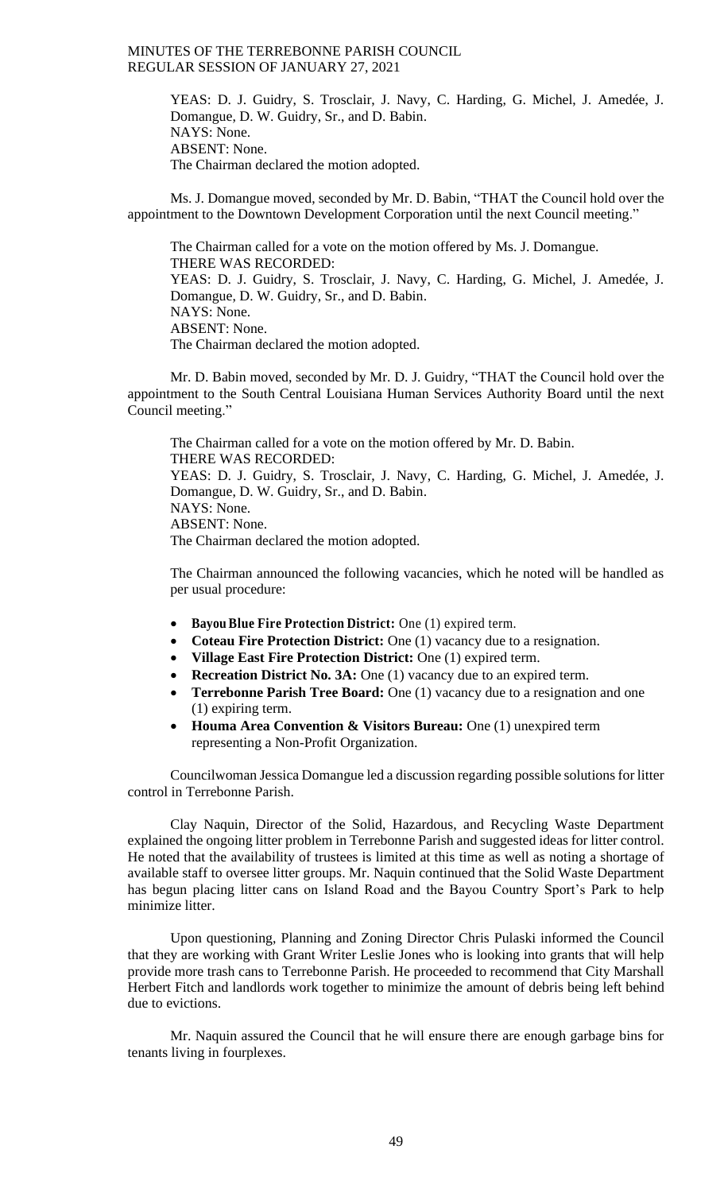YEAS: D. J. Guidry, S. Trosclair, J. Navy, C. Harding, G. Michel, J. Amedée, J. Domangue, D. W. Guidry, Sr., and D. Babin.
NAYS: None.
ABSENT: None.
The Chairman declared the motion adopted.

Ms. J. Domangue moved, seconded by Mr. D. Babin, "THAT the Council hold over the appointment to the Downtown Development Corporation until the next Council meeting."

The Chairman called for a vote on the motion offered by Ms. J. Domangue.
THERE WAS RECORDED:
YEAS: D. J. Guidry, S. Trosclair, J. Navy, C. Harding, G. Michel, J. Amedée, J. Domangue, D. W. Guidry, Sr., and D. Babin.
NAYS: None.
ABSENT: None.
The Chairman declared the motion adopted.

Mr. D. Babin moved, seconded by Mr. D. J. Guidry, "THAT the Council hold over the appointment to the South Central Louisiana Human Services Authority Board until the next Council meeting."

The Chairman called for a vote on the motion offered by Mr. D. Babin.
THERE WAS RECORDED:
YEAS: D. J. Guidry, S. Trosclair, J. Navy, C. Harding, G. Michel, J. Amedée, J. Domangue, D. W. Guidry, Sr., and D. Babin.
NAYS: None.
ABSENT: None.
The Chairman declared the motion adopted.

The Chairman announced the following vacancies, which he noted will be handled as per usual procedure:

- **Bayou Blue Fire Protection District:** One (1) expired term.
- **Coteau Fire Protection District:** One (1) vacancy due to a resignation.
- **Village East Fire Protection District:** One (1) expired term.
- **Recreation District No. 3A:** One (1) vacancy due to an expired term.
- **Terrebonne Parish Tree Board:** One (1) vacancy due to a resignation and one (1) expiring term.
- **Houma Area Convention & Visitors Bureau:** One (1) unexpired term representing a Non-Profit Organization.

Councilwoman Jessica Domangue led a discussion regarding possible solutions for litter control in Terrebonne Parish.

Clay Naquin, Director of the Solid, Hazardous, and Recycling Waste Department explained the ongoing litter problem in Terrebonne Parish and suggested ideas for litter control. He noted that the availability of trustees is limited at this time as well as noting a shortage of available staff to oversee litter groups. Mr. Naquin continued that the Solid Waste Department has begun placing litter cans on Island Road and the Bayou Country Sport's Park to help minimize litter.

Upon questioning, Planning and Zoning Director Chris Pulaski informed the Council that they are working with Grant Writer Leslie Jones who is looking into grants that will help provide more trash cans to Terrebonne Parish. He proceeded to recommend that City Marshall Herbert Fitch and landlords work together to minimize the amount of debris being left behind due to evictions.

Mr. Naquin assured the Council that he will ensure there are enough garbage bins for tenants living in fourplexes.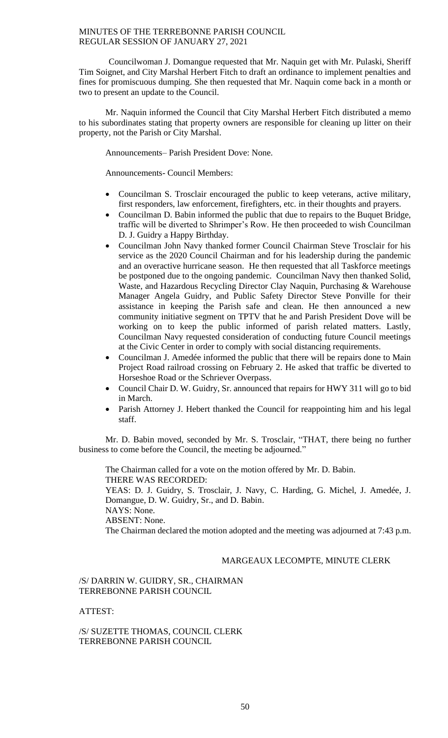Councilwoman J. Domangue requested that Mr. Naquin get with Mr. Pulaski, Sheriff Tim Soignet, and City Marshal Herbert Fitch to draft an ordinance to implement penalties and fines for promiscuous dumping. She then requested that Mr. Naquin come back in a month or two to present an update to the Council.

Mr. Naquin informed the Council that City Marshal Herbert Fitch distributed a memo to his subordinates stating that property owners are responsible for cleaning up litter on their property, not the Parish or City Marshal.

Announcements– Parish President Dove: None.

Announcements- Council Members:

- Councilman S. Trosclair encouraged the public to keep veterans, active military, first responders, law enforcement, firefighters, etc. in their thoughts and prayers.
- Councilman D. Babin informed the public that due to repairs to the Buquet Bridge, traffic will be diverted to Shrimper's Row. He then proceeded to wish Councilman D. J. Guidry a Happy Birthday.
- Councilman John Navy thanked former Council Chairman Steve Trosclair for his service as the 2020 Council Chairman and for his leadership during the pandemic and an overactive hurricane season. He then requested that all Taskforce meetings be postponed due to the ongoing pandemic. Councilman Navy then thanked Solid, Waste, and Hazardous Recycling Director Clay Naquin, Purchasing & Warehouse Manager Angela Guidry, and Public Safety Director Steve Ponville for their assistance in keeping the Parish safe and clean. He then announced a new community initiative segment on TPTV that he and Parish President Dove will be working on to keep the public informed of parish related matters. Lastly, Councilman Navy requested consideration of conducting future Council meetings at the Civic Center in order to comply with social distancing requirements.
- Councilman J. Amedée informed the public that there will be repairs done to Main Project Road railroad crossing on February 2. He asked that traffic be diverted to Horseshoe Road or the Schriever Overpass.
- Council Chair D. W. Guidry, Sr. announced that repairs for HWY 311 will go to bid in March.
- Parish Attorney J. Hebert thanked the Council for reappointing him and his legal staff.

Mr. D. Babin moved, seconded by Mr. S. Trosclair, "THAT, there being no further business to come before the Council, the meeting be adjourned."

The Chairman called for a vote on the motion offered by Mr. D. Babin.
THERE WAS RECORDED:
YEAS: D. J. Guidry, S. Trosclair, J. Navy, C. Harding, G. Michel, J. Amedée, J. Domangue, D. W. Guidry, Sr., and D. Babin.
NAYS: None.
ABSENT: None.
The Chairman declared the motion adopted and the meeting was adjourned at 7:43 p.m.

MARGEAUX LECOMPTE, MINUTE CLERK

/S/ DARRIN W. GUIDRY, SR., CHAIRMAN
TERREBONNE PARISH COUNCIL

ATTEST:

/S/ SUZETTE THOMAS, COUNCIL CLERK
TERREBONNE PARISH COUNCIL